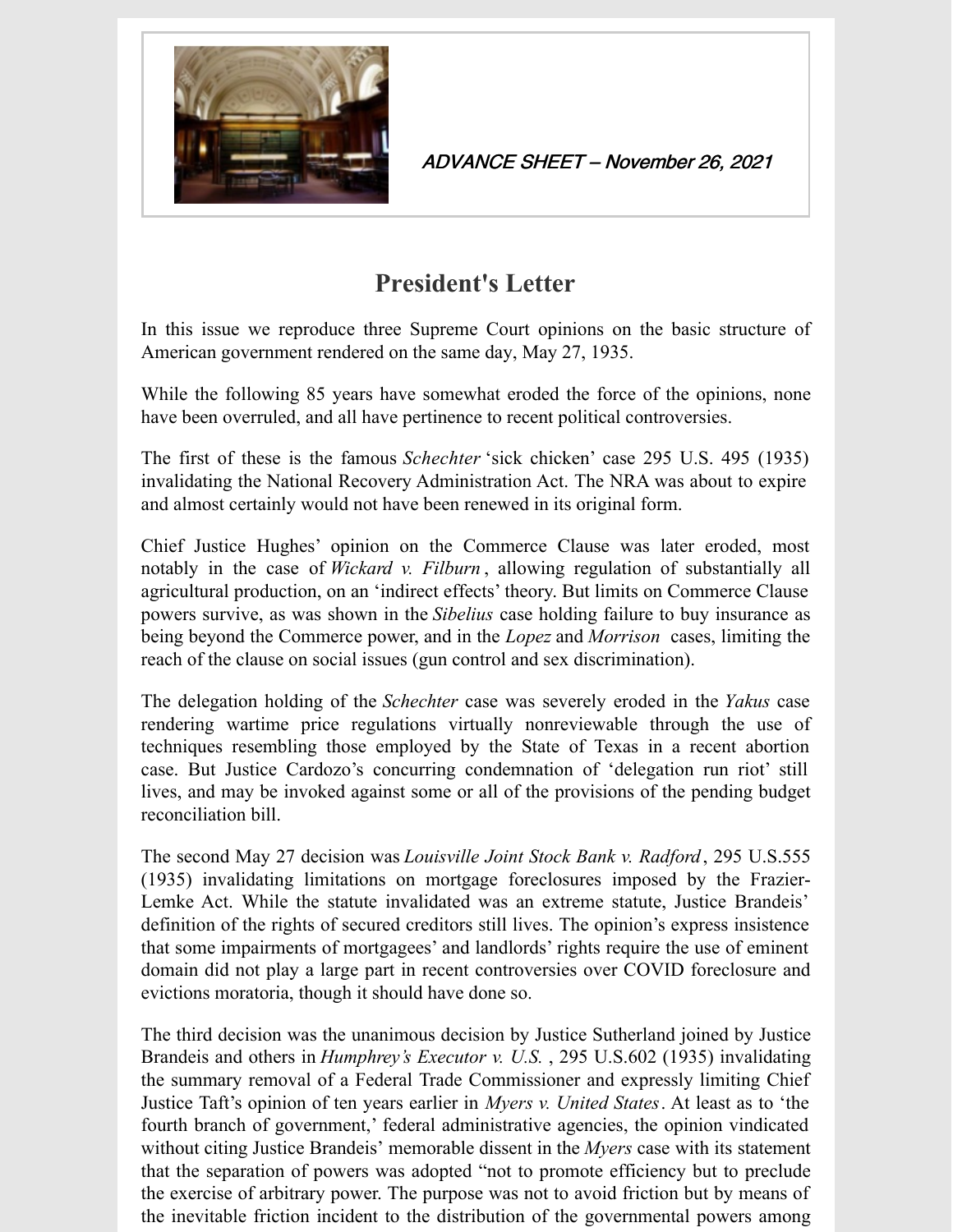*ADVANCE SHEET – November 26, 2021*

## President's Letter

In this issue we reproduce three Supreme Court opinions on the basic structure of American government rendered on the same day, May 27, 1935.

While the following 85 years have somewhat eroded the force of the opinions, none have been overruled, and all have pertinence to recent political controversies.

The first of these is the famous *Schechter* 'sick chicken' case 295 U.S. 495 (1935) invalidating the National Recovery Administration Act. The NRA was about to expire and almost certainly would not have been renewed in its original form.

Chief Justice Hughes' opinion on the Commerce Clause was later eroded, most notably in the case of *Wickard v. Filburn*, allowing regulation of substantially all agricultural production, on an 'indirect effects' theory. But limits on Commerce Clause powers survive, as was shown in the *Sibelius* case holding failure to buy insurance as being beyond the Commerce power, and in the *Lopez* and *Morrison* cases, limiting the reach of the clause on social issues (gun control and sex discrimination).

The delegation holding of the *Schechter* case was severely eroded in the *Yakus* case rendering wartime price regulations virtually nonreviewable through the use of techniques resembling those employed by the State of Texas in a recent abortion case. But Justice Cardozo's concurring condemnation of 'delegation run riot' still lives, and may be invoked against some or all of the provisions of the pending budget reconciliation bill.

The second May 27 decision was *Louisville Joint Stock Bank v. Radford*, 295 U.S.555 (1935) invalidating limitations on mortgage foreclosures imposed by the Frazier-Lemke Act. While the statute invalidated was an extreme statute, Justice Brandeis' definition of the rights of secured creditors still lives. The opinion's express insistence that some impairments of mortgagees' and landlords' rights require the use of eminent domain did not play a large part in recent controversies over COVID foreclosure and evictions moratoria, though it should have done so.

The third decision was the unanimous decision by Justice Sutherland joined by Justice Brandeis and others in *Humphrey's Executor v. U.S.*, 295 U.S.602 (1935) invalidating the summary removal of a Federal Trade Commissioner and expressly limiting Chief Justice Taft's opinion of ten years earlier in *Myers v. United States*. At least as to 'the fourth branch of government,' federal administrative agencies, the opinion vindicated without citing Justice Brandeis' memorable dissent in the *Myers* case with its statement that the separation of powers was adopted "not to promote efficiency but to preclude the exercise of arbitrary power. The purpose was not to avoid friction but by means of the inevitable friction incident to the distribution of the governmental powers among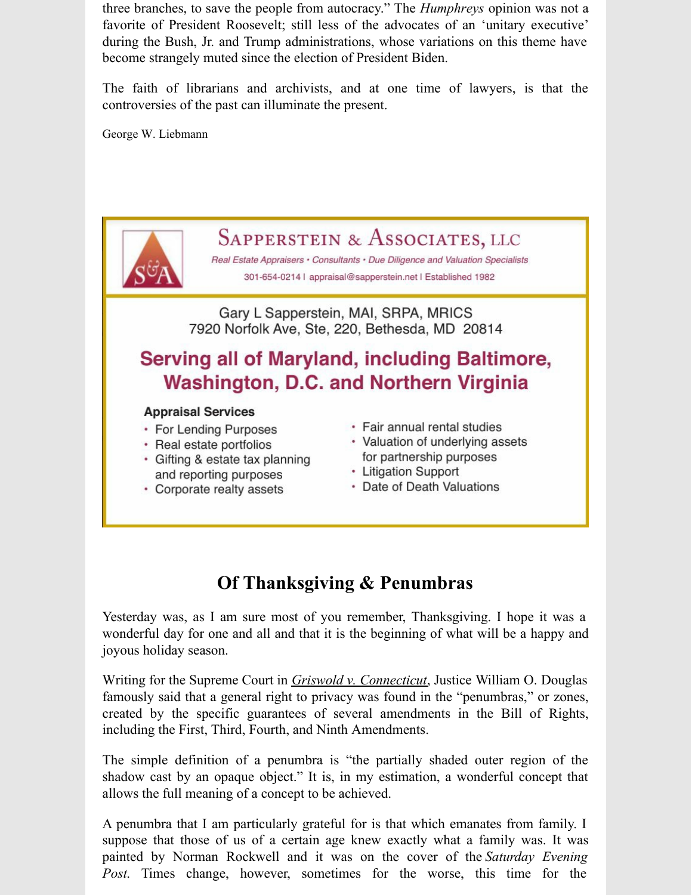three branches, to save the people from autocracy." The *Humphreys* opinion was not a favorite of President Roosevelt; still less of the advocates of an 'unitary executive' during the Bush, Jr. and Trump administrations, whose variations on this theme have become strangely muted since the election of President Biden.

The faith of librarians and archivists, and at one time of lawyers, is that the controversies of the past can illuminate the present.

George W. Liebmann

SAPPERSTEIN & ASSOCIATES, LLC

*Real Estate Appraisers • Consultants • Due Diligence and Valuation Specialists*

301-654-0214 | appraisal@sapperstein.net | Established 1982

Gary L Sapperstein, MAI, SRPA, MRICS
7920 Norfolk Ave, Ste, 220, Bethesda, MD 20814

**Serving all of Maryland, including Baltimore, Washington, D.C. and Northern Virginia**

**Appraisal Services**

- For Lending Purposes
- Real estate portfolios
- Gifting & estate tax planning and reporting purposes
- Corporate realty assets
- Fair annual rental studies
- Valuation of underlying assets for partnership purposes
- Litigation Support
- Date of Death Valuations

## Of Thanksgiving & Penumbras

Yesterday was, as I am sure most of you remember, Thanksgiving. I hope it was a wonderful day for one and all and that it is the beginning of what will be a happy and joyous holiday season.

Writing for the Supreme Court in *Griswold v. Connecticut*, Justice William O. Douglas famously said that a general right to privacy was found in the "penumbras," or zones, created by the specific guarantees of several amendments in the Bill of Rights, including the First, Third, Fourth, and Ninth Amendments.

The simple definition of a penumbra is "the partially shaded outer region of the shadow cast by an opaque object." It is, in my estimation, a wonderful concept that allows the full meaning of a concept to be achieved.

A penumbra that I am particularly grateful for is that which emanates from family. I suppose that those of us of a certain age knew exactly what a family was. It was painted by Norman Rockwell and it was on the cover of the *Saturday Evening Post*. Times change, however, sometimes for the worse, this time for the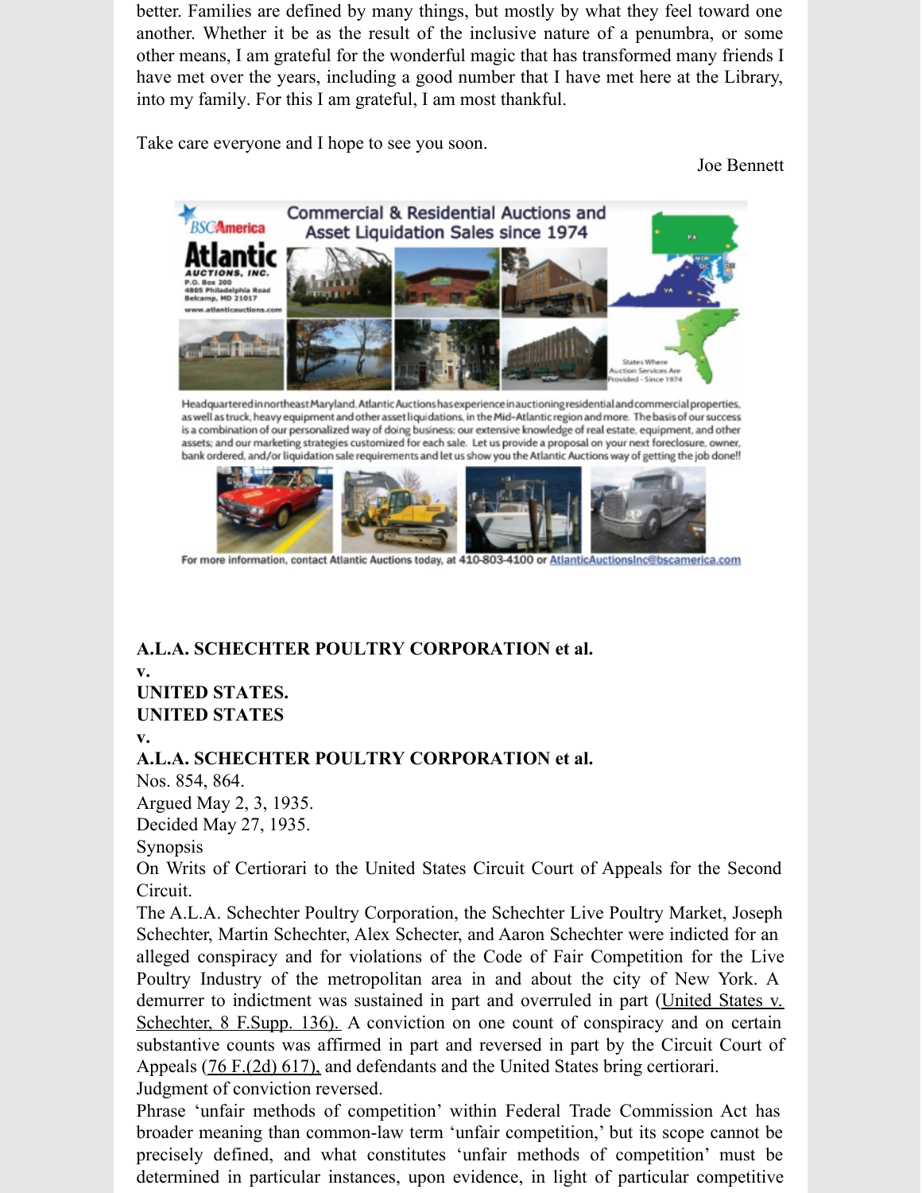better. Families are defined by many things, but mostly by what they feel toward one another. Whether it be as the result of the inclusive nature of a penumbra, or some other means, I am grateful for the wonderful magic that has transformed many friends I have met over the years, including a good number that I have met here at the Library, into my family. For this I am grateful, I am most thankful.

Take care everyone and I hope to see you soon.

Joe Bennett

BSCAmerica

**Atlantic AUCTIONS, INC.**
P.O. Box 200
4805 Philadelphia Road
Belcamp, MD 21017
www.atlanticauctions.com

**Commercial & Residential Auctions and Asset Liquidation Sales since 1974**

States Where Auction Services Are Provided - Since 1974

Headquartered in northeast Maryland, Atlantic Auctions has experience in auctioning residential and commercial properties, as well as truck, heavy equipment and other asset liquidations, in the Mid-Atlantic region and more. The basis of our success is a combination of our personalized way of doing business; our extensive knowledge of real estate, equipment, and other assets; and our marketing strategies customized for each sale. Let us provide a proposal on your next foreclosure, owner, bank ordered, and/or liquidation sale requirements and let us show you the Atlantic Auctions way of getting the job done!!

For more information, contact Atlantic Auctions today, at 410-803-4100 or AtlanticAuctionsInc@bscamerica.com

**A.L.A. SCHECHTER POULTRY CORPORATION et al.**
**v.**
**UNITED STATES.**
**UNITED STATES**
**v.**
**A.L.A. SCHECHTER POULTRY CORPORATION et al.**

Nos. 854, 864.
Argued May 2, 3, 1935.
Decided May 27, 1935.
Synopsis
On Writs of Certiorari to the United States Circuit Court of Appeals for the Second Circuit.

The A.L.A. Schechter Poultry Corporation, the Schechter Live Poultry Market, Joseph Schechter, Martin Schechter, Alex Schecter, and Aaron Schechter were indicted for an alleged conspiracy and for violations of the Code of Fair Competition for the Live Poultry Industry of the metropolitan area in and about the city of New York. A demurrer to indictment was sustained in part and overruled in part (United States v. Schechter, 8 F.Supp. 136). A conviction on one count of conspiracy and on certain substantive counts was affirmed in part and reversed in part by the Circuit Court of Appeals (76 F.(2d) 617), and defendants and the United States bring certiorari.

Judgment of conviction reversed.

Phrase 'unfair methods of competition' within Federal Trade Commission Act has broader meaning than common-law term 'unfair competition,' but its scope cannot be precisely defined, and what constitutes 'unfair methods of competition' must be determined in particular instances, upon evidence, in light of particular competitive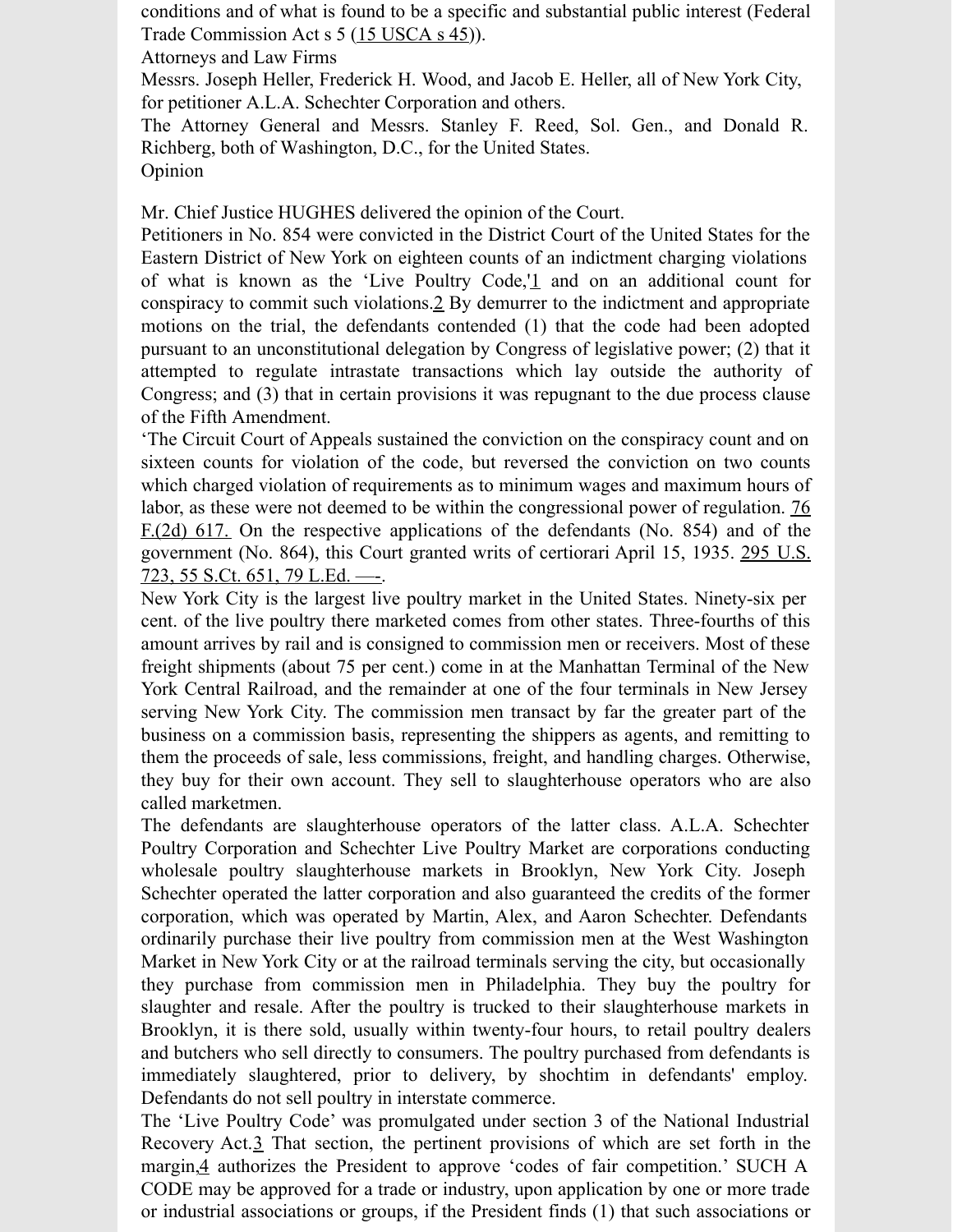conditions and of what is found to be a specific and substantial public interest (Federal Trade Commission Act s 5 (15 USCA s 45)).

Attorneys and Law Firms

Messrs. Joseph Heller, Frederick H. Wood, and Jacob E. Heller, all of New York City, for petitioner A.L.A. Schechter Corporation and others.

The Attorney General and Messrs. Stanley F. Reed, Sol. Gen., and Donald R. Richberg, both of Washington, D.C., for the United States.

Opinion

Mr. Chief Justice HUGHES delivered the opinion of the Court.

Petitioners in No. 854 were convicted in the District Court of the United States for the Eastern District of New York on eighteen counts of an indictment charging violations of what is known as the 'Live Poultry Code,'1 and on an additional count for conspiracy to commit such violations.2 By demurrer to the indictment and appropriate motions on the trial, the defendants contended (1) that the code had been adopted pursuant to an unconstitutional delegation by Congress of legislative power; (2) that it attempted to regulate intrastate transactions which lay outside the authority of Congress; and (3) that in certain provisions it was repugnant to the due process clause of the Fifth Amendment.

'The Circuit Court of Appeals sustained the conviction on the conspiracy count and on sixteen counts for violation of the code, but reversed the conviction on two counts which charged violation of requirements as to minimum wages and maximum hours of labor, as these were not deemed to be within the congressional power of regulation. 76 F.(2d) 617. On the respective applications of the defendants (No. 854) and of the government (No. 864), this Court granted writs of certiorari April 15, 1935. 295 U.S. 723, 55 S.Ct. 651, 79 L.Ed. —-.

New York City is the largest live poultry market in the United States. Ninety-six per cent. of the live poultry there marketed comes from other states. Three-fourths of this amount arrives by rail and is consigned to commission men or receivers. Most of these freight shipments (about 75 per cent.) come in at the Manhattan Terminal of the New York Central Railroad, and the remainder at one of the four terminals in New Jersey serving New York City. The commission men transact by far the greater part of the business on a commission basis, representing the shippers as agents, and remitting to them the proceeds of sale, less commissions, freight, and handling charges. Otherwise, they buy for their own account. They sell to slaughterhouse operators who are also called marketmen.

The defendants are slaughterhouse operators of the latter class. A.L.A. Schechter Poultry Corporation and Schechter Live Poultry Market are corporations conducting wholesale poultry slaughterhouse markets in Brooklyn, New York City. Joseph Schechter operated the latter corporation and also guaranteed the credits of the former corporation, which was operated by Martin, Alex, and Aaron Schechter. Defendants ordinarily purchase their live poultry from commission men at the West Washington Market in New York City or at the railroad terminals serving the city, but occasionally they purchase from commission men in Philadelphia. They buy the poultry for slaughter and resale. After the poultry is trucked to their slaughterhouse markets in Brooklyn, it is there sold, usually within twenty-four hours, to retail poultry dealers and butchers who sell directly to consumers. The poultry purchased from defendants is immediately slaughtered, prior to delivery, by shochtim in defendants' employ. Defendants do not sell poultry in interstate commerce.

The 'Live Poultry Code' was promulgated under section 3 of the National Industrial Recovery Act.3 That section, the pertinent provisions of which are set forth in the margin,4 authorizes the President to approve 'codes of fair competition.' SUCH A CODE may be approved for a trade or industry, upon application by one or more trade or industrial associations or groups, if the President finds (1) that such associations or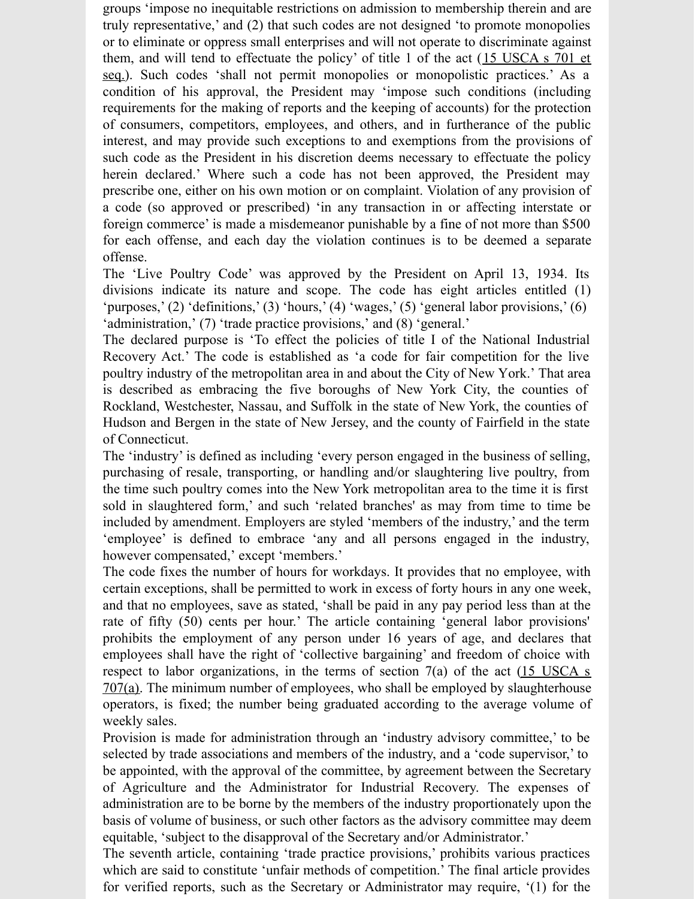groups 'impose no inequitable restrictions on admission to membership therein and are truly representative,' and (2) that such codes are not designed 'to promote monopolies or to eliminate or oppress small enterprises and will not operate to discriminate against them, and will tend to effectuate the policy' of title 1 of the act (15 USCA s 701 et seq.). Such codes 'shall not permit monopolies or monopolistic practices.' As a condition of his approval, the President may 'impose such conditions (including requirements for the making of reports and the keeping of accounts) for the protection of consumers, competitors, employees, and others, and in furtherance of the public interest, and may provide such exceptions to and exemptions from the provisions of such code as the President in his discretion deems necessary to effectuate the policy herein declared.' Where such a code has not been approved, the President may prescribe one, either on his own motion or on complaint. Violation of any provision of a code (so approved or prescribed) 'in any transaction in or affecting interstate or foreign commerce' is made a misdemeanor punishable by a fine of not more than $500 for each offense, and each day the violation continues is to be deemed a separate offense.

The 'Live Poultry Code' was approved by the President on April 13, 1934. Its divisions indicate its nature and scope. The code has eight articles entitled (1) 'purposes,' (2) 'definitions,' (3) 'hours,' (4) 'wages,' (5) 'general labor provisions,' (6) 'administration,' (7) 'trade practice provisions,' and (8) 'general.'

The declared purpose is 'To effect the policies of title I of the National Industrial Recovery Act.' The code is established as 'a code for fair competition for the live poultry industry of the metropolitan area in and about the City of New York.' That area is described as embracing the five boroughs of New York City, the counties of Rockland, Westchester, Nassau, and Suffolk in the state of New York, the counties of Hudson and Bergen in the state of New Jersey, and the county of Fairfield in the state of Connecticut.

The 'industry' is defined as including 'every person engaged in the business of selling, purchasing of resale, transporting, or handling and/or slaughtering live poultry, from the time such poultry comes into the New York metropolitan area to the time it is first sold in slaughtered form,' and such 'related branches' as may from time to time be included by amendment. Employers are styled 'members of the industry,' and the term 'employee' is defined to embrace 'any and all persons engaged in the industry, however compensated,' except 'members.'

The code fixes the number of hours for workdays. It provides that no employee, with certain exceptions, shall be permitted to work in excess of forty hours in any one week, and that no employees, save as stated, 'shall be paid in any pay period less than at the rate of fifty (50) cents per hour.' The article containing 'general labor provisions' prohibits the employment of any person under 16 years of age, and declares that employees shall have the right of 'collective bargaining' and freedom of choice with respect to labor organizations, in the terms of section 7(a) of the act (15 USCA s 707(a). The minimum number of employees, who shall be employed by slaughterhouse operators, is fixed; the number being graduated according to the average volume of weekly sales.

Provision is made for administration through an 'industry advisory committee,' to be selected by trade associations and members of the industry, and a 'code supervisor,' to be appointed, with the approval of the committee, by agreement between the Secretary of Agriculture and the Administrator for Industrial Recovery. The expenses of administration are to be borne by the members of the industry proportionately upon the basis of volume of business, or such other factors as the advisory committee may deem equitable, 'subject to the disapproval of the Secretary and/or Administrator.'

The seventh article, containing 'trade practice provisions,' prohibits various practices which are said to constitute 'unfair methods of competition.' The final article provides for verified reports, such as the Secretary or Administrator may require, '(1) for the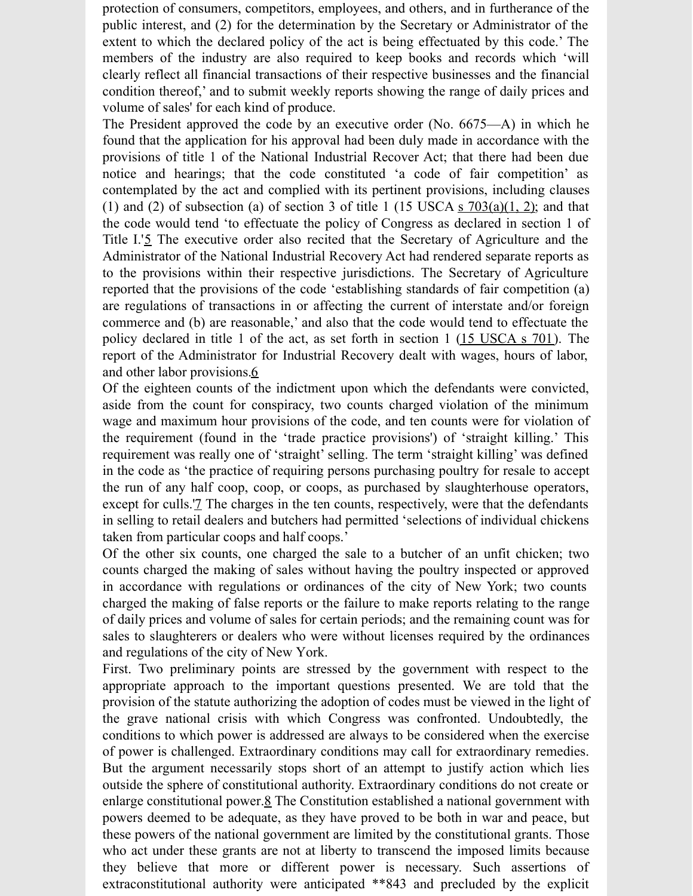protection of consumers, competitors, employees, and others, and in furtherance of the public interest, and (2) for the determination by the Secretary or Administrator of the extent to which the declared policy of the act is being effectuated by this code.' The members of the industry are also required to keep books and records which 'will clearly reflect all financial transactions of their respective businesses and the financial condition thereof,' and to submit weekly reports showing the range of daily prices and volume of sales' for each kind of produce.

The President approved the code by an executive order (No. 6675—A) in which he found that the application for his approval had been duly made in accordance with the provisions of title 1 of the National Industrial Recover Act; that there had been due notice and hearings; that the code constituted 'a code of fair competition' as contemplated by the act and complied with its pertinent provisions, including clauses (1) and (2) of subsection (a) of section 3 of title 1 (15 USCA s 703(a)(1, 2); and that the code would tend 'to effectuate the policy of Congress as declared in section 1 of Title I.'5 The executive order also recited that the Secretary of Agriculture and the Administrator of the National Industrial Recovery Act had rendered separate reports as to the provisions within their respective jurisdictions. The Secretary of Agriculture reported that the provisions of the code 'establishing standards of fair competition (a) are regulations of transactions in or affecting the current of interstate and/or foreign commerce and (b) are reasonable,' and also that the code would tend to effectuate the policy declared in title 1 of the act, as set forth in section 1 (15 USCA s 701). The report of the Administrator for Industrial Recovery dealt with wages, hours of labor, and other labor provisions.6

Of the eighteen counts of the indictment upon which the defendants were convicted, aside from the count for conspiracy, two counts charged violation of the minimum wage and maximum hour provisions of the code, and ten counts were for violation of the requirement (found in the 'trade practice provisions') of 'straight killing.' This requirement was really one of 'straight' selling. The term 'straight killing' was defined in the code as 'the practice of requiring persons purchasing poultry for resale to accept the run of any half coop, coop, or coops, as purchased by slaughterhouse operators, except for culls.'7 The charges in the ten counts, respectively, were that the defendants in selling to retail dealers and butchers had permitted 'selections of individual chickens taken from particular coops and half coops.'

Of the other six counts, one charged the sale to a butcher of an unfit chicken; two counts charged the making of sales without having the poultry inspected or approved in accordance with regulations or ordinances of the city of New York; two counts charged the making of false reports or the failure to make reports relating to the range of daily prices and volume of sales for certain periods; and the remaining count was for sales to slaughterers or dealers who were without licenses required by the ordinances and regulations of the city of New York.

First. Two preliminary points are stressed by the government with respect to the appropriate approach to the important questions presented. We are told that the provision of the statute authorizing the adoption of codes must be viewed in the light of the grave national crisis with which Congress was confronted. Undoubtedly, the conditions to which power is addressed are always to be considered when the exercise of power is challenged. Extraordinary conditions may call for extraordinary remedies. But the argument necessarily stops short of an attempt to justify action which lies outside the sphere of constitutional authority. Extraordinary conditions do not create or enlarge constitutional power.8 The Constitution established a national government with powers deemed to be adequate, as they have proved to be both in war and peace, but these powers of the national government are limited by the constitutional grants. Those who act under these grants are not at liberty to transcend the imposed limits because they believe that more or different power is necessary. Such assertions of extraconstitutional authority were anticipated **843 and precluded by the explicit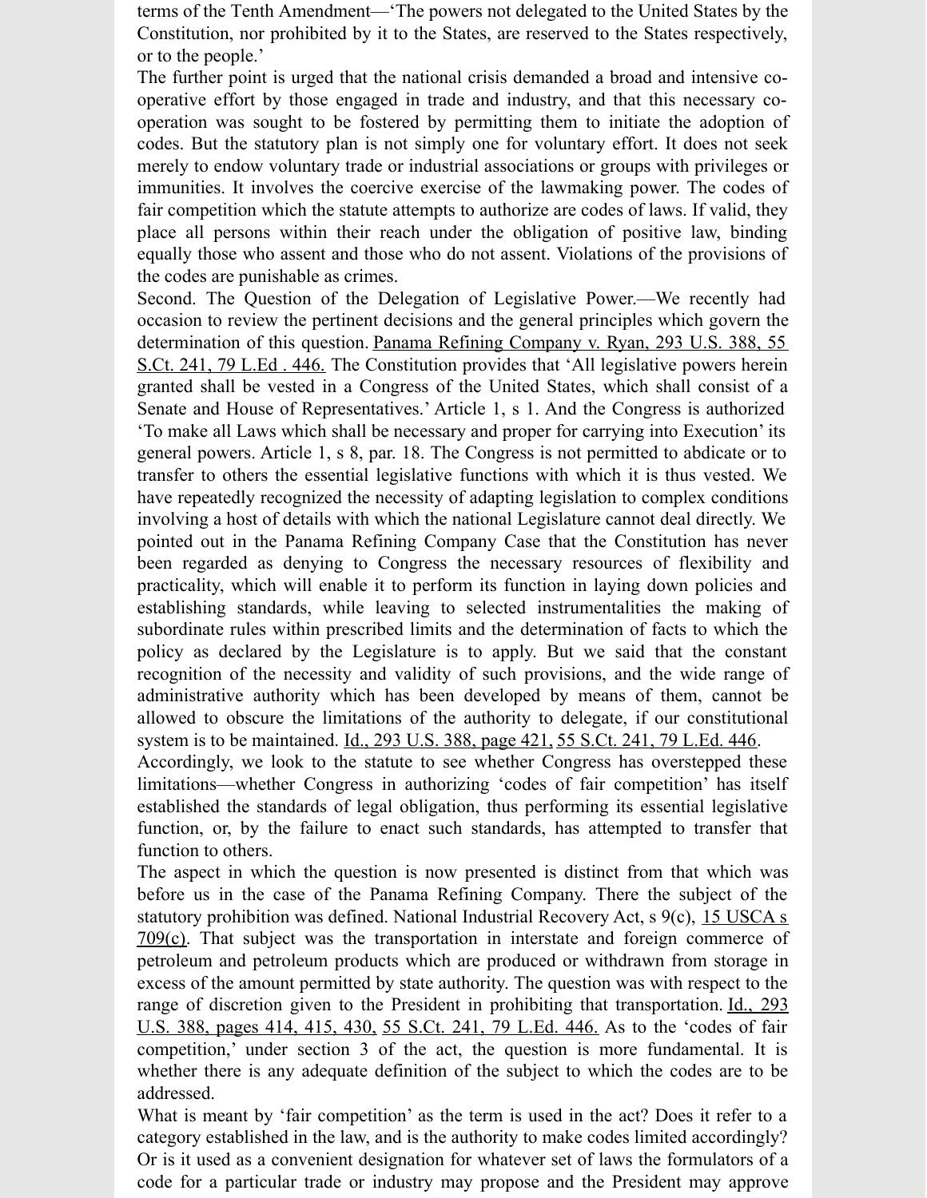terms of the Tenth Amendment—'The powers not delegated to the United States by the Constitution, nor prohibited by it to the States, are reserved to the States respectively, or to the people.'

The further point is urged that the national crisis demanded a broad and intensive co-operative effort by those engaged in trade and industry, and that this necessary co-operation was sought to be fostered by permitting them to initiate the adoption of codes. But the statutory plan is not simply one for voluntary effort. It does not seek merely to endow voluntary trade or industrial associations or groups with privileges or immunities. It involves the coercive exercise of the lawmaking power. The codes of fair competition which the statute attempts to authorize are codes of laws. If valid, they place all persons within their reach under the obligation of positive law, binding equally those who assent and those who do not assent. Violations of the provisions of the codes are punishable as crimes.

Second. The Question of the Delegation of Legislative Power.—We recently had occasion to review the pertinent decisions and the general principles which govern the determination of this question. Panama Refining Company v. Ryan, 293 U.S. 388, 55 S.Ct. 241, 79 L.Ed . 446. The Constitution provides that 'All legislative powers herein granted shall be vested in a Congress of the United States, which shall consist of a Senate and House of Representatives.' Article 1, s 1. And the Congress is authorized 'To make all Laws which shall be necessary and proper for carrying into Execution' its general powers. Article 1, s 8, par. 18. The Congress is not permitted to abdicate or to transfer to others the essential legislative functions with which it is thus vested. We have repeatedly recognized the necessity of adapting legislation to complex conditions involving a host of details with which the national Legislature cannot deal directly. We pointed out in the Panama Refining Company Case that the Constitution has never been regarded as denying to Congress the necessary resources of flexibility and practicality, which will enable it to perform its function in laying down policies and establishing standards, while leaving to selected instrumentalities the making of subordinate rules within prescribed limits and the determination of facts to which the policy as declared by the Legislature is to apply. But we said that the constant recognition of the necessity and validity of such provisions, and the wide range of administrative authority which has been developed by means of them, cannot be allowed to obscure the limitations of the authority to delegate, if our constitutional system is to be maintained. Id., 293 U.S. 388, page 421, 55 S.Ct. 241, 79 L.Ed. 446.

Accordingly, we look to the statute to see whether Congress has overstepped these limitations—whether Congress in authorizing 'codes of fair competition' has itself established the standards of legal obligation, thus performing its essential legislative function, or, by the failure to enact such standards, has attempted to transfer that function to others.

The aspect in which the question is now presented is distinct from that which was before us in the case of the Panama Refining Company. There the subject of the statutory prohibition was defined. National Industrial Recovery Act, s 9(c), 15 USCA s 709(c). That subject was the transportation in interstate and foreign commerce of petroleum and petroleum products which are produced or withdrawn from storage in excess of the amount permitted by state authority. The question was with respect to the range of discretion given to the President in prohibiting that transportation. Id., 293 U.S. 388, pages 414, 415, 430, 55 S.Ct. 241, 79 L.Ed. 446. As to the 'codes of fair competition,' under section 3 of the act, the question is more fundamental. It is whether there is any adequate definition of the subject to which the codes are to be addressed.

What is meant by 'fair competition' as the term is used in the act? Does it refer to a category established in the law, and is the authority to make codes limited accordingly? Or is it used as a convenient designation for whatever set of laws the formulators of a code for a particular trade or industry may propose and the President may approve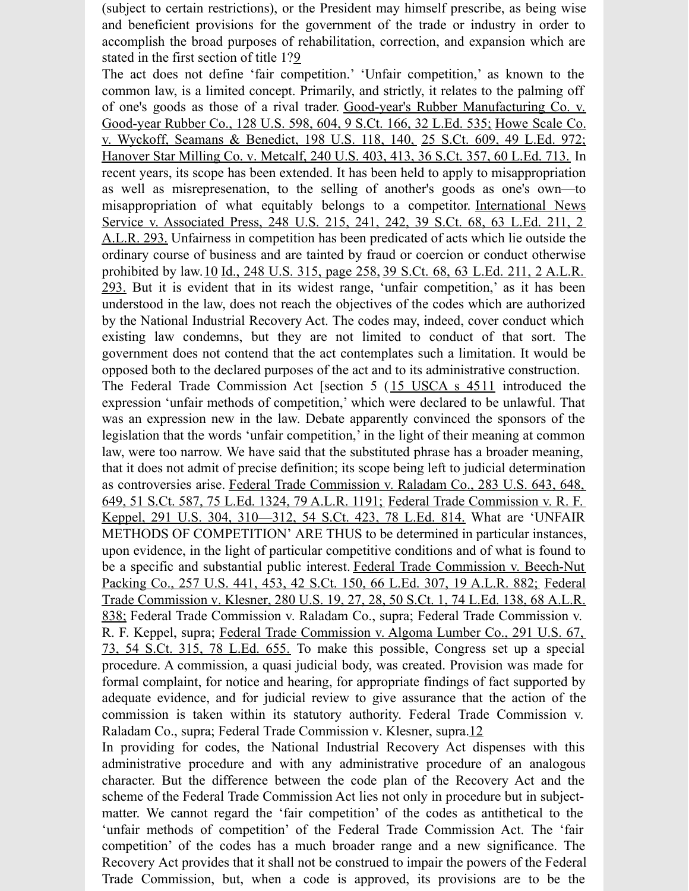(subject to certain restrictions), or the President may himself prescribe, as being wise and beneficient provisions for the government of the trade or industry in order to accomplish the broad purposes of rehabilitation, correction, and expansion which are stated in the first section of title 1?9

The act does not define 'fair competition.' 'Unfair competition,' as known to the common law, is a limited concept. Primarily, and strictly, it relates to the palming off of one's goods as those of a rival trader. Good-year's Rubber Manufacturing Co. v. Good-year Rubber Co., 128 U.S. 598, 604, 9 S.Ct. 166, 32 L.Ed. 535; Howe Scale Co. v. Wyckoff, Seamans & Benedict, 198 U.S. 118, 140, 25 S.Ct. 609, 49 L.Ed. 972; Hanover Star Milling Co. v. Metcalf, 240 U.S. 403, 413, 36 S.Ct. 357, 60 L.Ed. 713. In recent years, its scope has been extended. It has been held to apply to misappropriation as well as misrepresenation, to the selling of another's goods as one's own—to misappropriation of what equitably belongs to a competitor. International News Service v. Associated Press, 248 U.S. 215, 241, 242, 39 S.Ct. 68, 63 L.Ed. 211, 2 A.L.R. 293. Unfairness in competition has been predicated of acts which lie outside the ordinary course of business and are tainted by fraud or coercion or conduct otherwise prohibited by law.10 Id., 248 U.S. 315, page 258, 39 S.Ct. 68, 63 L.Ed. 211, 2 A.L.R. 293. But it is evident that in its widest range, 'unfair competition,' as it has been understood in the law, does not reach the objectives of the codes which are authorized by the National Industrial Recovery Act. The codes may, indeed, cover conduct which existing law condemns, but they are not limited to conduct of that sort. The government does not contend that the act contemplates such a limitation. It would be opposed both to the declared purposes of the act and to its administrative construction.

The Federal Trade Commission Act [section 5 (15 USCA s 4511 introduced the expression 'unfair methods of competition,' which were declared to be unlawful. That was an expression new in the law. Debate apparently convinced the sponsors of the legislation that the words 'unfair competition,' in the light of their meaning at common law, were too narrow. We have said that the substituted phrase has a broader meaning, that it does not admit of precise definition; its scope being left to judicial determination as controversies arise. Federal Trade Commission v. Raladam Co., 283 U.S. 643, 648, 649, 51 S.Ct. 587, 75 L.Ed. 1324, 79 A.L.R. 1191; Federal Trade Commission v. R. F. Keppel, 291 U.S. 304, 310—312, 54 S.Ct. 423, 78 L.Ed. 814. What are 'UNFAIR METHODS OF COMPETITION' ARE THUS to be determined in particular instances, upon evidence, in the light of particular competitive conditions and of what is found to be a specific and substantial public interest. Federal Trade Commission v. Beech-Nut Packing Co., 257 U.S. 441, 453, 42 S.Ct. 150, 66 L.Ed. 307, 19 A.L.R. 882; Federal Trade Commission v. Klesner, 280 U.S. 19, 27, 28, 50 S.Ct. 1, 74 L.Ed. 138, 68 A.L.R. 838; Federal Trade Commission v. Raladam Co., supra; Federal Trade Commission v. R. F. Keppel, supra; Federal Trade Commission v. Algoma Lumber Co., 291 U.S. 67, 73, 54 S.Ct. 315, 78 L.Ed. 655. To make this possible, Congress set up a special procedure. A commission, a quasi judicial body, was created. Provision was made for formal complaint, for notice and hearing, for appropriate findings of fact supported by adequate evidence, and for judicial review to give assurance that the action of the commission is taken within its statutory authority. Federal Trade Commission v. Raladam Co., supra; Federal Trade Commission v. Klesner, supra.12

In providing for codes, the National Industrial Recovery Act dispenses with this administrative procedure and with any administrative procedure of an analogous character. But the difference between the code plan of the Recovery Act and the scheme of the Federal Trade Commission Act lies not only in procedure but in subject-matter. We cannot regard the 'fair competition' of the codes as antithetical to the 'unfair methods of competition' of the Federal Trade Commission Act. The 'fair competition' of the codes has a much broader range and a new significance. The Recovery Act provides that it shall not be construed to impair the powers of the Federal Trade Commission, but, when a code is approved, its provisions are to be the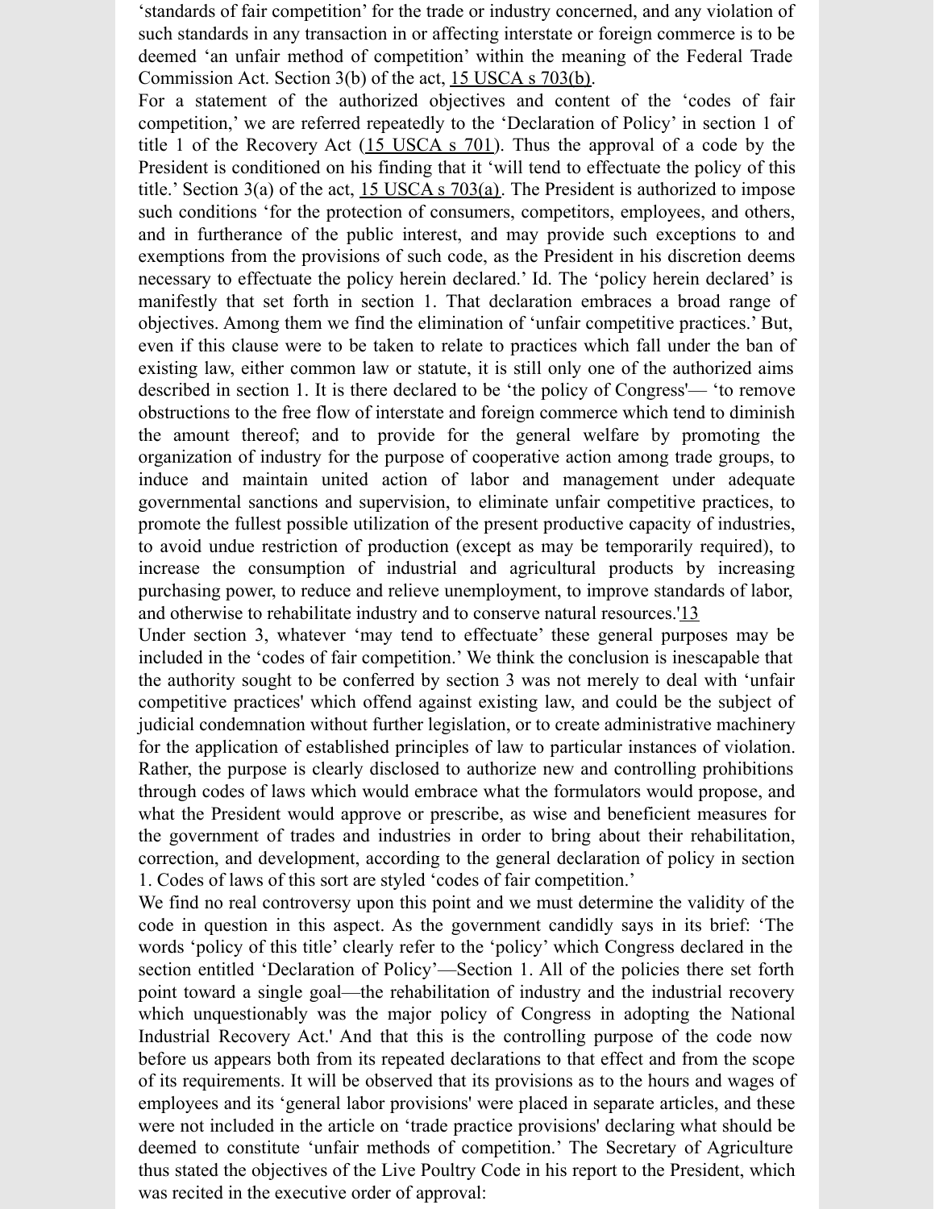'standards of fair competition' for the trade or industry concerned, and any violation of such standards in any transaction in or affecting interstate or foreign commerce is to be deemed 'an unfair method of competition' within the meaning of the Federal Trade Commission Act. Section 3(b) of the act, 15 USCA s 703(b).

For a statement of the authorized objectives and content of the 'codes of fair competition,' we are referred repeatedly to the 'Declaration of Policy' in section 1 of title 1 of the Recovery Act (15 USCA s 701). Thus the approval of a code by the President is conditioned on his finding that it 'will tend to effectuate the policy of this title.' Section 3(a) of the act, 15 USCA s 703(a). The President is authorized to impose such conditions 'for the protection of consumers, competitors, employees, and others, and in furtherance of the public interest, and may provide such exceptions to and exemptions from the provisions of such code, as the President in his discretion deems necessary to effectuate the policy herein declared.' Id. The 'policy herein declared' is manifestly that set forth in section 1. That declaration embraces a broad range of objectives. Among them we find the elimination of 'unfair competitive practices.' But, even if this clause were to be taken to relate to practices which fall under the ban of existing law, either common law or statute, it is still only one of the authorized aims described in section 1. It is there declared to be 'the policy of Congress'— 'to remove obstructions to the free flow of interstate and foreign commerce which tend to diminish the amount thereof; and to provide for the general welfare by promoting the organization of industry for the purpose of cooperative action among trade groups, to induce and maintain united action of labor and management under adequate governmental sanctions and supervision, to eliminate unfair competitive practices, to promote the fullest possible utilization of the present productive capacity of industries, to avoid undue restriction of production (except as may be temporarily required), to increase the consumption of industrial and agricultural products by increasing purchasing power, to reduce and relieve unemployment, to improve standards of labor, and otherwise to rehabilitate industry and to conserve natural resources.'[13]

Under section 3, whatever 'may tend to effectuate' these general purposes may be included in the 'codes of fair competition.' We think the conclusion is inescapable that the authority sought to be conferred by section 3 was not merely to deal with 'unfair competitive practices' which offend against existing law, and could be the subject of judicial condemnation without further legislation, or to create administrative machinery for the application of established principles of law to particular instances of violation. Rather, the purpose is clearly disclosed to authorize new and controlling prohibitions through codes of laws which would embrace what the formulators would propose, and what the President would approve or prescribe, as wise and beneficient measures for the government of trades and industries in order to bring about their rehabilitation, correction, and development, according to the general declaration of policy in section 1. Codes of laws of this sort are styled 'codes of fair competition.'

We find no real controversy upon this point and we must determine the validity of the code in question in this aspect. As the government candidly says in its brief: 'The words 'policy of this title' clearly refer to the 'policy' which Congress declared in the section entitled 'Declaration of Policy'—Section 1. All of the policies there set forth point toward a single goal—the rehabilitation of industry and the industrial recovery which unquestionably was the major policy of Congress in adopting the National Industrial Recovery Act.' And that this is the controlling purpose of the code now before us appears both from its repeated declarations to that effect and from the scope of its requirements. It will be observed that its provisions as to the hours and wages of employees and its 'general labor provisions' were placed in separate articles, and these were not included in the article on 'trade practice provisions' declaring what should be deemed to constitute 'unfair methods of competition.' The Secretary of Agriculture thus stated the objectives of the Live Poultry Code in his report to the President, which was recited in the executive order of approval: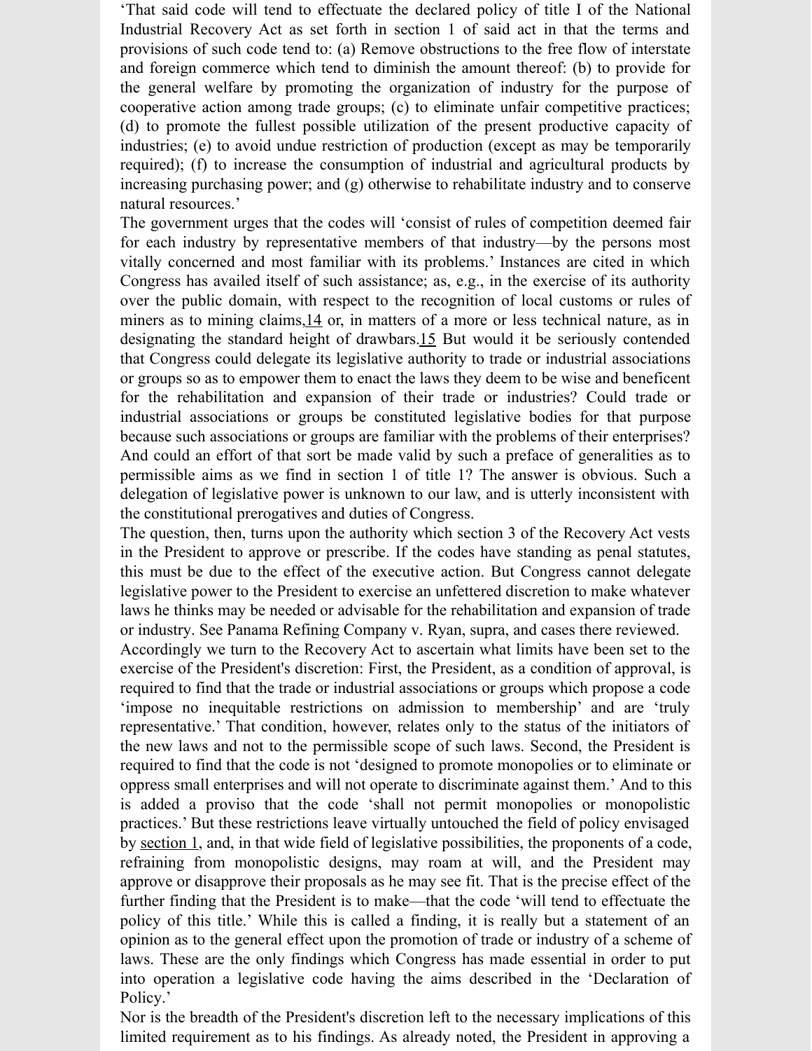'That said code will tend to effectuate the declared policy of title I of the National Industrial Recovery Act as set forth in section 1 of said act in that the terms and provisions of such code tend to: (a) Remove obstructions to the free flow of interstate and foreign commerce which tend to diminish the amount thereof: (b) to provide for the general welfare by promoting the organization of industry for the purpose of cooperative action among trade groups; (c) to eliminate unfair competitive practices; (d) to promote the fullest possible utilization of the present productive capacity of industries; (e) to avoid undue restriction of production (except as may be temporarily required); (f) to increase the consumption of industrial and agricultural products by increasing purchasing power; and (g) otherwise to rehabilitate industry and to conserve natural resources.'

The government urges that the codes will 'consist of rules of competition deemed fair for each industry by representative members of that industry—by the persons most vitally concerned and most familiar with its problems.' Instances are cited in which Congress has availed itself of such assistance; as, e.g., in the exercise of its authority over the public domain, with respect to the recognition of local customs or rules of miners as to mining claims,14 or, in matters of a more or less technical nature, as in designating the standard height of drawbars.15 But would it be seriously contended that Congress could delegate its legislative authority to trade or industrial associations or groups so as to empower them to enact the laws they deem to be wise and beneficent for the rehabilitation and expansion of their trade or industries? Could trade or industrial associations or groups be constituted legislative bodies for that purpose because such associations or groups are familiar with the problems of their enterprises? And could an effort of that sort be made valid by such a preface of generalities as to permissible aims as we find in section 1 of title 1? The answer is obvious. Such a delegation of legislative power is unknown to our law, and is utterly inconsistent with the constitutional prerogatives and duties of Congress.

The question, then, turns upon the authority which section 3 of the Recovery Act vests in the President to approve or prescribe. If the codes have standing as penal statutes, this must be due to the effect of the executive action. But Congress cannot delegate legislative power to the President to exercise an unfettered discretion to make whatever laws he thinks may be needed or advisable for the rehabilitation and expansion of trade or industry. See Panama Refining Company v. Ryan, supra, and cases there reviewed.

Accordingly we turn to the Recovery Act to ascertain what limits have been set to the exercise of the President's discretion: First, the President, as a condition of approval, is required to find that the trade or industrial associations or groups which propose a code 'impose no inequitable restrictions on admission to membership' and are 'truly representative.' That condition, however, relates only to the status of the initiators of the new laws and not to the permissible scope of such laws. Second, the President is required to find that the code is not 'designed to promote monopolies or to eliminate or oppress small enterprises and will not operate to discriminate against them.' And to this is added a proviso that the code 'shall not permit monopolies or monopolistic practices.' But these restrictions leave virtually untouched the field of policy envisaged by section 1, and, in that wide field of legislative possibilities, the proponents of a code, refraining from monopolistic designs, may roam at will, and the President may approve or disapprove their proposals as he may see fit. That is the precise effect of the further finding that the President is to make—that the code 'will tend to effectuate the policy of this title.' While this is called a finding, it is really but a statement of an opinion as to the general effect upon the promotion of trade or industry of a scheme of laws. These are the only findings which Congress has made essential in order to put into operation a legislative code having the aims described in the 'Declaration of Policy.'

Nor is the breadth of the President's discretion left to the necessary implications of this limited requirement as to his findings. As already noted, the President in approving a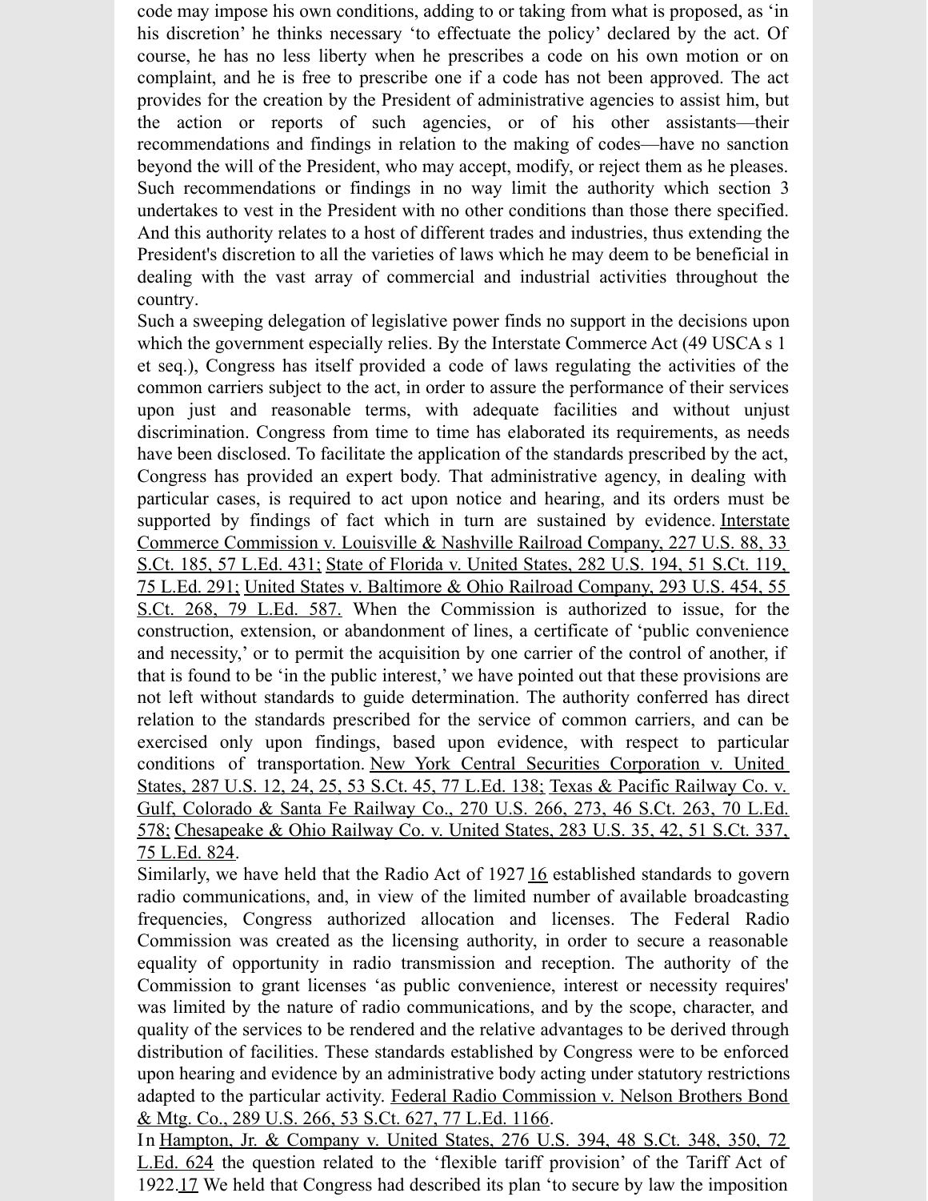code may impose his own conditions, adding to or taking from what is proposed, as 'in his discretion' he thinks necessary 'to effectuate the policy' declared by the act. Of course, he has no less liberty when he prescribes a code on his own motion or on complaint, and he is free to prescribe one if a code has not been approved. The act provides for the creation by the President of administrative agencies to assist him, but the action or reports of such agencies, or of his other assistants—their recommendations and findings in relation to the making of codes—have no sanction beyond the will of the President, who may accept, modify, or reject them as he pleases. Such recommendations or findings in no way limit the authority which section 3 undertakes to vest in the President with no other conditions than those there specified. And this authority relates to a host of different trades and industries, thus extending the President's discretion to all the varieties of laws which he may deem to be beneficial in dealing with the vast array of commercial and industrial activities throughout the country.

Such a sweeping delegation of legislative power finds no support in the decisions upon which the government especially relies. By the Interstate Commerce Act (49 USCA s 1 et seq.), Congress has itself provided a code of laws regulating the activities of the common carriers subject to the act, in order to assure the performance of their services upon just and reasonable terms, with adequate facilities and without unjust discrimination. Congress from time to time has elaborated its requirements, as needs have been disclosed. To facilitate the application of the standards prescribed by the act, Congress has provided an expert body. That administrative agency, in dealing with particular cases, is required to act upon notice and hearing, and its orders must be supported by findings of fact which in turn are sustained by evidence. Interstate Commerce Commission v. Louisville & Nashville Railroad Company, 227 U.S. 88, 33 S.Ct. 185, 57 L.Ed. 431; State of Florida v. United States, 282 U.S. 194, 51 S.Ct. 119, 75 L.Ed. 291; United States v. Baltimore & Ohio Railroad Company, 293 U.S. 454, 55 S.Ct. 268, 79 L.Ed. 587. When the Commission is authorized to issue, for the construction, extension, or abandonment of lines, a certificate of 'public convenience and necessity,' or to permit the acquisition by one carrier of the control of another, if that is found to be 'in the public interest,' we have pointed out that these provisions are not left without standards to guide determination. The authority conferred has direct relation to the standards prescribed for the service of common carriers, and can be exercised only upon findings, based upon evidence, with respect to particular conditions of transportation. New York Central Securities Corporation v. United States, 287 U.S. 12, 24, 25, 53 S.Ct. 45, 77 L.Ed. 138; Texas & Pacific Railway Co. v. Gulf, Colorado & Santa Fe Railway Co., 270 U.S. 266, 273, 46 S.Ct. 263, 70 L.Ed. 578; Chesapeake & Ohio Railway Co. v. United States, 283 U.S. 35, 42, 51 S.Ct. 337, 75 L.Ed. 824.

Similarly, we have held that the Radio Act of 1927 [16] established standards to govern radio communications, and, in view of the limited number of available broadcasting frequencies, Congress authorized allocation and licenses. The Federal Radio Commission was created as the licensing authority, in order to secure a reasonable equality of opportunity in radio transmission and reception. The authority of the Commission to grant licenses 'as public convenience, interest or necessity requires' was limited by the nature of radio communications, and by the scope, character, and quality of the services to be rendered and the relative advantages to be derived through distribution of facilities. These standards established by Congress were to be enforced upon hearing and evidence by an administrative body acting under statutory restrictions adapted to the particular activity. Federal Radio Commission v. Nelson Brothers Bond & Mtg. Co., 289 U.S. 266, 53 S.Ct. 627, 77 L.Ed. 1166.

In Hampton, Jr. & Company v. United States, 276 U.S. 394, 48 S.Ct. 348, 350, 72 L.Ed. 624 the question related to the 'flexible tariff provision' of the Tariff Act of 1922.[17] We held that Congress had described its plan 'to secure by law the imposition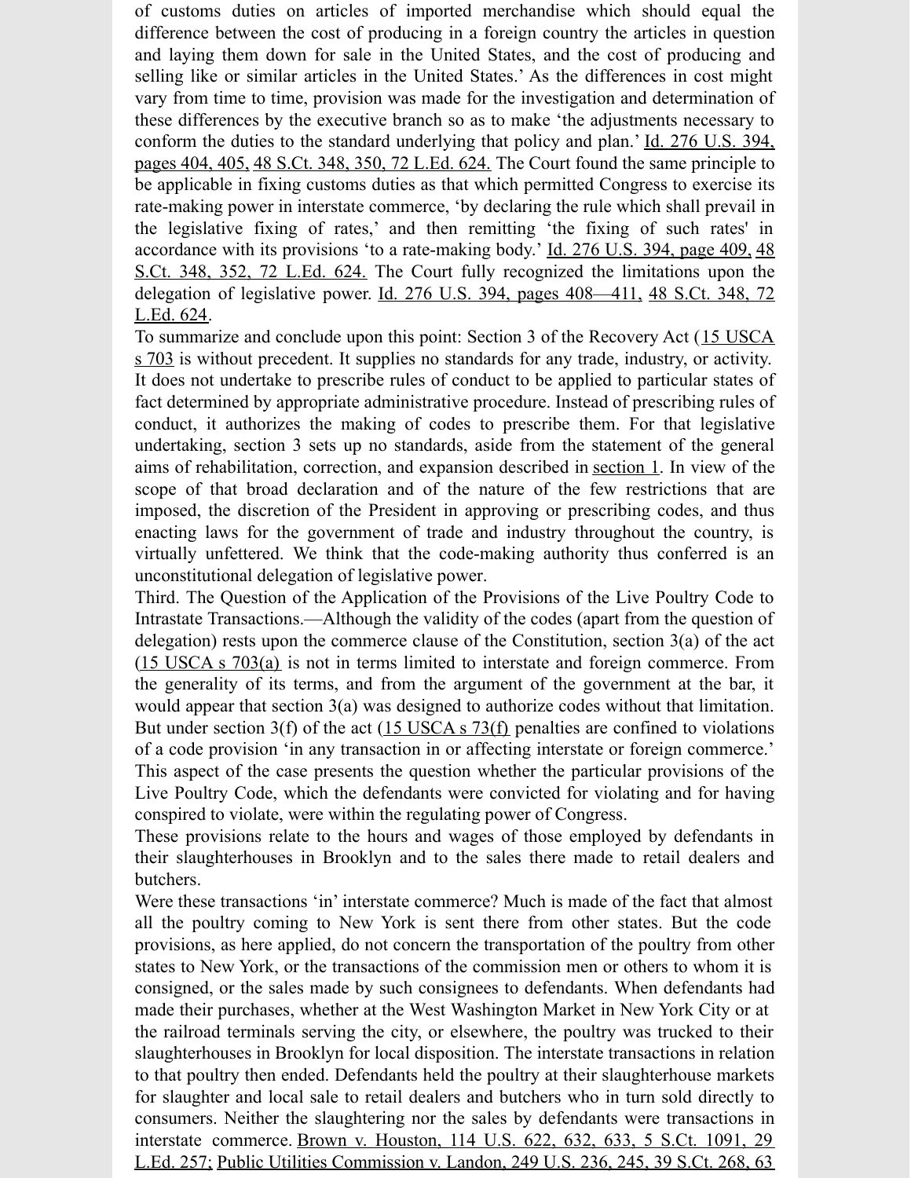of customs duties on articles of imported merchandise which should equal the difference between the cost of producing in a foreign country the articles in question and laying them down for sale in the United States, and the cost of producing and selling like or similar articles in the United States.' As the differences in cost might vary from time to time, provision was made for the investigation and determination of these differences by the executive branch so as to make 'the adjustments necessary to conform the duties to the standard underlying that policy and plan.' Id. 276 U.S. 394, pages 404, 405, 48 S.Ct. 348, 350, 72 L.Ed. 624. The Court found the same principle to be applicable in fixing customs duties as that which permitted Congress to exercise its rate-making power in interstate commerce, 'by declaring the rule which shall prevail in the legislative fixing of rates,' and then remitting 'the fixing of such rates' in accordance with its provisions 'to a rate-making body.' Id. 276 U.S. 394, page 409, 48 S.Ct. 348, 352, 72 L.Ed. 624. The Court fully recognized the limitations upon the delegation of legislative power. Id. 276 U.S. 394, pages 408—411, 48 S.Ct. 348, 72 L.Ed. 624.

To summarize and conclude upon this point: Section 3 of the Recovery Act (15 USCA s 703 is without precedent. It supplies no standards for any trade, industry, or activity. It does not undertake to prescribe rules of conduct to be applied to particular states of fact determined by appropriate administrative procedure. Instead of prescribing rules of conduct, it authorizes the making of codes to prescribe them. For that legislative undertaking, section 3 sets up no standards, aside from the statement of the general aims of rehabilitation, correction, and expansion described in section 1. In view of the scope of that broad declaration and of the nature of the few restrictions that are imposed, the discretion of the President in approving or prescribing codes, and thus enacting laws for the government of trade and industry throughout the country, is virtually unfettered. We think that the code-making authority thus conferred is an unconstitutional delegation of legislative power.

Third. The Question of the Application of the Provisions of the Live Poultry Code to Intrastate Transactions.—Although the validity of the codes (apart from the question of delegation) rests upon the commerce clause of the Constitution, section 3(a) of the act (15 USCA s 703(a) is not in terms limited to interstate and foreign commerce. From the generality of its terms, and from the argument of the government at the bar, it would appear that section 3(a) was designed to authorize codes without that limitation. But under section 3(f) of the act (15 USCA s 73(f) penalties are confined to violations of a code provision 'in any transaction in or affecting interstate or foreign commerce.' This aspect of the case presents the question whether the particular provisions of the Live Poultry Code, which the defendants were convicted for violating and for having conspired to violate, were within the regulating power of Congress.

These provisions relate to the hours and wages of those employed by defendants in their slaughterhouses in Brooklyn and to the sales there made to retail dealers and butchers.

Were these transactions 'in' interstate commerce? Much is made of the fact that almost all the poultry coming to New York is sent there from other states. But the code provisions, as here applied, do not concern the transportation of the poultry from other states to New York, or the transactions of the commission men or others to whom it is consigned, or the sales made by such consignees to defendants. When defendants had made their purchases, whether at the West Washington Market in New York City or at the railroad terminals serving the city, or elsewhere, the poultry was trucked to their slaughterhouses in Brooklyn for local disposition. The interstate transactions in relation to that poultry then ended. Defendants held the poultry at their slaughterhouse markets for slaughter and local sale to retail dealers and butchers who in turn sold directly to consumers. Neither the slaughtering nor the sales by defendants were transactions in interstate commerce. Brown v. Houston, 114 U.S. 622, 632, 633, 5 S.Ct. 1091, 29 L.Ed. 257; Public Utilities Commission v. Landon, 249 U.S. 236, 245, 39 S.Ct. 268, 63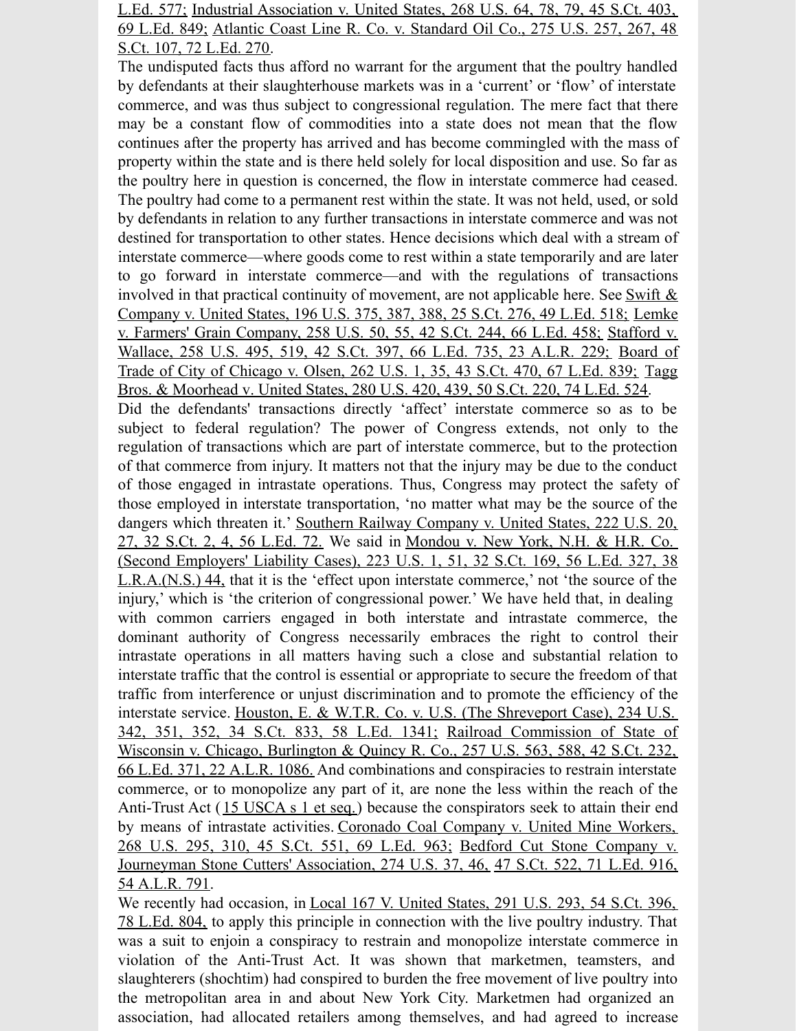L.Ed. 577; Industrial Association v. United States, 268 U.S. 64, 78, 79, 45 S.Ct. 403, 69 L.Ed. 849; Atlantic Coast Line R. Co. v. Standard Oil Co., 275 U.S. 257, 267, 48 S.Ct. 107, 72 L.Ed. 270.

The undisputed facts thus afford no warrant for the argument that the poultry handled by defendants at their slaughterhouse markets was in a 'current' or 'flow' of interstate commerce, and was thus subject to congressional regulation. The mere fact that there may be a constant flow of commodities into a state does not mean that the flow continues after the property has arrived and has become commingled with the mass of property within the state and is there held solely for local disposition and use. So far as the poultry here in question is concerned, the flow in interstate commerce had ceased. The poultry had come to a permanent rest within the state. It was not held, used, or sold by defendants in relation to any further transactions in interstate commerce and was not destined for transportation to other states. Hence decisions which deal with a stream of interstate commerce—where goods come to rest within a state temporarily and are later to go forward in interstate commerce—and with the regulations of transactions involved in that practical continuity of movement, are not applicable here. See Swift & Company v. United States, 196 U.S. 375, 387, 388, 25 S.Ct. 276, 49 L.Ed. 518; Lemke v. Farmers' Grain Company, 258 U.S. 50, 55, 42 S.Ct. 244, 66 L.Ed. 458; Stafford v. Wallace, 258 U.S. 495, 519, 42 S.Ct. 397, 66 L.Ed. 735, 23 A.L.R. 229; Board of Trade of City of Chicago v. Olsen, 262 U.S. 1, 35, 43 S.Ct. 470, 67 L.Ed. 839; Tagg Bros. & Moorhead v. United States, 280 U.S. 420, 439, 50 S.Ct. 220, 74 L.Ed. 524.

Did the defendants' transactions directly 'affect' interstate commerce so as to be subject to federal regulation? The power of Congress extends, not only to the regulation of transactions which are part of interstate commerce, but to the protection of that commerce from injury. It matters not that the injury may be due to the conduct of those engaged in intrastate operations. Thus, Congress may protect the safety of those employed in interstate transportation, 'no matter what may be the source of the dangers which threaten it.' Southern Railway Company v. United States, 222 U.S. 20, 27, 32 S.Ct. 2, 4, 56 L.Ed. 72. We said in Mondou v. New York, N.H. & H.R. Co. (Second Employers' Liability Cases), 223 U.S. 1, 51, 32 S.Ct. 169, 56 L.Ed. 327, 38 L.R.A.(N.S.) 44, that it is the 'effect upon interstate commerce,' not 'the source of the injury,' which is 'the criterion of congressional power.' We have held that, in dealing with common carriers engaged in both interstate and intrastate commerce, the dominant authority of Congress necessarily embraces the right to control their intrastate operations in all matters having such a close and substantial relation to interstate traffic that the control is essential or appropriate to secure the freedom of that traffic from interference or unjust discrimination and to promote the efficiency of the interstate service. Houston, E. & W.T.R. Co. v. U.S. (The Shreveport Case), 234 U.S. 342, 351, 352, 34 S.Ct. 833, 58 L.Ed. 1341; Railroad Commission of State of Wisconsin v. Chicago, Burlington & Quincy R. Co., 257 U.S. 563, 588, 42 S.Ct. 232, 66 L.Ed. 371, 22 A.L.R. 1086. And combinations and conspiracies to restrain interstate commerce, or to monopolize any part of it, are none the less within the reach of the Anti-Trust Act (15 USCA s 1 et seq.) because the conspirators seek to attain their end by means of intrastate activities. Coronado Coal Company v. United Mine Workers, 268 U.S. 295, 310, 45 S.Ct. 551, 69 L.Ed. 963; Bedford Cut Stone Company v. Journeyman Stone Cutters' Association, 274 U.S. 37, 46, 47 S.Ct. 522, 71 L.Ed. 916, 54 A.L.R. 791.

We recently had occasion, in Local 167 V. United States, 291 U.S. 293, 54 S.Ct. 396, 78 L.Ed. 804, to apply this principle in connection with the live poultry industry. That was a suit to enjoin a conspiracy to restrain and monopolize interstate commerce in violation of the Anti-Trust Act. It was shown that marketmen, teamsters, and slaughterers (shochtim) had conspired to burden the free movement of live poultry into the metropolitan area in and about New York City. Marketmen had organized an association, had allocated retailers among themselves, and had agreed to increase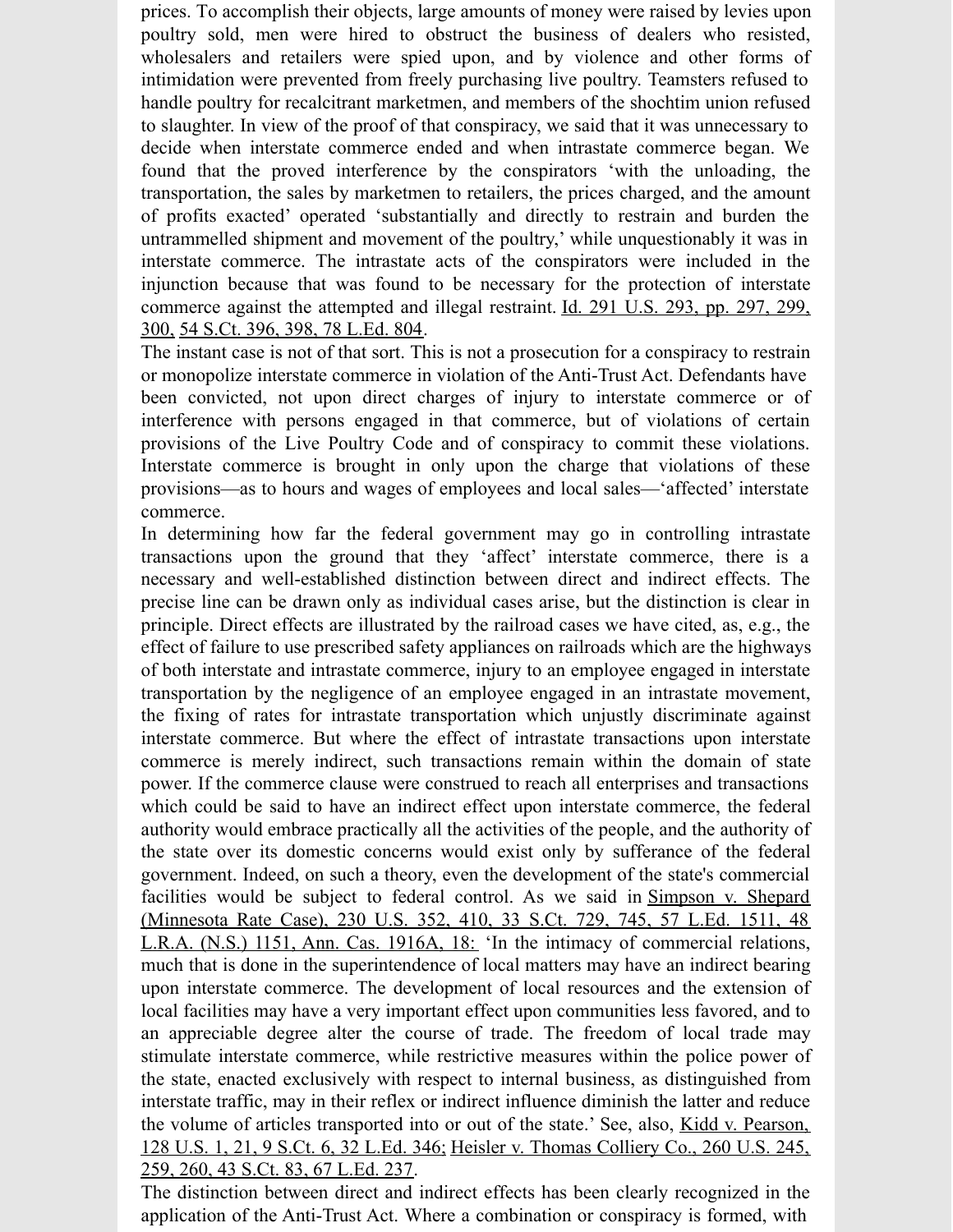prices. To accomplish their objects, large amounts of money were raised by levies upon poultry sold, men were hired to obstruct the business of dealers who resisted, wholesalers and retailers were spied upon, and by violence and other forms of intimidation were prevented from freely purchasing live poultry. Teamsters refused to handle poultry for recalcitrant marketmen, and members of the shochtim union refused to slaughter. In view of the proof of that conspiracy, we said that it was unnecessary to decide when interstate commerce ended and when intrastate commerce began. We found that the proved interference by the conspirators 'with the unloading, the transportation, the sales by marketmen to retailers, the prices charged, and the amount of profits exacted' operated 'substantially and directly to restrain and burden the untrammelled shipment and movement of the poultry,' while unquestionably it was in interstate commerce. The intrastate acts of the conspirators were included in the injunction because that was found to be necessary for the protection of interstate commerce against the attempted and illegal restraint. Id. 291 U.S. 293, pp. 297, 299, 300, 54 S.Ct. 396, 398, 78 L.Ed. 804.

The instant case is not of that sort. This is not a prosecution for a conspiracy to restrain or monopolize interstate commerce in violation of the Anti-Trust Act. Defendants have been convicted, not upon direct charges of injury to interstate commerce or of interference with persons engaged in that commerce, but of violations of certain provisions of the Live Poultry Code and of conspiracy to commit these violations. Interstate commerce is brought in only upon the charge that violations of these provisions—as to hours and wages of employees and local sales—'affected' interstate commerce.

In determining how far the federal government may go in controlling intrastate transactions upon the ground that they 'affect' interstate commerce, there is a necessary and well-established distinction between direct and indirect effects. The precise line can be drawn only as individual cases arise, but the distinction is clear in principle. Direct effects are illustrated by the railroad cases we have cited, as, e.g., the effect of failure to use prescribed safety appliances on railroads which are the highways of both interstate and intrastate commerce, injury to an employee engaged in interstate transportation by the negligence of an employee engaged in an intrastate movement, the fixing of rates for intrastate transportation which unjustly discriminate against interstate commerce. But where the effect of intrastate transactions upon interstate commerce is merely indirect, such transactions remain within the domain of state power. If the commerce clause were construed to reach all enterprises and transactions which could be said to have an indirect effect upon interstate commerce, the federal authority would embrace practically all the activities of the people, and the authority of the state over its domestic concerns would exist only by sufferance of the federal government. Indeed, on such a theory, even the development of the state's commercial facilities would be subject to federal control. As we said in Simpson v. Shepard (Minnesota Rate Case), 230 U.S. 352, 410, 33 S.Ct. 729, 745, 57 L.Ed. 1511, 48 L.R.A. (N.S.) 1151, Ann. Cas. 1916A, 18: 'In the intimacy of commercial relations, much that is done in the superintendence of local matters may have an indirect bearing upon interstate commerce. The development of local resources and the extension of local facilities may have a very important effect upon communities less favored, and to an appreciable degree alter the course of trade. The freedom of local trade may stimulate interstate commerce, while restrictive measures within the police power of the state, enacted exclusively with respect to internal business, as distinguished from interstate traffic, may in their reflex or indirect influence diminish the latter and reduce the volume of articles transported into or out of the state.' See, also, Kidd v. Pearson, 128 U.S. 1, 21, 9 S.Ct. 6, 32 L.Ed. 346; Heisler v. Thomas Colliery Co., 260 U.S. 245, 259, 260, 43 S.Ct. 83, 67 L.Ed. 237.

The distinction between direct and indirect effects has been clearly recognized in the application of the Anti-Trust Act. Where a combination or conspiracy is formed, with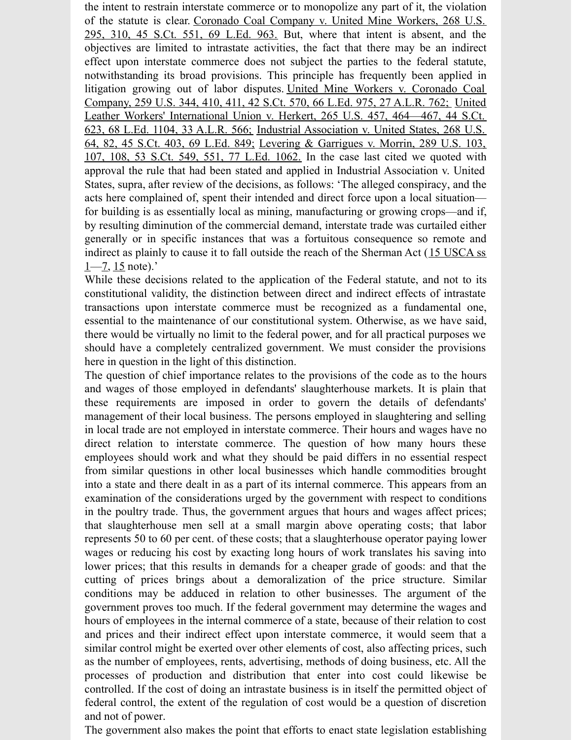the intent to restrain interstate commerce or to monopolize any part of it, the violation of the statute is clear. Coronado Coal Company v. United Mine Workers, 268 U.S. 295, 310, 45 S.Ct. 551, 69 L.Ed. 963. But, where that intent is absent, and the objectives are limited to intrastate activities, the fact that there may be an indirect effect upon interstate commerce does not subject the parties to the federal statute, notwithstanding its broad provisions. This principle has frequently been applied in litigation growing out of labor disputes. United Mine Workers v. Coronado Coal Company, 259 U.S. 344, 410, 411, 42 S.Ct. 570, 66 L.Ed. 975, 27 A.L.R. 762; United Leather Workers' International Union v. Herkert, 265 U.S. 457, 464—467, 44 S.Ct. 623, 68 L.Ed. 1104, 33 A.L.R. 566; Industrial Association v. United States, 268 U.S. 64, 82, 45 S.Ct. 403, 69 L.Ed. 849; Levering & Garrigues v. Morrin, 289 U.S. 103, 107, 108, 53 S.Ct. 549, 551, 77 L.Ed. 1062. In the case last cited we quoted with approval the rule that had been stated and applied in Industrial Association v. United States, supra, after review of the decisions, as follows: 'The alleged conspiracy, and the acts here complained of, spent their intended and direct force upon a local situation—for building is as essentially local as mining, manufacturing or growing crops—and if, by resulting diminution of the commercial demand, interstate trade was curtailed either generally or in specific instances that was a fortuitous consequence so remote and indirect as plainly to cause it to fall outside the reach of the Sherman Act (15 USCA ss 1—7, 15 note).'

While these decisions related to the application of the Federal statute, and not to its constitutional validity, the distinction between direct and indirect effects of intrastate transactions upon interstate commerce must be recognized as a fundamental one, essential to the maintenance of our constitutional system. Otherwise, as we have said, there would be virtually no limit to the federal power, and for all practical purposes we should have a completely centralized government. We must consider the provisions here in question in the light of this distinction.

The question of chief importance relates to the provisions of the code as to the hours and wages of those employed in defendants' slaughterhouse markets. It is plain that these requirements are imposed in order to govern the details of defendants' management of their local business. The persons employed in slaughtering and selling in local trade are not employed in interstate commerce. Their hours and wages have no direct relation to interstate commerce. The question of how many hours these employees should work and what they should be paid differs in no essential respect from similar questions in other local businesses which handle commodities brought into a state and there dealt in as a part of its internal commerce. This appears from an examination of the considerations urged by the government with respect to conditions in the poultry trade. Thus, the government argues that hours and wages affect prices; that slaughterhouse men sell at a small margin above operating costs; that labor represents 50 to 60 per cent. of these costs; that a slaughterhouse operator paying lower wages or reducing his cost by exacting long hours of work translates his saving into lower prices; that this results in demands for a cheaper grade of goods: and that the cutting of prices brings about a demoralization of the price structure. Similar conditions may be adduced in relation to other businesses. The argument of the government proves too much. If the federal government may determine the wages and hours of employees in the internal commerce of a state, because of their relation to cost and prices and their indirect effect upon interstate commerce, it would seem that a similar control might be exerted over other elements of cost, also affecting prices, such as the number of employees, rents, advertising, methods of doing business, etc. All the processes of production and distribution that enter into cost could likewise be controlled. If the cost of doing an intrastate business is in itself the permitted object of federal control, the extent of the regulation of cost would be a question of discretion and not of power.

The government also makes the point that efforts to enact state legislation establishing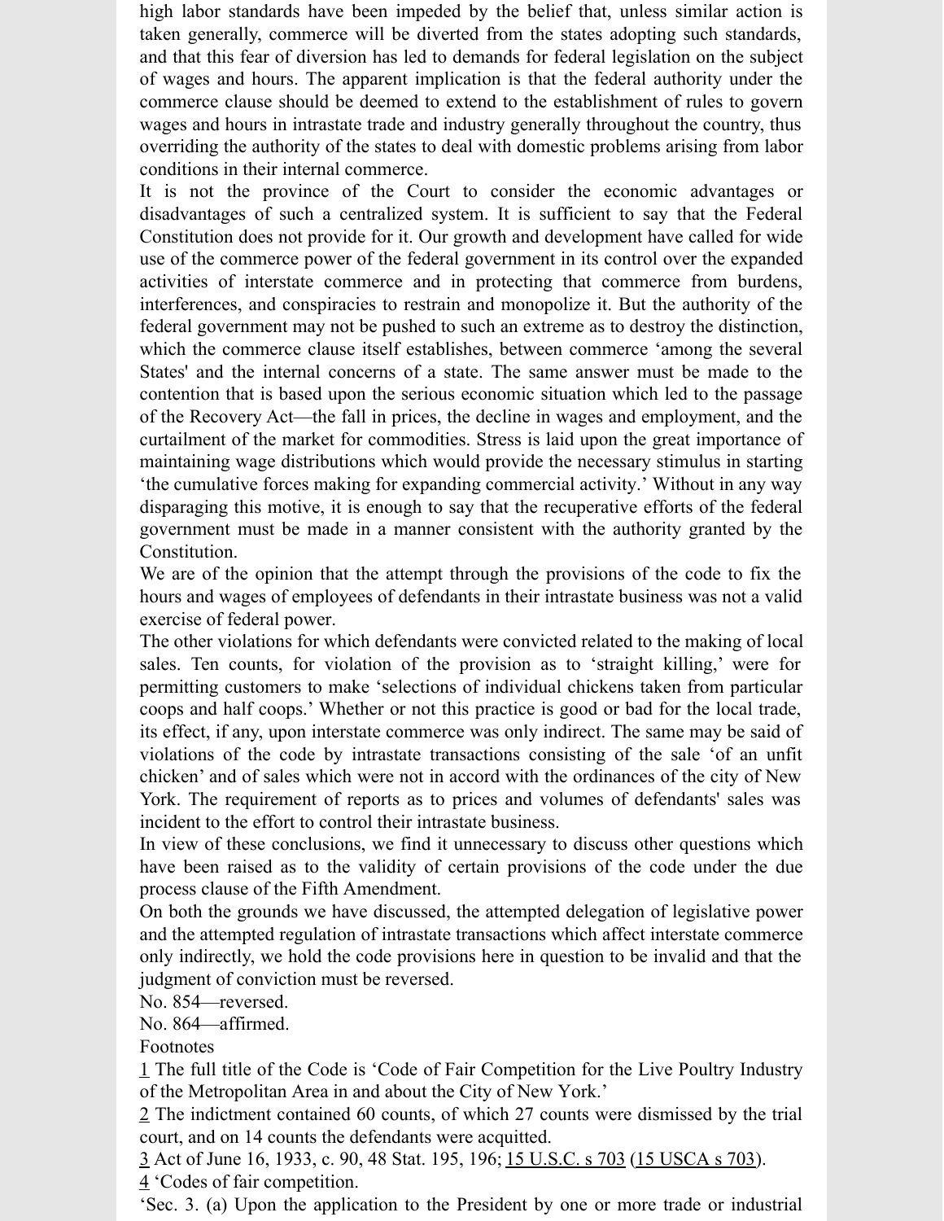high labor standards have been impeded by the belief that, unless similar action is taken generally, commerce will be diverted from the states adopting such standards, and that this fear of diversion has led to demands for federal legislation on the subject of wages and hours. The apparent implication is that the federal authority under the commerce clause should be deemed to extend to the establishment of rules to govern wages and hours in intrastate trade and industry generally throughout the country, thus overriding the authority of the states to deal with domestic problems arising from labor conditions in their internal commerce.

It is not the province of the Court to consider the economic advantages or disadvantages of such a centralized system. It is sufficient to say that the Federal Constitution does not provide for it. Our growth and development have called for wide use of the commerce power of the federal government in its control over the expanded activities of interstate commerce and in protecting that commerce from burdens, interferences, and conspiracies to restrain and monopolize it. But the authority of the federal government may not be pushed to such an extreme as to destroy the distinction, which the commerce clause itself establishes, between commerce 'among the several States' and the internal concerns of a state. The same answer must be made to the contention that is based upon the serious economic situation which led to the passage of the Recovery Act—the fall in prices, the decline in wages and employment, and the curtailment of the market for commodities. Stress is laid upon the great importance of maintaining wage distributions which would provide the necessary stimulus in starting 'the cumulative forces making for expanding commercial activity.' Without in any way disparaging this motive, it is enough to say that the recuperative efforts of the federal government must be made in a manner consistent with the authority granted by the Constitution.

We are of the opinion that the attempt through the provisions of the code to fix the hours and wages of employees of defendants in their intrastate business was not a valid exercise of federal power.

The other violations for which defendants were convicted related to the making of local sales. Ten counts, for violation of the provision as to 'straight killing,' were for permitting customers to make 'selections of individual chickens taken from particular coops and half coops.' Whether or not this practice is good or bad for the local trade, its effect, if any, upon interstate commerce was only indirect. The same may be said of violations of the code by intrastate transactions consisting of the sale 'of an unfit chicken' and of sales which were not in accord with the ordinances of the city of New York. The requirement of reports as to prices and volumes of defendants' sales was incident to the effort to control their intrastate business.

In view of these conclusions, we find it unnecessary to discuss other questions which have been raised as to the validity of certain provisions of the code under the due process clause of the Fifth Amendment.

On both the grounds we have discussed, the attempted delegation of legislative power and the attempted regulation of intrastate transactions which affect interstate commerce only indirectly, we hold the code provisions here in question to be invalid and that the judgment of conviction must be reversed.

No. 854—reversed.

No. 864—affirmed.

Footnotes

1 The full title of the Code is 'Code of Fair Competition for the Live Poultry Industry of the Metropolitan Area in and about the City of New York.'

2 The indictment contained 60 counts, of which 27 counts were dismissed by the trial court, and on 14 counts the defendants were acquitted.

3 Act of June 16, 1933, c. 90, 48 Stat. 195, 196; 15 U.S.C. s 703 (15 USCA s 703).

4 'Codes of fair competition.

'Sec. 3. (a) Upon the application to the President by one or more trade or industrial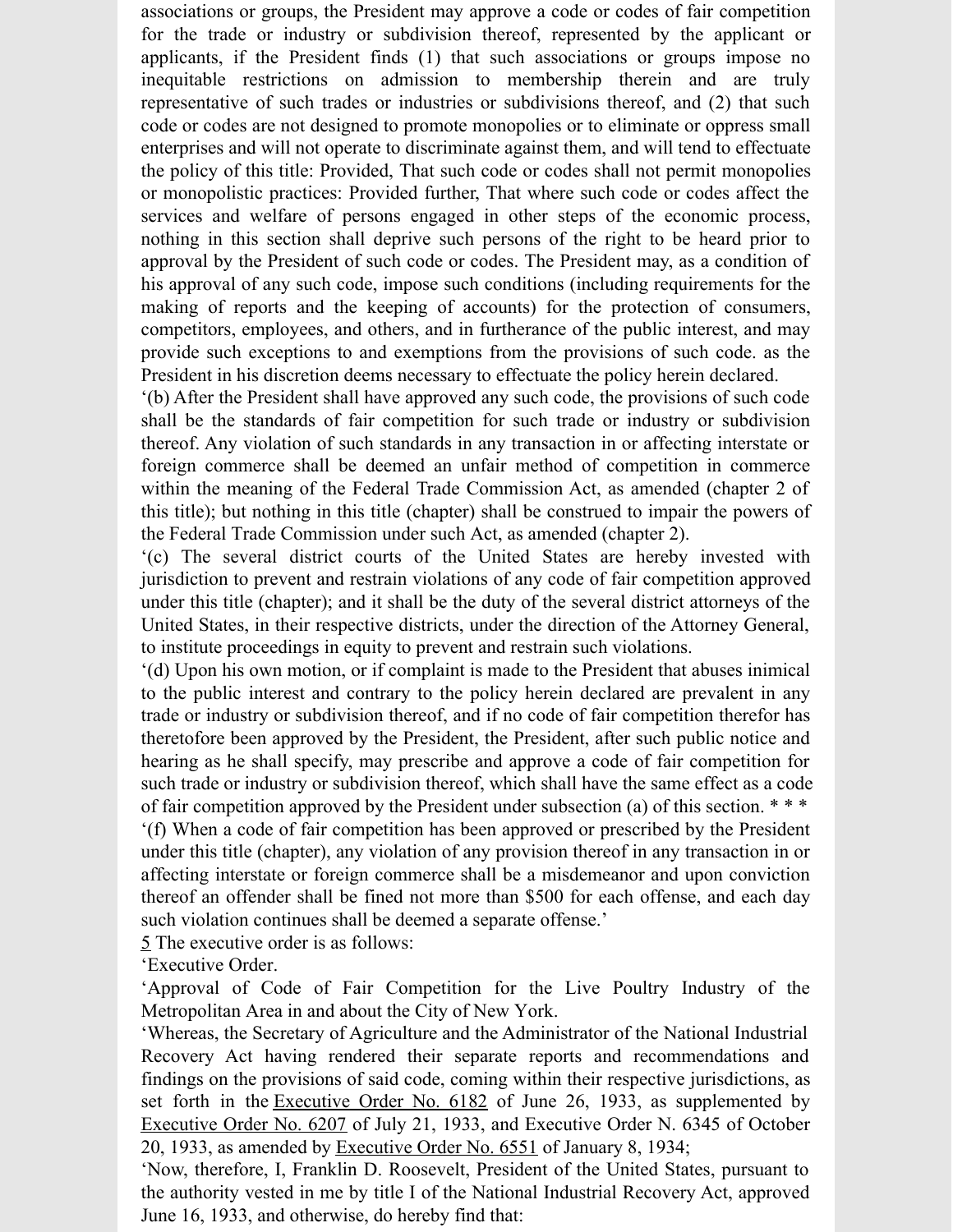associations or groups, the President may approve a code or codes of fair competition for the trade or industry or subdivision thereof, represented by the applicant or applicants, if the President finds (1) that such associations or groups impose no inequitable restrictions on admission to membership therein and are truly representative of such trades or industries or subdivisions thereof, and (2) that such code or codes are not designed to promote monopolies or to eliminate or oppress small enterprises and will not operate to discriminate against them, and will tend to effectuate the policy of this title: Provided, That such code or codes shall not permit monopolies or monopolistic practices: Provided further, That where such code or codes affect the services and welfare of persons engaged in other steps of the economic process, nothing in this section shall deprive such persons of the right to be heard prior to approval by the President of such code or codes. The President may, as a condition of his approval of any such code, impose such conditions (including requirements for the making of reports and the keeping of accounts) for the protection of consumers, competitors, employees, and others, and in furtherance of the public interest, and may provide such exceptions to and exemptions from the provisions of such code. as the President in his discretion deems necessary to effectuate the policy herein declared.

'(b) After the President shall have approved any such code, the provisions of such code shall be the standards of fair competition for such trade or industry or subdivision thereof. Any violation of such standards in any transaction in or affecting interstate or foreign commerce shall be deemed an unfair method of competition in commerce within the meaning of the Federal Trade Commission Act, as amended (chapter 2 of this title); but nothing in this title (chapter) shall be construed to impair the powers of the Federal Trade Commission under such Act, as amended (chapter 2).

'(c) The several district courts of the United States are hereby invested with jurisdiction to prevent and restrain violations of any code of fair competition approved under this title (chapter); and it shall be the duty of the several district attorneys of the United States, in their respective districts, under the direction of the Attorney General, to institute proceedings in equity to prevent and restrain such violations.

'(d) Upon his own motion, or if complaint is made to the President that abuses inimical to the public interest and contrary to the policy herein declared are prevalent in any trade or industry or subdivision thereof, and if no code of fair competition therefor has theretofore been approved by the President, the President, after such public notice and hearing as he shall specify, may prescribe and approve a code of fair competition for such trade or industry or subdivision thereof, which shall have the same effect as a code of fair competition approved by the President under subsection (a) of this section. * * *

'(f) When a code of fair competition has been approved or prescribed by the President under this title (chapter), any violation of any provision thereof in any transaction in or affecting interstate or foreign commerce shall be a misdemeanor and upon conviction thereof an offender shall be fined not more than $500 for each offense, and each day such violation continues shall be deemed a separate offense.'

5 The executive order is as follows:

'Executive Order.

'Approval of Code of Fair Competition for the Live Poultry Industry of the Metropolitan Area in and about the City of New York.

'Whereas, the Secretary of Agriculture and the Administrator of the National Industrial Recovery Act having rendered their separate reports and recommendations and findings on the provisions of said code, coming within their respective jurisdictions, as set forth in the Executive Order No. 6182 of June 26, 1933, as supplemented by Executive Order No. 6207 of July 21, 1933, and Executive Order N. 6345 of October 20, 1933, as amended by Executive Order No. 6551 of January 8, 1934;

'Now, therefore, I, Franklin D. Roosevelt, President of the United States, pursuant to the authority vested in me by title I of the National Industrial Recovery Act, approved June 16, 1933, and otherwise, do hereby find that: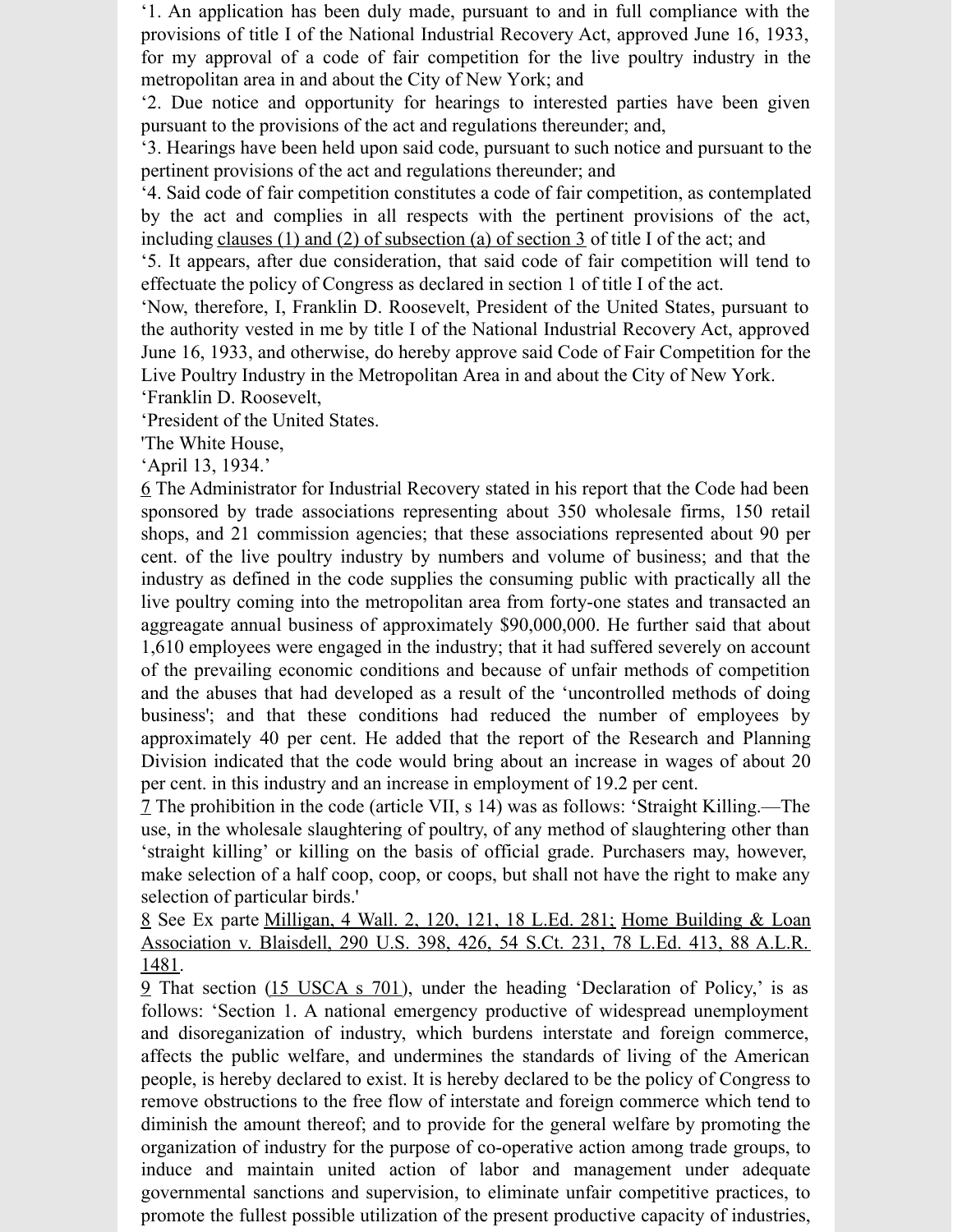'1. An application has been duly made, pursuant to and in full compliance with the provisions of title I of the National Industrial Recovery Act, approved June 16, 1933, for my approval of a code of fair competition for the live poultry industry in the metropolitan area in and about the City of New York; and

'2. Due notice and opportunity for hearings to interested parties have been given pursuant to the provisions of the act and regulations thereunder; and,

'3. Hearings have been held upon said code, pursuant to such notice and pursuant to the pertinent provisions of the act and regulations thereunder; and

'4. Said code of fair competition constitutes a code of fair competition, as contemplated by the act and complies in all respects with the pertinent provisions of the act, including clauses (1) and (2) of subsection (a) of section 3 of title I of the act; and

'5. It appears, after due consideration, that said code of fair competition will tend to effectuate the policy of Congress as declared in section 1 of title I of the act.

'Now, therefore, I, Franklin D. Roosevelt, President of the United States, pursuant to the authority vested in me by title I of the National Industrial Recovery Act, approved June 16, 1933, and otherwise, do hereby approve said Code of Fair Competition for the Live Poultry Industry in the Metropolitan Area in and about the City of New York.

'Franklin D. Roosevelt,

'President of the United States.

'The White House,

'April 13, 1934.'

6 The Administrator for Industrial Recovery stated in his report that the Code had been sponsored by trade associations representing about 350 wholesale firms, 150 retail shops, and 21 commission agencies; that these associations represented about 90 per cent. of the live poultry industry by numbers and volume of business; and that the industry as defined in the code supplies the consuming public with practically all the live poultry coming into the metropolitan area from forty-one states and transacted an aggregate annual business of approximately $90,000,000. He further said that about 1,610 employees were engaged in the industry; that it had suffered severely on account of the prevailing economic conditions and because of unfair methods of competition and the abuses that had developed as a result of the 'uncontrolled methods of doing business'; and that these conditions had reduced the number of employees by approximately 40 per cent. He added that the report of the Research and Planning Division indicated that the code would bring about an increase in wages of about 20 per cent. in this industry and an increase in employment of 19.2 per cent.

7 The prohibition in the code (article VII, s 14) was as follows: 'Straight Killing.—The use, in the wholesale slaughtering of poultry, of any method of slaughtering other than 'straight killing' or killing on the basis of official grade. Purchasers may, however, make selection of a half coop, coop, or coops, but shall not have the right to make any selection of particular birds.'

8 See Ex parte Milligan, 4 Wall. 2, 120, 121, 18 L.Ed. 281; Home Building & Loan Association v. Blaisdell, 290 U.S. 398, 426, 54 S.Ct. 231, 78 L.Ed. 413, 88 A.L.R. 1481.

9 That section (15 USCA s 701), under the heading 'Declaration of Policy,' is as follows: 'Section 1. A national emergency productive of widespread unemployment and disorganization of industry, which burdens interstate and foreign commerce, affects the public welfare, and undermines the standards of living of the American people, is hereby declared to exist. It is hereby declared to be the policy of Congress to remove obstructions to the free flow of interstate and foreign commerce which tend to diminish the amount thereof; and to provide for the general welfare by promoting the organization of industry for the purpose of co-operative action among trade groups, to induce and maintain united action of labor and management under adequate governmental sanctions and supervision, to eliminate unfair competitive practices, to promote the fullest possible utilization of the present productive capacity of industries,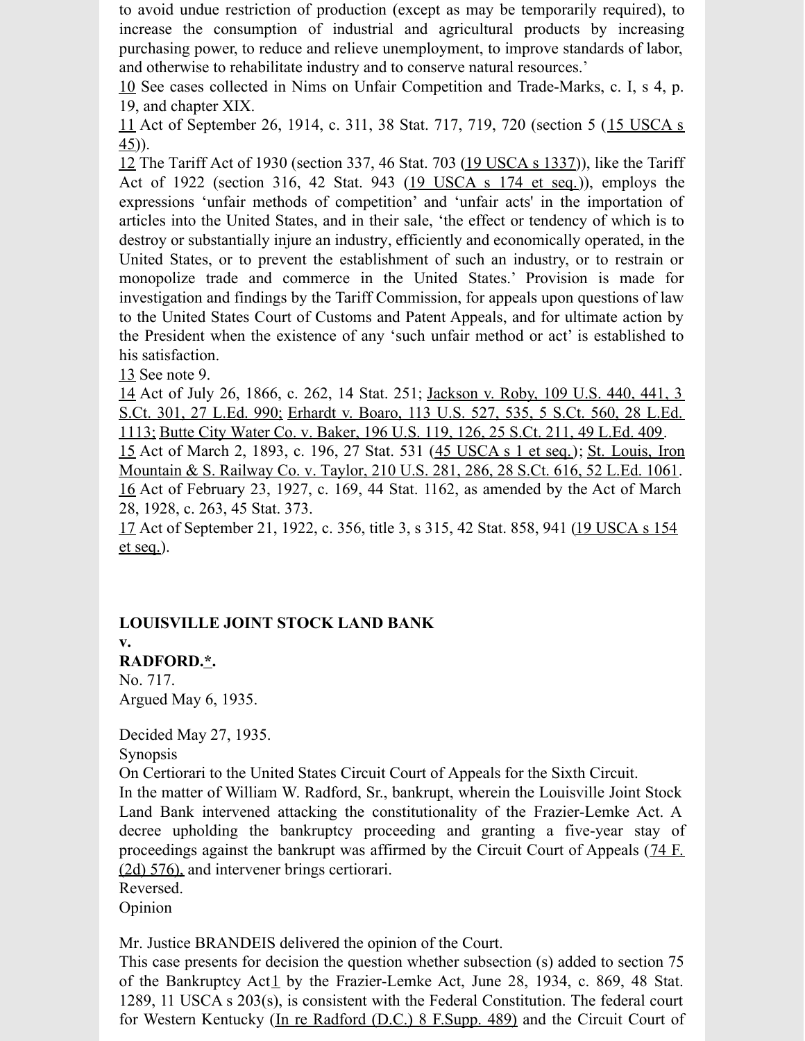to avoid undue restriction of production (except as may be temporarily required), to increase the consumption of industrial and agricultural products by increasing purchasing power, to reduce and relieve unemployment, to improve standards of labor, and otherwise to rehabilitate industry and to conserve natural resources.'

10 See cases collected in Nims on Unfair Competition and Trade-Marks, c. I, s 4, p. 19, and chapter XIX.

11 Act of September 26, 1914, c. 311, 38 Stat. 717, 719, 720 (section 5 (15 USCA s 45)).

12 The Tariff Act of 1930 (section 337, 46 Stat. 703 (19 USCA s 1337)), like the Tariff Act of 1922 (section 316, 42 Stat. 943 (19 USCA s 174 et seq.)), employs the expressions 'unfair methods of competition' and 'unfair acts' in the importation of articles into the United States, and in their sale, 'the effect or tendency of which is to destroy or substantially injure an industry, efficiently and economically operated, in the United States, or to prevent the establishment of such an industry, or to restrain or monopolize trade and commerce in the United States.' Provision is made for investigation and findings by the Tariff Commission, for appeals upon questions of law to the United States Court of Customs and Patent Appeals, and for ultimate action by the President when the existence of any 'such unfair method or act' is established to his satisfaction.

13 See note 9.

14 Act of July 26, 1866, c. 262, 14 Stat. 251; Jackson v. Roby, 109 U.S. 440, 441, 3 S.Ct. 301, 27 L.Ed. 990; Erhardt v. Boaro, 113 U.S. 527, 535, 5 S.Ct. 560, 28 L.Ed. 1113; Butte City Water Co. v. Baker, 196 U.S. 119, 126, 25 S.Ct. 211, 49 L.Ed. 409.

15 Act of March 2, 1893, c. 196, 27 Stat. 531 (45 USCA s 1 et seq.); St. Louis, Iron Mountain & S. Railway Co. v. Taylor, 210 U.S. 281, 286, 28 S.Ct. 616, 52 L.Ed. 1061.

16 Act of February 23, 1927, c. 169, 44 Stat. 1162, as amended by the Act of March 28, 1928, c. 263, 45 Stat. 373.

17 Act of September 21, 1922, c. 356, title 3, s 315, 42 Stat. 858, 941 (19 USCA s 154 et seq.).

**LOUISVILLE JOINT STOCK LAND BANK**
**v.**
**RADFORD.*.**

No. 717.
Argued May 6, 1935.

Decided May 27, 1935.

Synopsis

On Certiorari to the United States Circuit Court of Appeals for the Sixth Circuit.

In the matter of William W. Radford, Sr., bankrupt, wherein the Louisville Joint Stock Land Bank intervened attacking the constitutionality of the Frazier-Lemke Act. A decree upholding the bankruptcy proceeding and granting a five-year stay of proceedings against the bankrupt was affirmed by the Circuit Court of Appeals (74 F.(2d) 576), and intervener brings certiorari.

Reversed.

Opinion

Mr. Justice BRANDEIS delivered the opinion of the Court.

This case presents for decision the question whether subsection (s) added to section 75 of the Bankruptcy Act[1] by the Frazier-Lemke Act, June 28, 1934, c. 869, 48 Stat. 1289, 11 USCA s 203(s), is consistent with the Federal Constitution. The federal court for Western Kentucky (In re Radford (D.C.) 8 F.Supp. 489) and the Circuit Court of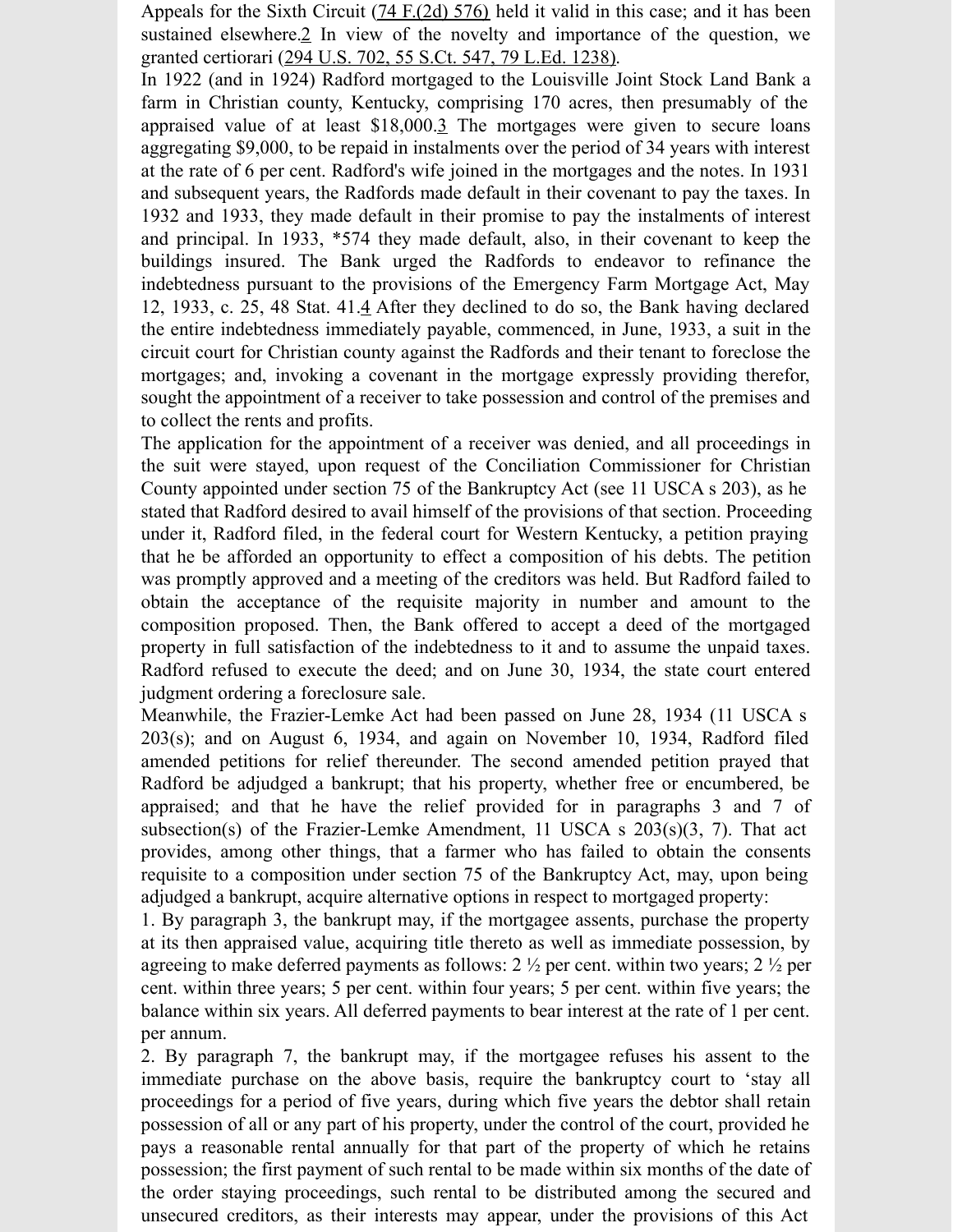Appeals for the Sixth Circuit (74 F.(2d) 576) held it valid in this case; and it has been sustained elsewhere.[2] In view of the novelty and importance of the question, we granted certiorari (294 U.S. 702, 55 S.Ct. 547, 79 L.Ed. 1238).

In 1922 (and in 1924) Radford mortgaged to the Louisville Joint Stock Land Bank a farm in Christian county, Kentucky, comprising 170 acres, then presumably of the appraised value of at least $18,000.[3] The mortgages were given to secure loans aggregating $9,000, to be repaid in instalments over the period of 34 years with interest at the rate of 6 per cent. Radford's wife joined in the mortgages and the notes. In 1931 and subsequent years, the Radfords made default in their covenant to pay the taxes. In 1932 and 1933, they made default in their promise to pay the instalments of interest and principal. In 1933, *574 they made default, also, in their covenant to keep the buildings insured. The Bank urged the Radfords to endeavor to refinance the indebtedness pursuant to the provisions of the Emergency Farm Mortgage Act, May 12, 1933, c. 25, 48 Stat. 41.[4] After they declined to do so, the Bank having declared the entire indebtedness immediately payable, commenced, in June, 1933, a suit in the circuit court for Christian county against the Radfords and their tenant to foreclose the mortgages; and, invoking a covenant in the mortgage expressly providing therefor, sought the appointment of a receiver to take possession and control of the premises and to collect the rents and profits.

The application for the appointment of a receiver was denied, and all proceedings in the suit were stayed, upon request of the Conciliation Commissioner for Christian County appointed under section 75 of the Bankruptcy Act (see 11 USCA s 203), as he stated that Radford desired to avail himself of the provisions of that section. Proceeding under it, Radford filed, in the federal court for Western Kentucky, a petition praying that he be afforded an opportunity to effect a composition of his debts. The petition was promptly approved and a meeting of the creditors was held. But Radford failed to obtain the acceptance of the requisite majority in number and amount to the composition proposed. Then, the Bank offered to accept a deed of the mortgaged property in full satisfaction of the indebtedness to it and to assume the unpaid taxes. Radford refused to execute the deed; and on June 30, 1934, the state court entered judgment ordering a foreclosure sale.

Meanwhile, the Frazier-Lemke Act had been passed on June 28, 1934 (11 USCA s 203(s); and on August 6, 1934, and again on November 10, 1934, Radford filed amended petitions for relief thereunder. The second amended petition prayed that Radford be adjudged a bankrupt; that his property, whether free or encumbered, be appraised; and that he have the relief provided for in paragraphs 3 and 7 of subsection(s) of the Frazier-Lemke Amendment, 11 USCA s 203(s)(3, 7). That act provides, among other things, that a farmer who has failed to obtain the consents requisite to a composition under section 75 of the Bankruptcy Act, may, upon being adjudged a bankrupt, acquire alternative options in respect to mortgaged property:

1. By paragraph 3, the bankrupt may, if the mortgagee assents, purchase the property at its then appraised value, acquiring title thereto as well as immediate possession, by agreeing to make deferred payments as follows: 2 ½ per cent. within two years; 2 ½ per cent. within three years; 5 per cent. within four years; 5 per cent. within five years; the balance within six years. All deferred payments to bear interest at the rate of 1 per cent. per annum.

2. By paragraph 7, the bankrupt may, if the mortgagee refuses his assent to the immediate purchase on the above basis, require the bankruptcy court to 'stay all proceedings for a period of five years, during which five years the debtor shall retain possession of all or any part of his property, under the control of the court, provided he pays a reasonable rental annually for that part of the property of which he retains possession; the first payment of such rental to be made within six months of the date of the order staying proceedings, such rental to be distributed among the secured and unsecured creditors, as their interests may appear, under the provisions of this Act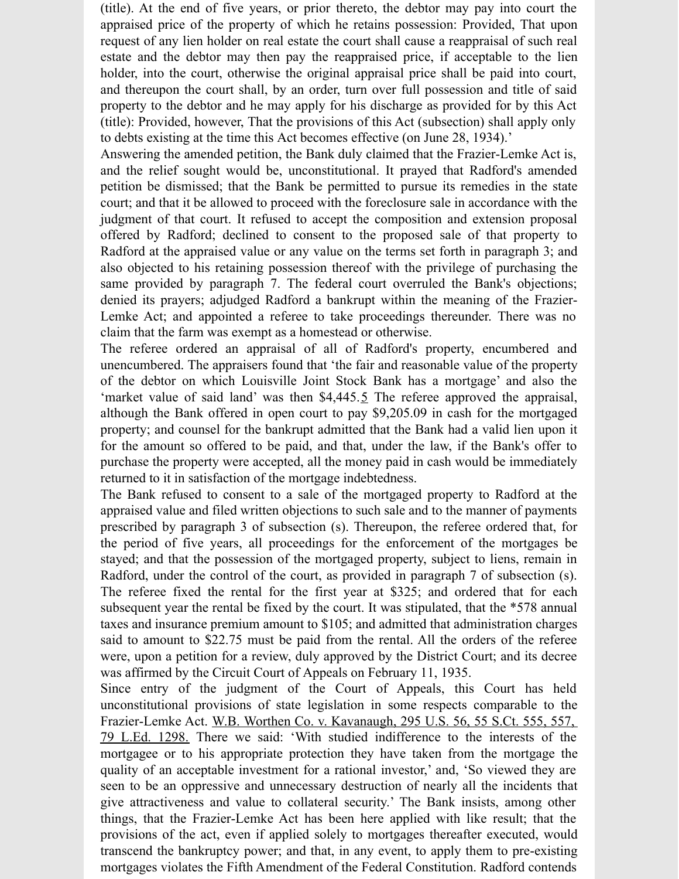(title). At the end of five years, or prior thereto, the debtor may pay into court the appraised price of the property of which he retains possession: Provided, That upon request of any lien holder on real estate the court shall cause a reappraisal of such real estate and the debtor may then pay the reappraised price, if acceptable to the lien holder, into the court, otherwise the original appraisal price shall be paid into court, and thereupon the court shall, by an order, turn over full possession and title of said property to the debtor and he may apply for his discharge as provided for by this Act (title): Provided, however, That the provisions of this Act (subsection) shall apply only to debts existing at the time this Act becomes effective (on June 28, 1934).'

Answering the amended petition, the Bank duly claimed that the Frazier-Lemke Act is, and the relief sought would be, unconstitutional. It prayed that Radford's amended petition be dismissed; that the Bank be permitted to pursue its remedies in the state court; and that it be allowed to proceed with the foreclosure sale in accordance with the judgment of that court. It refused to accept the composition and extension proposal offered by Radford; declined to consent to the proposed sale of that property to Radford at the appraised value or any value on the terms set forth in paragraph 3; and also objected to his retaining possession thereof with the privilege of purchasing the same provided by paragraph 7. The federal court overruled the Bank's objections; denied its prayers; adjudged Radford a bankrupt within the meaning of the Frazier-Lemke Act; and appointed a referee to take proceedings thereunder. There was no claim that the farm was exempt as a homestead or otherwise.

The referee ordered an appraisal of all of Radford's property, encumbered and unencumbered. The appraisers found that 'the fair and reasonable value of the property of the debtor on which Louisville Joint Stock Bank has a mortgage' and also the 'market value of said land' was then $4,445.[5] The referee approved the appraisal, although the Bank offered in open court to pay $9,205.09 in cash for the mortgaged property; and counsel for the bankrupt admitted that the Bank had a valid lien upon it for the amount so offered to be paid, and that, under the law, if the Bank's offer to purchase the property were accepted, all the money paid in cash would be immediately returned to it in satisfaction of the mortgage indebtedness.

The Bank refused to consent to a sale of the mortgaged property to Radford at the appraised value and filed written objections to such sale and to the manner of payments prescribed by paragraph 3 of subsection (s). Thereupon, the referee ordered that, for the period of five years, all proceedings for the enforcement of the mortgages be stayed; and that the possession of the mortgaged property, subject to liens, remain in Radford, under the control of the court, as provided in paragraph 7 of subsection (s). The referee fixed the rental for the first year at $325; and ordered that for each subsequent year the rental be fixed by the court. It was stipulated, that the *578 annual taxes and insurance premium amount to $105; and admitted that administration charges said to amount to $22.75 must be paid from the rental. All the orders of the referee were, upon a petition for a review, duly approved by the District Court; and its decree was affirmed by the Circuit Court of Appeals on February 11, 1935.

Since entry of the judgment of the Court of Appeals, this Court has held unconstitutional provisions of state legislation in some respects comparable to the Frazier-Lemke Act. W.B. Worthen Co. v. Kavanaugh, 295 U.S. 56, 55 S.Ct. 555, 557, 79 L.Ed. 1298. There we said: 'With studied indifference to the interests of the mortgagee or to his appropriate protection they have taken from the mortgage the quality of an acceptable investment for a rational investor,' and, 'So viewed they are seen to be an oppressive and unnecessary destruction of nearly all the incidents that give attractiveness and value to collateral security.' The Bank insists, among other things, that the Frazier-Lemke Act has been here applied with like result; that the provisions of the act, even if applied solely to mortgages thereafter executed, would transcend the bankruptcy power; and that, in any event, to apply them to pre-existing mortgages violates the Fifth Amendment of the Federal Constitution. Radford contends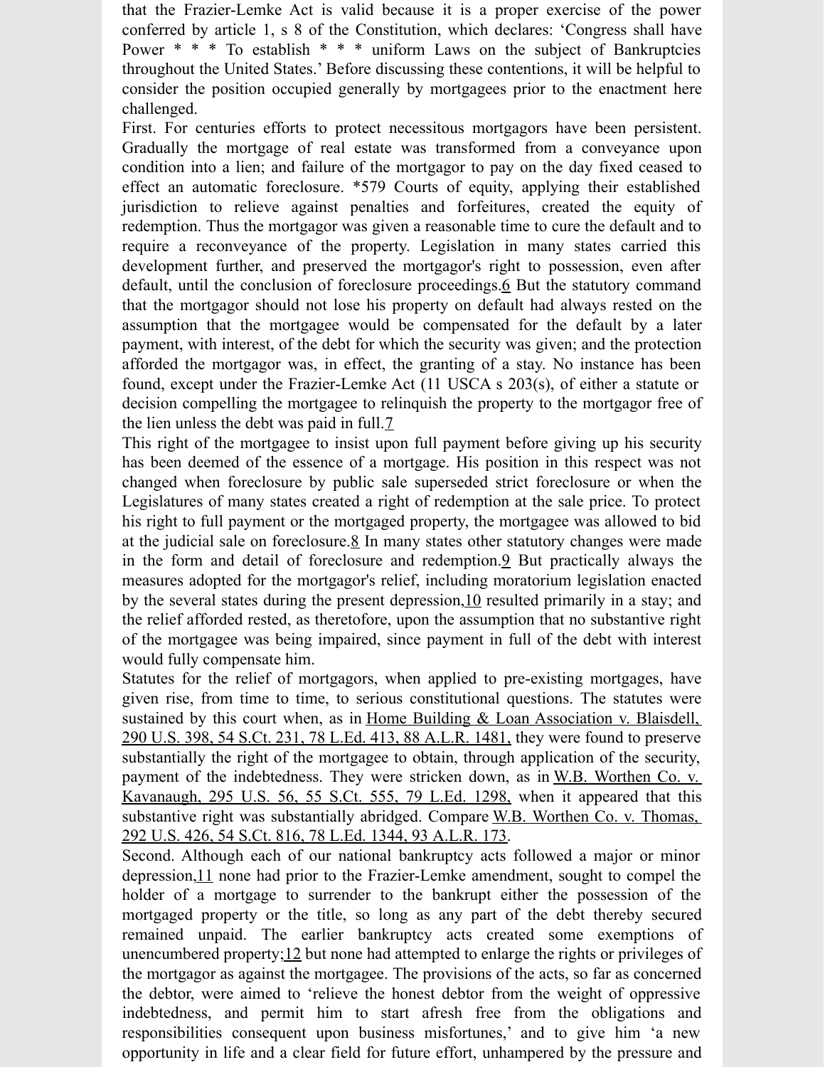that the Frazier-Lemke Act is valid because it is a proper exercise of the power conferred by article 1, s 8 of the Constitution, which declares: 'Congress shall have Power * * * To establish * * * uniform Laws on the subject of Bankruptcies throughout the United States.' Before discussing these contentions, it will be helpful to consider the position occupied generally by mortgagees prior to the enactment here challenged.

First. For centuries efforts to protect necessitous mortgagors have been persistent. Gradually the mortgage of real estate was transformed from a conveyance upon condition into a lien; and failure of the mortgagor to pay on the day fixed ceased to effect an automatic foreclosure. *579 Courts of equity, applying their established jurisdiction to relieve against penalties and forfeitures, created the equity of redemption. Thus the mortgagor was given a reasonable time to cure the default and to require a reconveyance of the property. Legislation in many states carried this development further, and preserved the mortgagor's right to possession, even after default, until the conclusion of foreclosure proceedings.6 But the statutory command that the mortgagor should not lose his property on default had always rested on the assumption that the mortgagee would be compensated for the default by a later payment, with interest, of the debt for which the security was given; and the protection afforded the mortgagor was, in effect, the granting of a stay. No instance has been found, except under the Frazier-Lemke Act (11 USCA s 203(s), of either a statute or decision compelling the mortgagee to relinquish the property to the mortgagor free of the lien unless the debt was paid in full.7

This right of the mortgagee to insist upon full payment before giving up his security has been deemed of the essence of a mortgage. His position in this respect was not changed when foreclosure by public sale superseded strict foreclosure or when the Legislatures of many states created a right of redemption at the sale price. To protect his right to full payment or the mortgaged property, the mortgagee was allowed to bid at the judicial sale on foreclosure.8 In many states other statutory changes were made in the form and detail of foreclosure and redemption.9 But practically always the measures adopted for the mortgagor's relief, including moratorium legislation enacted by the several states during the present depression,10 resulted primarily in a stay; and the relief afforded rested, as theretofore, upon the assumption that no substantive right of the mortgagee was being impaired, since payment in full of the debt with interest would fully compensate him.

Statutes for the relief of mortgagors, when applied to pre-existing mortgages, have given rise, from time to time, to serious constitutional questions. The statutes were sustained by this court when, as in Home Building & Loan Association v. Blaisdell, 290 U.S. 398, 54 S.Ct. 231, 78 L.Ed. 413, 88 A.L.R. 1481, they were found to preserve substantially the right of the mortgagee to obtain, through application of the security, payment of the indebtedness. They were stricken down, as in W.B. Worthen Co. v. Kavanaugh, 295 U.S. 56, 55 S.Ct. 555, 79 L.Ed. 1298, when it appeared that this substantive right was substantially abridged. Compare W.B. Worthen Co. v. Thomas, 292 U.S. 426, 54 S.Ct. 816, 78 L.Ed. 1344, 93 A.L.R. 173.

Second. Although each of our national bankruptcy acts followed a major or minor depression,11 none had prior to the Frazier-Lemke amendment, sought to compel the holder of a mortgage to surrender to the bankrupt either the possession of the mortgaged property or the title, so long as any part of the debt thereby secured remained unpaid. The earlier bankruptcy acts created some exemptions of unencumbered property;12 but none had attempted to enlarge the rights or privileges of the mortgagor as against the mortgagee. The provisions of the acts, so far as concerned the debtor, were aimed to 'relieve the honest debtor from the weight of oppressive indebtedness, and permit him to start afresh free from the obligations and responsibilities consequent upon business misfortunes,' and to give him 'a new opportunity in life and a clear field for future effort, unhampered by the pressure and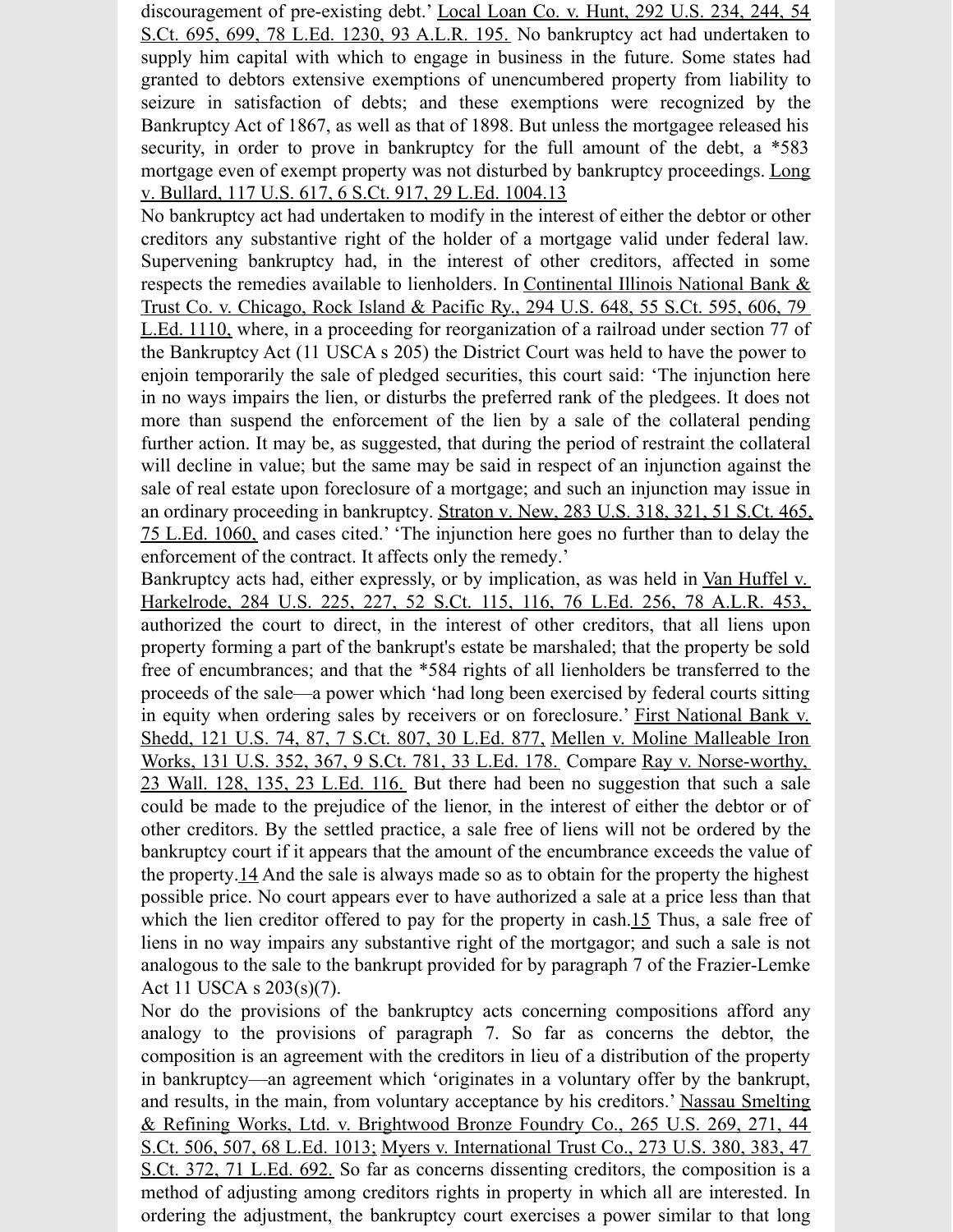discouragement of pre-existing debt.' Local Loan Co. v. Hunt, 292 U.S. 234, 244, 54 S.Ct. 695, 699, 78 L.Ed. 1230, 93 A.L.R. 195. No bankruptcy act had undertaken to supply him capital with which to engage in business in the future. Some states had granted to debtors extensive exemptions of unencumbered property from liability to seizure in satisfaction of debts; and these exemptions were recognized by the Bankruptcy Act of 1867, as well as that of 1898. But unless the mortgagee released his security, in order to prove in bankruptcy for the full amount of the debt, a *583 mortgage even of exempt property was not disturbed by bankruptcy proceedings. Long v. Bullard, 117 U.S. 617, 6 S.Ct. 917, 29 L.Ed. 1004.13

No bankruptcy act had undertaken to modify in the interest of either the debtor or other creditors any substantive right of the holder of a mortgage valid under federal law. Supervening bankruptcy had, in the interest of other creditors, affected in some respects the remedies available to lienholders. In Continental Illinois National Bank & Trust Co. v. Chicago, Rock Island & Pacific Ry., 294 U.S. 648, 55 S.Ct. 595, 606, 79 L.Ed. 1110, where, in a proceeding for reorganization of a railroad under section 77 of the Bankruptcy Act (11 USCA s 205) the District Court was held to have the power to enjoin temporarily the sale of pledged securities, this court said: 'The injunction here in no ways impairs the lien, or disturbs the preferred rank of the pledgees. It does not more than suspend the enforcement of the lien by a sale of the collateral pending further action. It may be, as suggested, that during the period of restraint the collateral will decline in value; but the same may be said in respect of an injunction against the sale of real estate upon foreclosure of a mortgage; and such an injunction may issue in an ordinary proceeding in bankruptcy. Straton v. New, 283 U.S. 318, 321, 51 S.Ct. 465, 75 L.Ed. 1060, and cases cited.' 'The injunction here goes no further than to delay the enforcement of the contract. It affects only the remedy.'

Bankruptcy acts had, either expressly, or by implication, as was held in Van Huffel v. Harkelrode, 284 U.S. 225, 227, 52 S.Ct. 115, 116, 76 L.Ed. 256, 78 A.L.R. 453, authorized the court to direct, in the interest of other creditors, that all liens upon property forming a part of the bankrupt's estate be marshaled; that the property be sold free of encumbrances; and that the *584 rights of all lienholders be transferred to the proceeds of the sale—a power which 'had long been exercised by federal courts sitting in equity when ordering sales by receivers or on foreclosure.' First National Bank v. Shedd, 121 U.S. 74, 87, 7 S.Ct. 807, 30 L.Ed. 877, Mellen v. Moline Malleable Iron Works, 131 U.S. 352, 367, 9 S.Ct. 781, 33 L.Ed. 178. Compare Ray v. Norse-worthy, 23 Wall. 128, 135, 23 L.Ed. 116. But there had been no suggestion that such a sale could be made to the prejudice of the lienor, in the interest of either the debtor or of other creditors. By the settled practice, a sale free of liens will not be ordered by the bankruptcy court if it appears that the amount of the encumbrance exceeds the value of the property.14 And the sale is always made so as to obtain for the property the highest possible price. No court appears ever to have authorized a sale at a price less than that which the lien creditor offered to pay for the property in cash.15 Thus, a sale free of liens in no way impairs any substantive right of the mortgagor; and such a sale is not analogous to the sale to the bankrupt provided for by paragraph 7 of the Frazier-Lemke Act 11 USCA s 203(s)(7).

Nor do the provisions of the bankruptcy acts concerning compositions afford any analogy to the provisions of paragraph 7. So far as concerns the debtor, the composition is an agreement with the creditors in lieu of a distribution of the property in bankruptcy—an agreement which 'originates in a voluntary offer by the bankrupt, and results, in the main, from voluntary acceptance by his creditors.' Nassau Smelting & Refining Works, Ltd. v. Brightwood Bronze Foundry Co., 265 U.S. 269, 271, 44 S.Ct. 506, 507, 68 L.Ed. 1013; Myers v. International Trust Co., 273 U.S. 380, 383, 47 S.Ct. 372, 71 L.Ed. 692. So far as concerns dissenting creditors, the composition is a method of adjusting among creditors rights in property in which all are interested. In ordering the adjustment, the bankruptcy court exercises a power similar to that long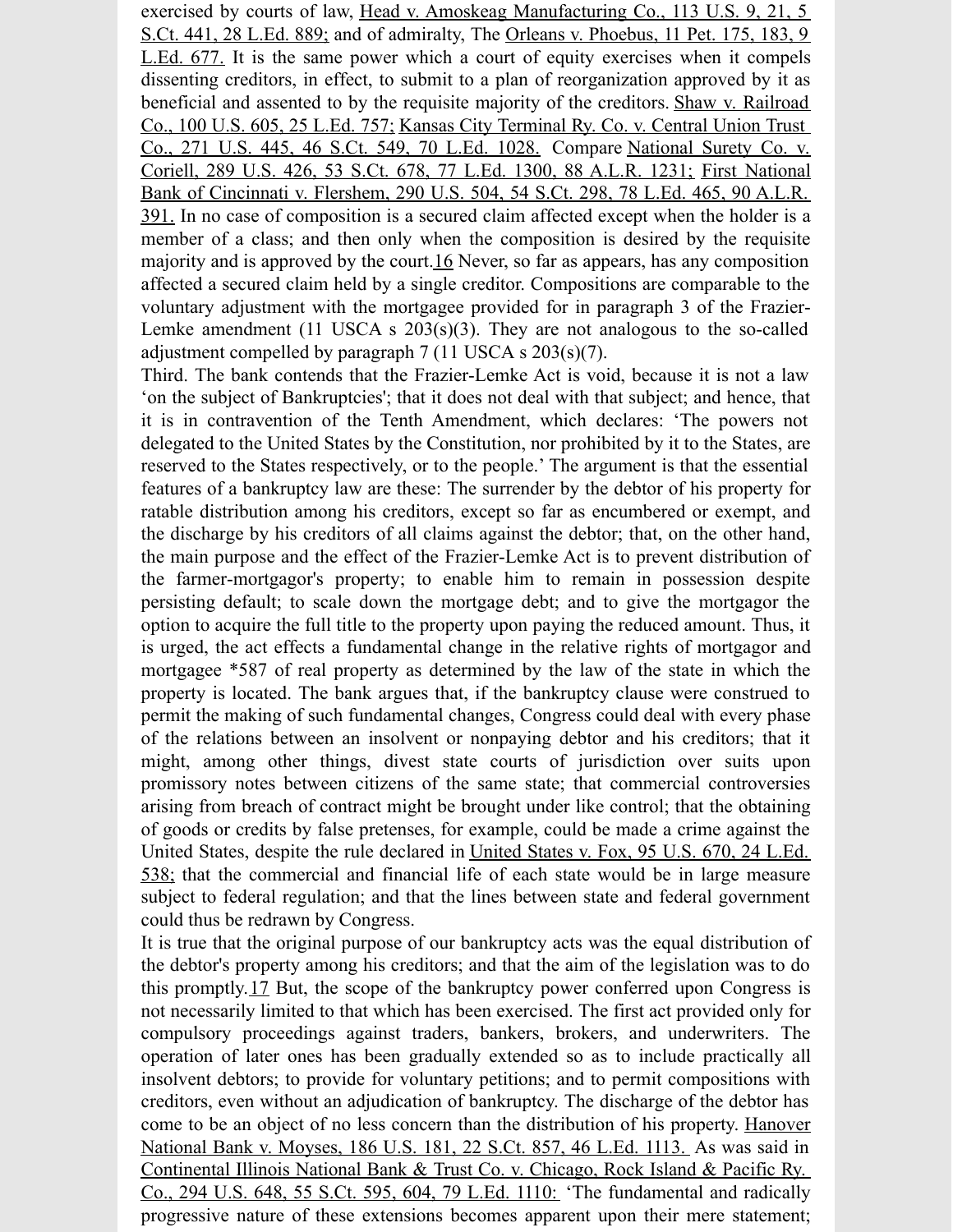exercised by courts of law, Head v. Amoskeag Manufacturing Co., 113 U.S. 9, 21, 5 S.Ct. 441, 28 L.Ed. 889; and of admiralty, The Orleans v. Phoebus, 11 Pet. 175, 183, 9 L.Ed. 677. It is the same power which a court of equity exercises when it compels dissenting creditors, in effect, to submit to a plan of reorganization approved by it as beneficial and assented to by the requisite majority of the creditors. Shaw v. Railroad Co., 100 U.S. 605, 25 L.Ed. 757; Kansas City Terminal Ry. Co. v. Central Union Trust Co., 271 U.S. 445, 46 S.Ct. 549, 70 L.Ed. 1028. Compare National Surety Co. v. Coriell, 289 U.S. 426, 53 S.Ct. 678, 77 L.Ed. 1300, 88 A.L.R. 1231; First National Bank of Cincinnati v. Flershem, 290 U.S. 504, 54 S.Ct. 298, 78 L.Ed. 465, 90 A.L.R. 391. In no case of composition is a secured claim affected except when the holder is a member of a class; and then only when the composition is desired by the requisite majority and is approved by the court.16 Never, so far as appears, has any composition affected a secured claim held by a single creditor. Compositions are comparable to the voluntary adjustment with the mortgagee provided for in paragraph 3 of the Frazier-Lemke amendment (11 USCA s 203(s)(3). They are not analogous to the so-called adjustment compelled by paragraph 7 (11 USCA s 203(s)(7).

Third. The bank contends that the Frazier-Lemke Act is void, because it is not a law 'on the subject of Bankruptcies'; that it does not deal with that subject; and hence, that it is in contravention of the Tenth Amendment, which declares: 'The powers not delegated to the United States by the Constitution, nor prohibited by it to the States, are reserved to the States respectively, or to the people.' The argument is that the essential features of a bankruptcy law are these: The surrender by the debtor of his property for ratable distribution among his creditors, except so far as encumbered or exempt, and the discharge by his creditors of all claims against the debtor; that, on the other hand, the main purpose and the effect of the Frazier-Lemke Act is to prevent distribution of the farmer-mortgagor's property; to enable him to remain in possession despite persisting default; to scale down the mortgage debt; and to give the mortgagor the option to acquire the full title to the property upon paying the reduced amount. Thus, it is urged, the act effects a fundamental change in the relative rights of mortgagor and mortgagee *587 of real property as determined by the law of the state in which the property is located. The bank argues that, if the bankruptcy clause were construed to permit the making of such fundamental changes, Congress could deal with every phase of the relations between an insolvent or nonpaying debtor and his creditors; that it might, among other things, divest state courts of jurisdiction over suits upon promissory notes between citizens of the same state; that commercial controversies arising from breach of contract might be brought under like control; that the obtaining of goods or credits by false pretenses, for example, could be made a crime against the United States, despite the rule declared in United States v. Fox, 95 U.S. 670, 24 L.Ed. 538; that the commercial and financial life of each state would be in large measure subject to federal regulation; and that the lines between state and federal government could thus be redrawn by Congress.

It is true that the original purpose of our bankruptcy acts was the equal distribution of the debtor's property among his creditors; and that the aim of the legislation was to do this promptly.17 But, the scope of the bankruptcy power conferred upon Congress is not necessarily limited to that which has been exercised. The first act provided only for compulsory proceedings against traders, bankers, brokers, and underwriters. The operation of later ones has been gradually extended so as to include practically all insolvent debtors; to provide for voluntary petitions; and to permit compositions with creditors, even without an adjudication of bankruptcy. The discharge of the debtor has come to be an object of no less concern than the distribution of his property. Hanover National Bank v. Moyses, 186 U.S. 181, 22 S.Ct. 857, 46 L.Ed. 1113. As was said in Continental Illinois National Bank & Trust Co. v. Chicago, Rock Island & Pacific Ry. Co., 294 U.S. 648, 55 S.Ct. 595, 604, 79 L.Ed. 1110: 'The fundamental and radically progressive nature of these extensions becomes apparent upon their mere statement;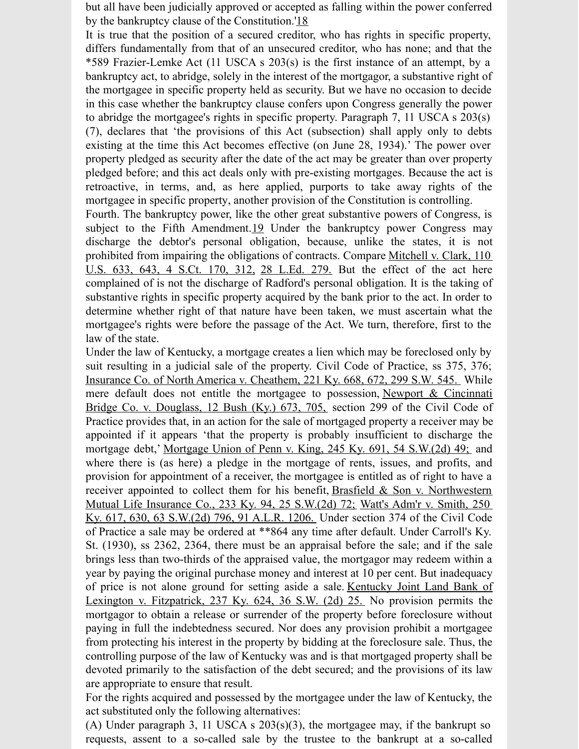but all have been judicially approved or accepted as falling within the power conferred by the bankruptcy clause of the Constitution.'18

It is true that the position of a secured creditor, who has rights in specific property, differs fundamentally from that of an unsecured creditor, who has none; and that the *589 Frazier-Lemke Act (11 USCA s 203(s) is the first instance of an attempt, by a bankruptcy act, to abridge, solely in the interest of the mortgagor, a substantive right of the mortgagee in specific property held as security. But we have no occasion to decide in this case whether the bankruptcy clause confers upon Congress generally the power to abridge the mortgagee's rights in specific property. Paragraph 7, 11 USCA s 203(s)(7), declares that 'the provisions of this Act (subsection) shall apply only to debts existing at the time this Act becomes effective (on June 28, 1934).' The power over property pledged as security after the date of the act may be greater than over property pledged before; and this act deals only with pre-existing mortgages. Because the act is retroactive, in terms, and, as here applied, purports to take away rights of the mortgagee in specific property, another provision of the Constitution is controlling.

Fourth. The bankruptcy power, like the other great substantive powers of Congress, is subject to the Fifth Amendment.19 Under the bankruptcy power Congress may discharge the debtor's personal obligation, because, unlike the states, it is not prohibited from impairing the obligations of contracts. Compare Mitchell v. Clark, 110 U.S. 633, 643, 4 S.Ct. 170, 312, 28 L.Ed. 279. But the effect of the act here complained of is not the discharge of Radford's personal obligation. It is the taking of substantive rights in specific property acquired by the bank prior to the act. In order to determine whether right of that nature have been taken, we must ascertain what the mortgagee's rights were before the passage of the Act. We turn, therefore, first to the law of the state.

Under the law of Kentucky, a mortgage creates a lien which may be foreclosed only by suit resulting in a judicial sale of the property. Civil Code of Practice, ss 375, 376; Insurance Co. of North America v. Cheathem, 221 Ky. 668, 672, 299 S.W. 545. While mere default does not entitle the mortgagee to possession, Newport & Cincinnati Bridge Co. v. Douglass, 12 Bush (Ky.) 673, 705, section 299 of the Civil Code of Practice provides that, in an action for the sale of mortgaged property a receiver may be appointed if it appears 'that the property is probably insufficient to discharge the mortgage debt,' Mortgage Union of Penn v. King, 245 Ky. 691, 54 S.W.(2d) 49; and where there is (as here) a pledge in the mortgage of rents, issues, and profits, and provision for appointment of a receiver, the mortgagee is entitled as of right to have a receiver appointed to collect them for his benefit, Brasfield & Son v. Northwestern Mutual Life Insurance Co., 233 Ky. 94, 25 S.W.(2d) 72; Watt's Adm'r v. Smith, 250 Ky. 617, 630, 63 S.W.(2d) 796, 91 A.L.R. 1206. Under section 374 of the Civil Code of Practice a sale may be ordered at **864 any time after default. Under Carroll's Ky. St. (1930), ss 2362, 2364, there must be an appraisal before the sale; and if the sale brings less than two-thirds of the appraised value, the mortgagor may redeem within a year by paying the original purchase money and interest at 10 per cent. But inadequacy of price is not alone ground for setting aside a sale. Kentucky Joint Land Bank of Lexington v. Fitzpatrick, 237 Ky. 624, 36 S.W. (2d) 25. No provision permits the mortgagor to obtain a release or surrender of the property before foreclosure without paying in full the indebtedness secured. Nor does any provision prohibit a mortgagee from protecting his interest in the property by bidding at the foreclosure sale. Thus, the controlling purpose of the law of Kentucky was and is that mortgaged property shall be devoted primarily to the satisfaction of the debt secured; and the provisions of its law are appropriate to ensure that result.

For the rights acquired and possessed by the mortgagee under the law of Kentucky, the act substituted only the following alternatives:

(A) Under paragraph 3, 11 USCA s 203(s)(3), the mortgagee may, if the bankrupt so requests, assent to a so-called sale by the trustee to the bankrupt at a so-called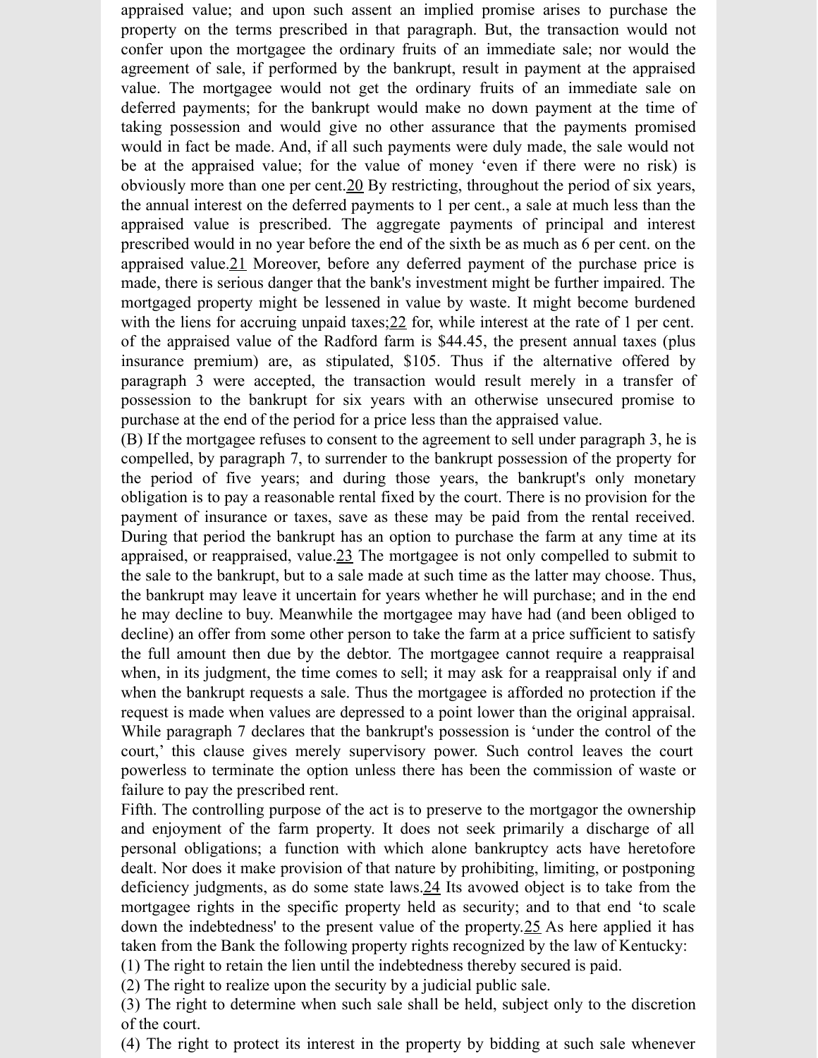appraised value; and upon such assent an implied promise arises to purchase the property on the terms prescribed in that paragraph. But, the transaction would not confer upon the mortgagee the ordinary fruits of an immediate sale; nor would the agreement of sale, if performed by the bankrupt, result in payment at the appraised value. The mortgagee would not get the ordinary fruits of an immediate sale on deferred payments; for the bankrupt would make no down payment at the time of taking possession and would give no other assurance that the payments promised would in fact be made. And, if all such payments were duly made, the sale would not be at the appraised value; for the value of money 'even if there were no risk) is obviously more than one per cent.[20] By restricting, throughout the period of six years, the annual interest on the deferred payments to 1 per cent., a sale at much less than the appraised value is prescribed. The aggregate payments of principal and interest prescribed would in no year before the end of the sixth be as much as 6 per cent. on the appraised value.[21] Moreover, before any deferred payment of the purchase price is made, there is serious danger that the bank's investment might be further impaired. The mortgaged property might be lessened in value by waste. It might become burdened with the liens for accruing unpaid taxes;[22] for, while interest at the rate of 1 per cent. of the appraised value of the Radford farm is $44.45, the present annual taxes (plus insurance premium) are, as stipulated, $105. Thus if the alternative offered by paragraph 3 were accepted, the transaction would result merely in a transfer of possession to the bankrupt for six years with an otherwise unsecured promise to purchase at the end of the period for a price less than the appraised value.

(B) If the mortgagee refuses to consent to the agreement to sell under paragraph 3, he is compelled, by paragraph 7, to surrender to the bankrupt possession of the property for the period of five years; and during those years, the bankrupt's only monetary obligation is to pay a reasonable rental fixed by the court. There is no provision for the payment of insurance or taxes, save as these may be paid from the rental received. During that period the bankrupt has an option to purchase the farm at any time at its appraised, or reappraised, value.[23] The mortgagee is not only compelled to submit to the sale to the bankrupt, but to a sale made at such time as the latter may choose. Thus, the bankrupt may leave it uncertain for years whether he will purchase; and in the end he may decline to buy. Meanwhile the mortgagee may have had (and been obliged to decline) an offer from some other person to take the farm at a price sufficient to satisfy the full amount then due by the debtor. The mortgagee cannot require a reappraisal when, in its judgment, the time comes to sell; it may ask for a reappraisal only if and when the bankrupt requests a sale. Thus the mortgagee is afforded no protection if the request is made when values are depressed to a point lower than the original appraisal. While paragraph 7 declares that the bankrupt's possession is 'under the control of the court,' this clause gives merely supervisory power. Such control leaves the court powerless to terminate the option unless there has been the commission of waste or failure to pay the prescribed rent.

Fifth. The controlling purpose of the act is to preserve to the mortgagor the ownership and enjoyment of the farm property. It does not seek primarily a discharge of all personal obligations; a function with which alone bankruptcy acts have heretofore dealt. Nor does it make provision of that nature by prohibiting, limiting, or postponing deficiency judgments, as do some state laws.[24] Its avowed object is to take from the mortgagee rights in the specific property held as security; and to that end 'to scale down the indebtedness' to the present value of the property.[25] As here applied it has taken from the Bank the following property rights recognized by the law of Kentucky:

(1) The right to retain the lien until the indebtedness thereby secured is paid.

(2) The right to realize upon the security by a judicial public sale.

(3) The right to determine when such sale shall be held, subject only to the discretion of the court.

(4) The right to protect its interest in the property by bidding at such sale whenever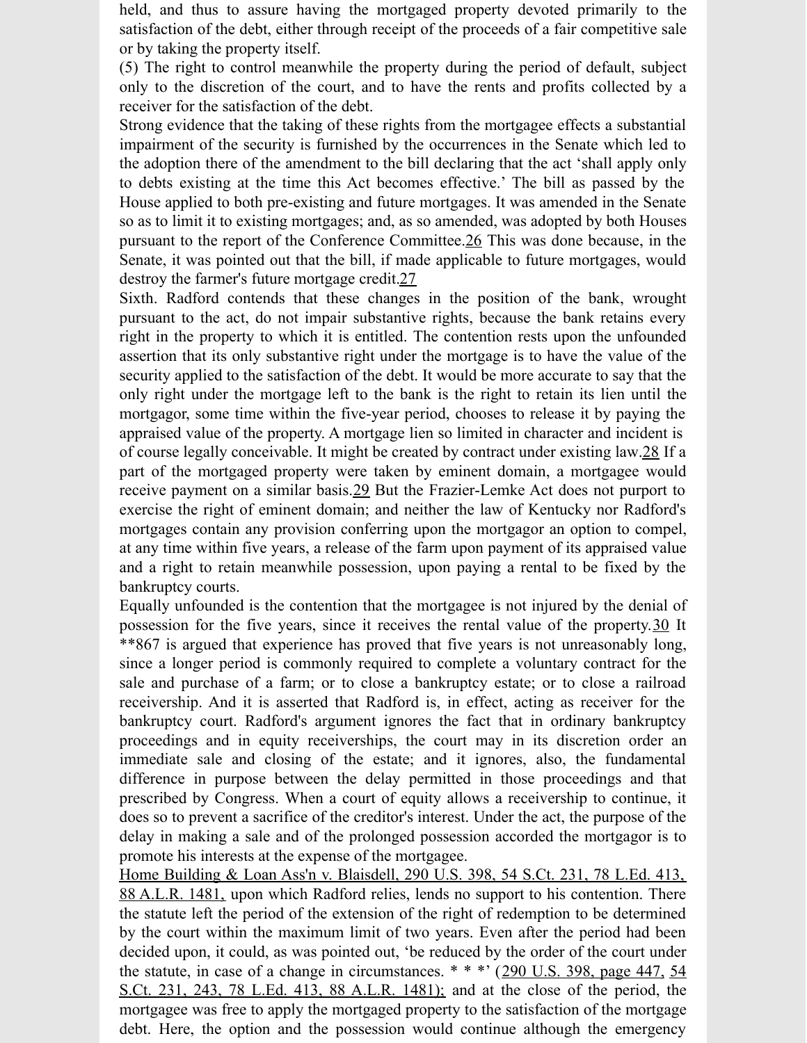held, and thus to assure having the mortgaged property devoted primarily to the satisfaction of the debt, either through receipt of the proceeds of a fair competitive sale or by taking the property itself.

(5) The right to control meanwhile the property during the period of default, subject only to the discretion of the court, and to have the rents and profits collected by a receiver for the satisfaction of the debt.

Strong evidence that the taking of these rights from the mortgagee effects a substantial impairment of the security is furnished by the occurrences in the Senate which led to the adoption there of the amendment to the bill declaring that the act 'shall apply only to debts existing at the time this Act becomes effective.' The bill as passed by the House applied to both pre-existing and future mortgages. It was amended in the Senate so as to limit it to existing mortgages; and, as so amended, was adopted by both Houses pursuant to the report of the Conference Committee.26 This was done because, in the Senate, it was pointed out that the bill, if made applicable to future mortgages, would destroy the farmer's future mortgage credit.27

Sixth. Radford contends that these changes in the position of the bank, wrought pursuant to the act, do not impair substantive rights, because the bank retains every right in the property to which it is entitled. The contention rests upon the unfounded assertion that its only substantive right under the mortgage is to have the value of the security applied to the satisfaction of the debt. It would be more accurate to say that the only right under the mortgage left to the bank is the right to retain its lien until the mortgagor, some time within the five-year period, chooses to release it by paying the appraised value of the property. A mortgage lien so limited in character and incident is of course legally conceivable. It might be created by contract under existing law.28 If a part of the mortgaged property were taken by eminent domain, a mortgagee would receive payment on a similar basis.29 But the Frazier-Lemke Act does not purport to exercise the right of eminent domain; and neither the law of Kentucky nor Radford's mortgages contain any provision conferring upon the mortgagor an option to compel, at any time within five years, a release of the farm upon payment of its appraised value and a right to retain meanwhile possession, upon paying a rental to be fixed by the bankruptcy courts.

Equally unfounded is the contention that the mortgagee is not injured by the denial of possession for the five years, since it receives the rental value of the property.30 It **867 is argued that experience has proved that five years is not unreasonably long, since a longer period is commonly required to complete a voluntary contract for the sale and purchase of a farm; or to close a bankruptcy estate; or to close a railroad receivership. And it is asserted that Radford is, in effect, acting as receiver for the bankruptcy court. Radford's argument ignores the fact that in ordinary bankruptcy proceedings and in equity receiverships, the court may in its discretion order an immediate sale and closing of the estate; and it ignores, also, the fundamental difference in purpose between the delay permitted in those proceedings and that prescribed by Congress. When a court of equity allows a receivership to continue, it does so to prevent a sacrifice of the creditor's interest. Under the act, the purpose of the delay in making a sale and of the prolonged possession accorded the mortgagor is to promote his interests at the expense of the mortgagee.

Home Building & Loan Ass'n v. Blaisdell, 290 U.S. 398, 54 S.Ct. 231, 78 L.Ed. 413, 88 A.L.R. 1481, upon which Radford relies, lends no support to his contention. There the statute left the period of the extension of the right of redemption to be determined by the court within the maximum limit of two years. Even after the period had been decided upon, it could, as was pointed out, 'be reduced by the order of the court under the statute, in case of a change in circumstances. * * *' (290 U.S. 398, page 447, 54 S.Ct. 231, 243, 78 L.Ed. 413, 88 A.L.R. 1481); and at the close of the period, the mortgagee was free to apply the mortgaged property to the satisfaction of the mortgage debt. Here, the option and the possession would continue although the emergency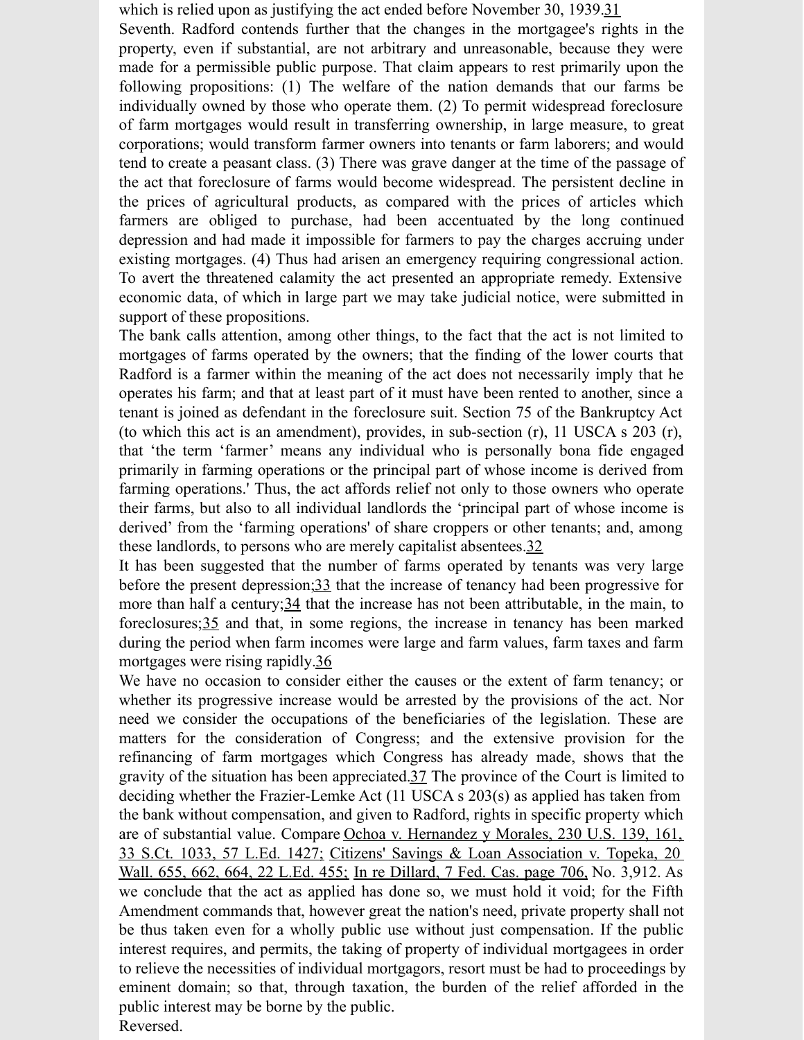which is relied upon as justifying the act ended before November 30, 1939.[31]

Seventh. Radford contends further that the changes in the mortgagee's rights in the property, even if substantial, are not arbitrary and unreasonable, because they were made for a permissible public purpose. That claim appears to rest primarily upon the following propositions: (1) The welfare of the nation demands that our farms be individually owned by those who operate them. (2) To permit widespread foreclosure of farm mortgages would result in transferring ownership, in large measure, to great corporations; would transform farmer owners into tenants or farm laborers; and would tend to create a peasant class. (3) There was grave danger at the time of the passage of the act that foreclosure of farms would become widespread. The persistent decline in the prices of agricultural products, as compared with the prices of articles which farmers are obliged to purchase, had been accentuated by the long continued depression and had made it impossible for farmers to pay the charges accruing under existing mortgages. (4) Thus had arisen an emergency requiring congressional action. To avert the threatened calamity the act presented an appropriate remedy. Extensive economic data, of which in large part we may take judicial notice, were submitted in support of these propositions.

The bank calls attention, among other things, to the fact that the act is not limited to mortgages of farms operated by the owners; that the finding of the lower courts that Radford is a farmer within the meaning of the act does not necessarily imply that he operates his farm; and that at least part of it must have been rented to another, since a tenant is joined as defendant in the foreclosure suit. Section 75 of the Bankruptcy Act (to which this act is an amendment), provides, in sub-section (r), 11 USCA s 203 (r), that 'the term 'farmer' means any individual who is personally bona fide engaged primarily in farming operations or the principal part of whose income is derived from farming operations.' Thus, the act affords relief not only to those owners who operate their farms, but also to all individual landlords the 'principal part of whose income is derived' from the 'farming operations' of share croppers or other tenants; and, among these landlords, to persons who are merely capitalist absentees.[32]

It has been suggested that the number of farms operated by tenants was very large before the present depression;[33] that the increase of tenancy had been progressive for more than half a century;[34] that the increase has not been attributable, in the main, to foreclosures;[35] and that, in some regions, the increase in tenancy has been marked during the period when farm incomes were large and farm values, farm taxes and farm mortgages were rising rapidly.[36]

We have no occasion to consider either the causes or the extent of farm tenancy; or whether its progressive increase would be arrested by the provisions of the act. Nor need we consider the occupations of the beneficiaries of the legislation. These are matters for the consideration of Congress; and the extensive provision for the refinancing of farm mortgages which Congress has already made, shows that the gravity of the situation has been appreciated.[37] The province of the Court is limited to deciding whether the Frazier-Lemke Act (11 USCA s 203(s) as applied has taken from the bank without compensation, and given to Radford, rights in specific property which are of substantial value. Compare Ochoa v. Hernandez y Morales, 230 U.S. 139, 161, 33 S.Ct. 1033, 57 L.Ed. 1427; Citizens' Savings & Loan Association v. Topeka, 20 Wall. 655, 662, 664, 22 L.Ed. 455; In re Dillard, 7 Fed. Cas. page 706, No. 3,912. As we conclude that the act as applied has done so, we must hold it void; for the Fifth Amendment commands that, however great the nation's need, private property shall not be thus taken even for a wholly public use without just compensation. If the public interest requires, and permits, the taking of property of individual mortgagees in order to relieve the necessities of individual mortgagors, resort must be had to proceedings by eminent domain; so that, through taxation, the burden of the relief afforded in the public interest may be borne by the public.

Reversed.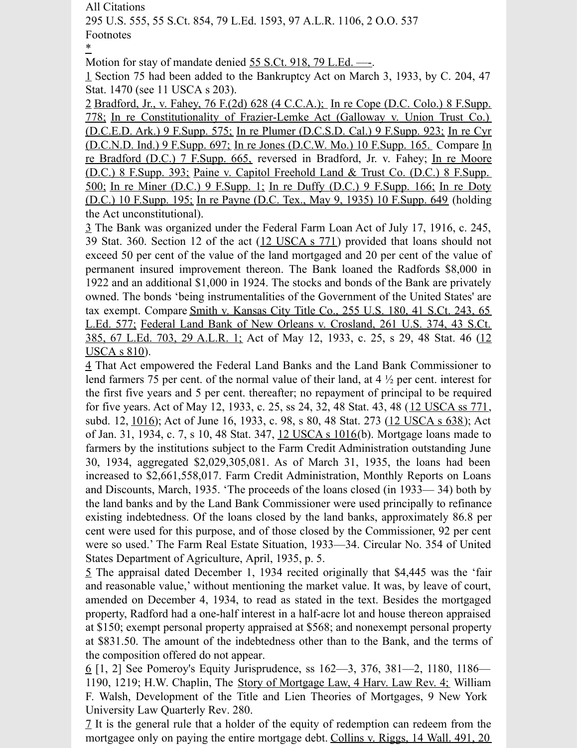All Citations

295 U.S. 555, 55 S.Ct. 854, 79 L.Ed. 1593, 97 A.L.R. 1106, 2 O.O. 537

Footnotes

*

Motion for stay of mandate denied 55 S.Ct. 918, 79 L.Ed. —-.

1 Section 75 had been added to the Bankruptcy Act on March 3, 1933, by C. 204, 47 Stat. 1470 (see 11 USCA s 203).

2 Bradford, Jr., v. Fahey, 76 F.(2d) 628 (4 C.C.A.); In re Cope (D.C. Colo.) 8 F.Supp. 778; In re Constitutionality of Frazier-Lemke Act (Galloway v. Union Trust Co.) (D.C.E.D. Ark.) 9 F.Supp. 575; In re Plumer (D.C.S.D. Cal.) 9 F.Supp. 923; In re Cyr (D.C.N.D. Ind.) 9 F.Supp. 697; In re Jones (D.C.W. Mo.) 10 F.Supp. 165. Compare In re Bradford (D.C.) 7 F.Supp. 665, reversed in Bradford, Jr. v. Fahey; In re Moore (D.C.) 8 F.Supp. 393; Paine v. Capitol Freehold Land & Trust Co. (D.C.) 8 F.Supp. 500; In re Miner (D.C.) 9 F.Supp. 1; In re Duffy (D.C.) 9 F.Supp. 166; In re Doty (D.C.) 10 F.Supp. 195; In re Payne (D.C. Tex., May 9, 1935) 10 F.Supp. 649 (holding the Act unconstitutional).

3 The Bank was organized under the Federal Farm Loan Act of July 17, 1916, c. 245, 39 Stat. 360. Section 12 of the act (12 USCA s 771) provided that loans should not exceed 50 per cent of the value of the land mortgaged and 20 per cent of the value of permanent insured improvement thereon. The Bank loaned the Radfords $8,000 in 1922 and an additional $1,000 in 1924. The stocks and bonds of the Bank are privately owned. The bonds 'being instrumentalities of the Government of the United States' are tax exempt. Compare Smith v. Kansas City Title Co., 255 U.S. 180, 41 S.Ct. 243, 65 L.Ed. 577; Federal Land Bank of New Orleans v. Crosland, 261 U.S. 374, 43 S.Ct. 385, 67 L.Ed. 703, 29 A.L.R. 1; Act of May 12, 1933, c. 25, s 29, 48 Stat. 46 (12 USCA s 810).

4 That Act empowered the Federal Land Banks and the Land Bank Commissioner to lend farmers 75 per cent. of the normal value of their land, at 4 ½ per cent. interest for the first five years and 5 per cent. thereafter; no repayment of principal to be required for five years. Act of May 12, 1933, c. 25, ss 24, 32, 48 Stat. 43, 48 (12 USCA ss 771, subd. 12, 1016); Act of June 16, 1933, c. 98, s 80, 48 Stat. 273 (12 USCA s 638); Act of Jan. 31, 1934, c. 7, s 10, 48 Stat. 347, 12 USCA s 1016(b). Mortgage loans made to farmers by the institutions subject to the Farm Credit Administration outstanding June 30, 1934, aggregated $2,029,305,081. As of March 31, 1935, the loans had been increased to $2,661,558,017. Farm Credit Administration, Monthly Reports on Loans and Discounts, March, 1935. 'The proceeds of the loans closed (in 1933— 34) both by the land banks and by the Land Bank Commissioner were used principally to refinance existing indebtedness. Of the loans closed by the land banks, approximately 86.8 per cent were used for this purpose, and of those closed by the Commissioner, 92 per cent were so used.' The Farm Real Estate Situation, 1933—34. Circular No. 354 of United States Department of Agriculture, April, 1935, p. 5.

5 The appraisal dated December 1, 1934 recited originally that $4,445 was the 'fair and reasonable value,' without mentioning the market value. It was, by leave of court, amended on December 4, 1934, to read as stated in the text. Besides the mortgaged property, Radford had a one-half interest in a half-acre lot and house thereon appraised at $150; exempt personal property appraised at $568; and nonexempt personal property at $831.50. The amount of the indebtedness other than to the Bank, and the terms of the composition offered do not appear.

6 [1, 2] See Pomeroy's Equity Jurisprudence, ss 162—3, 376, 381—2, 1180, 1186—1190, 1219; H.W. Chaplin, The Story of Mortgage Law, 4 Harv. Law Rev. 4; William F. Walsh, Development of the Title and Lien Theories of Mortgages, 9 New York University Law Quarterly Rev. 280.

7 It is the general rule that a holder of the equity of redemption can redeem from the mortgagee only on paying the entire mortgage debt. Collins v. Riggs, 14 Wall. 491, 20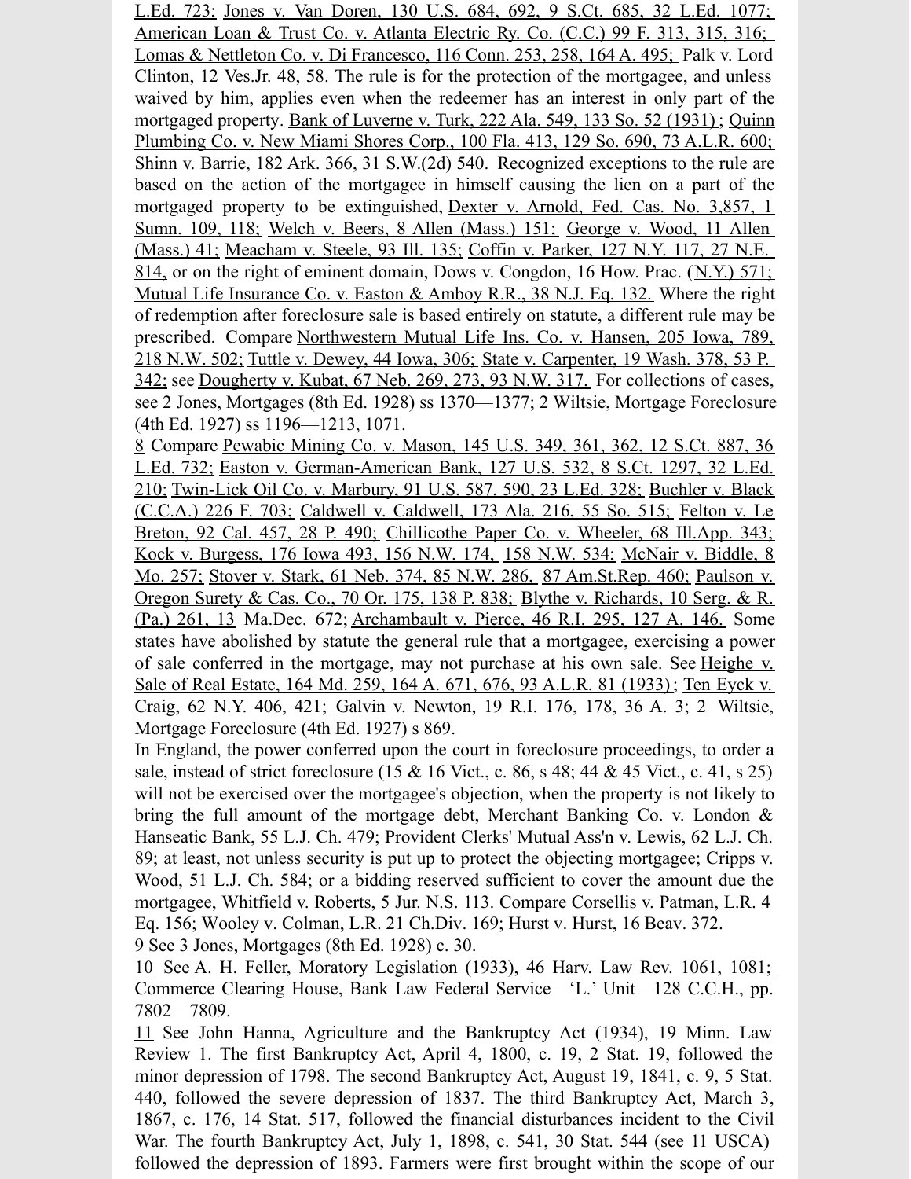L.Ed. 723; Jones v. Van Doren, 130 U.S. 684, 692, 9 S.Ct. 685, 32 L.Ed. 1077; American Loan & Trust Co. v. Atlanta Electric Ry. Co. (C.C.) 99 F. 313, 315, 316; Lomas & Nettleton Co. v. Di Francesco, 116 Conn. 253, 258, 164 A. 495; Palk v. Lord Clinton, 12 Ves.Jr. 48, 58. The rule is for the protection of the mortgagee, and unless waived by him, applies even when the redeemer has an interest in only part of the mortgaged property. Bank of Luverne v. Turk, 222 Ala. 549, 133 So. 52 (1931); Quinn Plumbing Co. v. New Miami Shores Corp., 100 Fla. 413, 129 So. 690, 73 A.L.R. 600; Shinn v. Barrie, 182 Ark. 366, 31 S.W.(2d) 540. Recognized exceptions to the rule are based on the action of the mortgagee in himself causing the lien on a part of the mortgaged property to be extinguished, Dexter v. Arnold, Fed. Cas. No. 3,857, 1 Sumn. 109, 118; Welch v. Beers, 8 Allen (Mass.) 151; George v. Wood, 11 Allen (Mass.) 41; Meacham v. Steele, 93 Ill. 135; Coffin v. Parker, 127 N.Y. 117, 27 N.E. 814, or on the right of eminent domain, Dows v. Congdon, 16 How. Prac. (N.Y.) 571; Mutual Life Insurance Co. v. Easton & Amboy R.R., 38 N.J. Eq. 132. Where the right of redemption after foreclosure sale is based entirely on statute, a different rule may be prescribed. Compare Northwestern Mutual Life Ins. Co. v. Hansen, 205 Iowa, 789, 218 N.W. 502; Tuttle v. Dewey, 44 Iowa, 306; State v. Carpenter, 19 Wash. 378, 53 P. 342; see Dougherty v. Kubat, 67 Neb. 269, 273, 93 N.W. 317. For collections of cases, see 2 Jones, Mortgages (8th Ed. 1928) ss 1370—1377; 2 Wiltsie, Mortgage Foreclosure (4th Ed. 1927) ss 1196—1213, 1071.

8 Compare Pewabic Mining Co. v. Mason, 145 U.S. 349, 361, 362, 12 S.Ct. 887, 36 L.Ed. 732; Easton v. German-American Bank, 127 U.S. 532, 8 S.Ct. 1297, 32 L.Ed. 210; Twin-Lick Oil Co. v. Marbury, 91 U.S. 587, 590, 23 L.Ed. 328; Buchler v. Black (C.C.A.) 226 F. 703; Caldwell v. Caldwell, 173 Ala. 216, 55 So. 515; Felton v. Le Breton, 92 Cal. 457, 28 P. 490; Chillicothe Paper Co. v. Wheeler, 68 Ill.App. 343; Kock v. Burgess, 176 Iowa 493, 156 N.W. 174, 158 N.W. 534; McNair v. Biddle, 8 Mo. 257; Stover v. Stark, 61 Neb. 374, 85 N.W. 286, 87 Am.St.Rep. 460; Paulson v. Oregon Surety & Cas. Co., 70 Or. 175, 138 P. 838; Blythe v. Richards, 10 Serg. & R. (Pa.) 261, 13 Ma.Dec. 672; Archambault v. Pierce, 46 R.I. 295, 127 A. 146. Some states have abolished by statute the general rule that a mortgagee, exercising a power of sale conferred in the mortgage, may not purchase at his own sale. See Heighe v. Sale of Real Estate, 164 Md. 259, 164 A. 671, 676, 93 A.L.R. 81 (1933); Ten Eyck v. Craig, 62 N.Y. 406, 421; Galvin v. Newton, 19 R.I. 176, 178, 36 A. 3; 2 Wiltsie, Mortgage Foreclosure (4th Ed. 1927) s 869.

In England, the power conferred upon the court in foreclosure proceedings, to order a sale, instead of strict foreclosure (15 & 16 Vict., c. 86, s 48; 44 & 45 Vict., c. 41, s 25) will not be exercised over the mortgagee's objection, when the property is not likely to bring the full amount of the mortgage debt, Merchant Banking Co. v. London & Hanseatic Bank, 55 L.J. Ch. 479; Provident Clerks' Mutual Ass'n v. Lewis, 62 L.J. Ch. 89; at least, not unless security is put up to protect the objecting mortgagee; Cripps v. Wood, 51 L.J. Ch. 584; or a bidding reserved sufficient to cover the amount due the mortgagee, Whitfield v. Roberts, 5 Jur. N.S. 113. Compare Corsellis v. Patman, L.R. 4 Eq. 156; Wooley v. Colman, L.R. 21 Ch.Div. 169; Hurst v. Hurst, 16 Beav. 372.

9 See 3 Jones, Mortgages (8th Ed. 1928) c. 30.

10 See A. H. Feller, Moratory Legislation (1933), 46 Harv. Law Rev. 1061, 1081; Commerce Clearing House, Bank Law Federal Service—'L.' Unit—128 C.C.H., pp. 7802—7809.

11 See John Hanna, Agriculture and the Bankruptcy Act (1934), 19 Minn. Law Review 1. The first Bankruptcy Act, April 4, 1800, c. 19, 2 Stat. 19, followed the minor depression of 1798. The second Bankruptcy Act, August 19, 1841, c. 9, 5 Stat. 440, followed the severe depression of 1837. The third Bankruptcy Act, March 3, 1867, c. 176, 14 Stat. 517, followed the financial disturbances incident to the Civil War. The fourth Bankruptcy Act, July 1, 1898, c. 541, 30 Stat. 544 (see 11 USCA) followed the depression of 1893. Farmers were first brought within the scope of our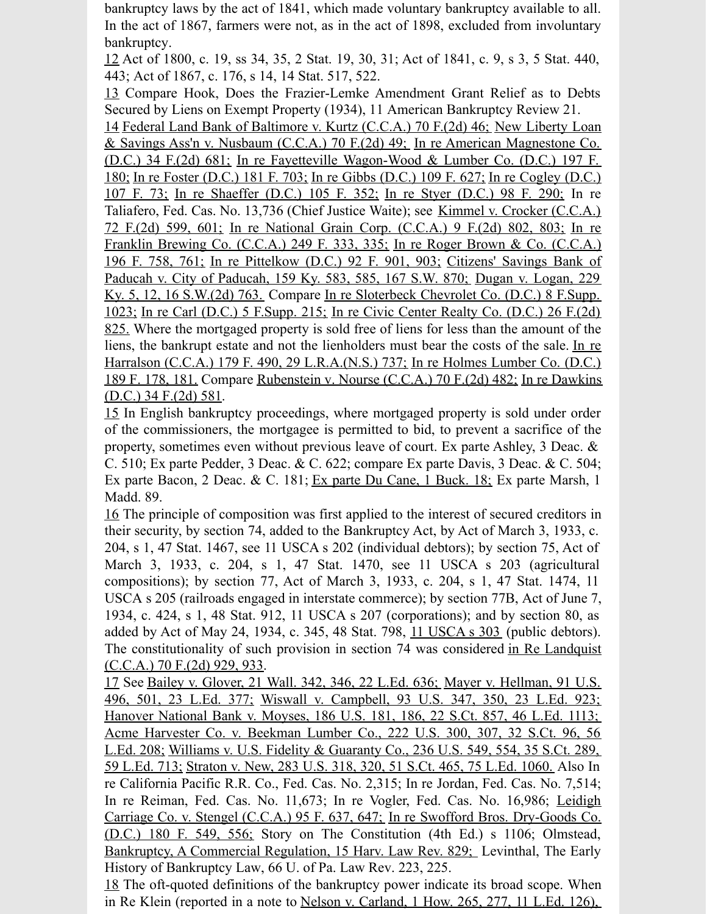bankruptcy laws by the act of 1841, which made voluntary bankruptcy available to all. In the act of 1867, farmers were not, as in the act of 1898, excluded from involuntary bankruptcy.

12 Act of 1800, c. 19, ss 34, 35, 2 Stat. 19, 30, 31; Act of 1841, c. 9, s 3, 5 Stat. 440, 443; Act of 1867, c. 176, s 14, 14 Stat. 517, 522.

13 Compare Hook, Does the Frazier-Lemke Amendment Grant Relief as to Debts Secured by Liens on Exempt Property (1934), 11 American Bankruptcy Review 21.

14 Federal Land Bank of Baltimore v. Kurtz (C.C.A.) 70 F.(2d) 46; New Liberty Loan & Savings Ass'n v. Nusbaum (C.C.A.) 70 F.(2d) 49; In re American Magnestone Co. (D.C.) 34 F.(2d) 681; In re Fayetteville Wagon-Wood & Lumber Co. (D.C.) 197 F. 180; In re Foster (D.C.) 181 F. 703; In re Gibbs (D.C.) 109 F. 627; In re Cogley (D.C.) 107 F. 73; In re Shaeffer (D.C.) 105 F. 352; In re Styer (D.C.) 98 F. 290; In re Taliafero, Fed. Cas. No. 13,736 (Chief Justice Waite); see Kimmel v. Crocker (C.C.A.) 72 F.(2d) 599, 601; In re National Grain Corp. (C.C.A.) 9 F.(2d) 802, 803; In re Franklin Brewing Co. (C.C.A.) 249 F. 333, 335; In re Roger Brown & Co. (C.C.A.) 196 F. 758, 761; In re Pittelkow (D.C.) 92 F. 901, 903; Citizens' Savings Bank of Paducah v. City of Paducah, 159 Ky. 583, 585, 167 S.W. 870; Dugan v. Logan, 229 Ky. 5, 12, 16 S.W.(2d) 763. Compare In re Sloterbeck Chevrolet Co. (D.C.) 8 F.Supp. 1023; In re Carl (D.C.) 5 F.Supp. 215; In re Civic Center Realty Co. (D.C.) 26 F.(2d) 825. Where the mortgaged property is sold free of liens for less than the amount of the liens, the bankrupt estate and not the lienholders must bear the costs of the sale. In re Harralson (C.C.A.) 179 F. 490, 29 L.R.A.(N.S.) 737; In re Holmes Lumber Co. (D.C.) 189 F. 178, 181. Compare Rubenstein v. Nourse (C.C.A.) 70 F.(2d) 482; In re Dawkins (D.C.) 34 F.(2d) 581.

15 In English bankruptcy proceedings, where mortgaged property is sold under order of the commissioners, the mortgagee is permitted to bid, to prevent a sacrifice of the property, sometimes even without previous leave of court. Ex parte Ashley, 3 Deac. & C. 510; Ex parte Pedder, 3 Deac. & C. 622; compare Ex parte Davis, 3 Deac. & C. 504; Ex parte Bacon, 2 Deac. & C. 181; Ex parte Du Cane, 1 Buck. 18; Ex parte Marsh, 1 Madd. 89.

16 The principle of composition was first applied to the interest of secured creditors in their security, by section 74, added to the Bankruptcy Act, by Act of March 3, 1933, c. 204, s 1, 47 Stat. 1467, see 11 USCA s 202 (individual debtors); by section 75, Act of March 3, 1933, c. 204, s 1, 47 Stat. 1470, see 11 USCA s 203 (agricultural compositions); by section 77, Act of March 3, 1933, c. 204, s 1, 47 Stat. 1474, 11 USCA s 205 (railroads engaged in interstate commerce); by section 77B, Act of June 7, 1934, c. 424, s 1, 48 Stat. 912, 11 USCA s 207 (corporations); and by section 80, as added by Act of May 24, 1934, c. 345, 48 Stat. 798, 11 USCA s 303 (public debtors). The constitutionality of such provision in section 74 was considered in Re Landquist (C.C.A.) 70 F.(2d) 929, 933.

17 See Bailey v. Glover, 21 Wall. 342, 346, 22 L.Ed. 636; Mayer v. Hellman, 91 U.S. 496, 501, 23 L.Ed. 377; Wiswall v. Campbell, 93 U.S. 347, 350, 23 L.Ed. 923; Hanover National Bank v. Moyses, 186 U.S. 181, 186, 22 S.Ct. 857, 46 L.Ed. 1113; Acme Harvester Co. v. Beekman Lumber Co., 222 U.S. 300, 307, 32 S.Ct. 96, 56 L.Ed. 208; Williams v. U.S. Fidelity & Guaranty Co., 236 U.S. 549, 554, 35 S.Ct. 289, 59 L.Ed. 713; Straton v. New, 283 U.S. 318, 320, 51 S.Ct. 465, 75 L.Ed. 1060. Also In re California Pacific R.R. Co., Fed. Cas. No. 2,315; In re Jordan, Fed. Cas. No. 7,514; In re Reiman, Fed. Cas. No. 11,673; In re Vogler, Fed. Cas. No. 16,986; Leidigh Carriage Co. v. Stengel (C.C.A.) 95 F. 637, 647; In re Swofford Bros. Dry-Goods Co. (D.C.) 180 F. 549, 556; Story on The Constitution (4th Ed.) s 1106; Olmstead, Bankruptcy, A Commercial Regulation, 15 Harv. Law Rev. 829; Levinthal, The Early History of Bankruptcy Law, 66 U. of Pa. Law Rev. 223, 225.

18 The oft-quoted definitions of the bankruptcy power indicate its broad scope. When in Re Klein (reported in a note to Nelson v. Carland, 1 How. 265, 277, 11 L.Ed. 126),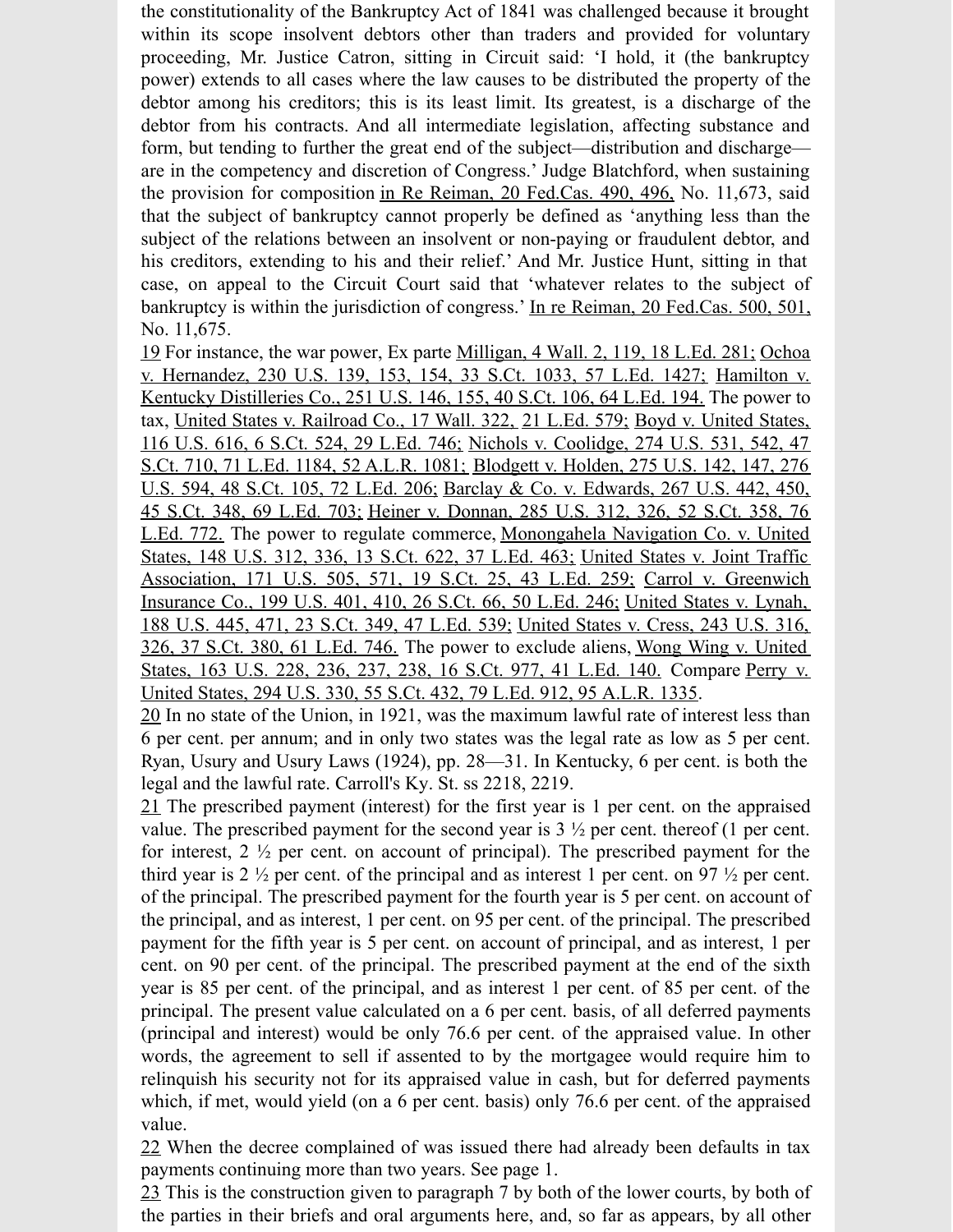the constitutionality of the Bankruptcy Act of 1841 was challenged because it brought within its scope insolvent debtors other than traders and provided for voluntary proceeding, Mr. Justice Catron, sitting in Circuit said: 'I hold, it (the bankruptcy power) extends to all cases where the law causes to be distributed the property of the debtor among his creditors; this is its least limit. Its greatest, is a discharge of the debtor from his contracts. And all intermediate legislation, affecting substance and form, but tending to further the great end of the subject—distribution and discharge—are in the competency and discretion of Congress.' Judge Blatchford, when sustaining the provision for composition in Re Reiman, 20 Fed.Cas. 490, 496, No. 11,673, said that the subject of bankruptcy cannot properly be defined as 'anything less than the subject of the relations between an insolvent or non-paying or fraudulent debtor, and his creditors, extending to his and their relief.' And Mr. Justice Hunt, sitting in that case, on appeal to the Circuit Court said that 'whatever relates to the subject of bankruptcy is within the jurisdiction of congress.' In re Reiman, 20 Fed.Cas. 500, 501, No. 11,675.

19 For instance, the war power, Ex parte Milligan, 4 Wall. 2, 119, 18 L.Ed. 281; Ochoa v. Hernandez, 230 U.S. 139, 153, 154, 33 S.Ct. 1033, 57 L.Ed. 1427; Hamilton v. Kentucky Distilleries Co., 251 U.S. 146, 155, 40 S.Ct. 106, 64 L.Ed. 194. The power to tax, United States v. Railroad Co., 17 Wall. 322, 21 L.Ed. 579; Boyd v. United States, 116 U.S. 616, 6 S.Ct. 524, 29 L.Ed. 746; Nichols v. Coolidge, 274 U.S. 531, 542, 47 S.Ct. 710, 71 L.Ed. 1184, 52 A.L.R. 1081; Blodgett v. Holden, 275 U.S. 142, 147, 276 U.S. 594, 48 S.Ct. 105, 72 L.Ed. 206; Barclay & Co. v. Edwards, 267 U.S. 442, 450, 45 S.Ct. 348, 69 L.Ed. 703; Heiner v. Donnan, 285 U.S. 312, 326, 52 S.Ct. 358, 76 L.Ed. 772. The power to regulate commerce, Monongahela Navigation Co. v. United States, 148 U.S. 312, 336, 13 S.Ct. 622, 37 L.Ed. 463; United States v. Joint Traffic Association, 171 U.S. 505, 571, 19 S.Ct. 25, 43 L.Ed. 259; Carrol v. Greenwich Insurance Co., 199 U.S. 401, 410, 26 S.Ct. 66, 50 L.Ed. 246; United States v. Lynah, 188 U.S. 445, 471, 23 S.Ct. 349, 47 L.Ed. 539; United States v. Cress, 243 U.S. 316, 326, 37 S.Ct. 380, 61 L.Ed. 746. The power to exclude aliens, Wong Wing v. United States, 163 U.S. 228, 236, 237, 238, 16 S.Ct. 977, 41 L.Ed. 140. Compare Perry v. United States, 294 U.S. 330, 55 S.Ct. 432, 79 L.Ed. 912, 95 A.L.R. 1335.

20 In no state of the Union, in 1921, was the maximum lawful rate of interest less than 6 per cent. per annum; and in only two states was the legal rate as low as 5 per cent. Ryan, Usury and Usury Laws (1924), pp. 28—31. In Kentucky, 6 per cent. is both the legal and the lawful rate. Carroll's Ky. St. ss 2218, 2219.

21 The prescribed payment (interest) for the first year is 1 per cent. on the appraised value. The prescribed payment for the second year is 3 ½ per cent. thereof (1 per cent. for interest, 2 ½ per cent. on account of principal). The prescribed payment for the third year is 2 ½ per cent. of the principal and as interest 1 per cent. on 97 ½ per cent. of the principal. The prescribed payment for the fourth year is 5 per cent. on account of the principal, and as interest, 1 per cent. on 95 per cent. of the principal. The prescribed payment for the fifth year is 5 per cent. on account of principal, and as interest, 1 per cent. on 90 per cent. of the principal. The prescribed payment at the end of the sixth year is 85 per cent. of the principal, and as interest 1 per cent. of 85 per cent. of the principal. The present value calculated on a 6 per cent. basis, of all deferred payments (principal and interest) would be only 76.6 per cent. of the appraised value. In other words, the agreement to sell if assented to by the mortgagee would require him to relinquish his security not for its appraised value in cash, but for deferred payments which, if met, would yield (on a 6 per cent. basis) only 76.6 per cent. of the appraised value.

22 When the decree complained of was issued there had already been defaults in tax payments continuing more than two years. See page 1.

23 This is the construction given to paragraph 7 by both of the lower courts, by both of the parties in their briefs and oral arguments here, and, so far as appears, by all other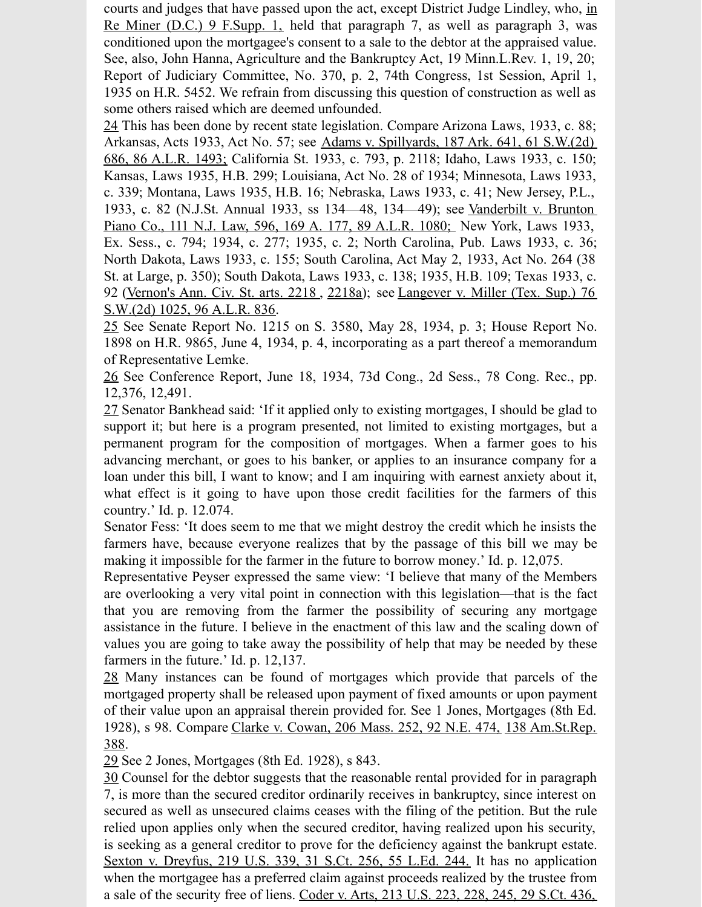courts and judges that have passed upon the act, except District Judge Lindley, who, in Re Miner (D.C.) 9 F.Supp. 1, held that paragraph 7, as well as paragraph 3, was conditioned upon the mortgagee's consent to a sale to the debtor at the appraised value. See, also, John Hanna, Agriculture and the Bankruptcy Act, 19 Minn.L.Rev. 1, 19, 20; Report of Judiciary Committee, No. 370, p. 2, 74th Congress, 1st Session, April 1, 1935 on H.R. 5452. We refrain from discussing this question of construction as well as some others raised which are deemed unfounded.

24 This has been done by recent state legislation. Compare Arizona Laws, 1933, c. 88; Arkansas, Acts 1933, Act No. 57; see Adams v. Spillyards, 187 Ark. 641, 61 S.W.(2d) 686, 86 A.L.R. 1493; California St. 1933, c. 793, p. 2118; Idaho, Laws 1933, c. 150; Kansas, Laws 1935, H.B. 299; Louisiana, Act No. 28 of 1934; Minnesota, Laws 1933, c. 339; Montana, Laws 1935, H.B. 16; Nebraska, Laws 1933, c. 41; New Jersey, P.L., 1933, c. 82 (N.J.St. Annual 1933, ss 134—48, 134—49); see Vanderbilt v. Brunton Piano Co., 111 N.J. Law, 596, 169 A. 177, 89 A.L.R. 1080; New York, Laws 1933, Ex. Sess., c. 794; 1934, c. 277; 1935, c. 2; North Carolina, Pub. Laws 1933, c. 36; North Dakota, Laws 1933, c. 155; South Carolina, Act May 2, 1933, Act No. 264 (38 St. at Large, p. 350); South Dakota, Laws 1933, c. 138; 1935, H.B. 109; Texas 1933, c. 92 (Vernon's Ann. Civ. St. arts. 2218 , 2218a); see Langever v. Miller (Tex. Sup.) 76 S.W.(2d) 1025, 96 A.L.R. 836.

25 See Senate Report No. 1215 on S. 3580, May 28, 1934, p. 3; House Report No. 1898 on H.R. 9865, June 4, 1934, p. 4, incorporating as a part thereof a memorandum of Representative Lemke.

26 See Conference Report, June 18, 1934, 73d Cong., 2d Sess., 78 Cong. Rec., pp. 12,376, 12,491.

27 Senator Bankhead said: 'If it applied only to existing mortgages, I should be glad to support it; but here is a program presented, not limited to existing mortgages, but a permanent program for the composition of mortgages. When a farmer goes to his advancing merchant, or goes to his banker, or applies to an insurance company for a loan under this bill, I want to know; and I am inquiring with earnest anxiety about it, what effect is it going to have upon those credit facilities for the farmers of this country.' Id. p. 12.074.

Senator Fess: 'It does seem to me that we might destroy the credit which he insists the farmers have, because everyone realizes that by the passage of this bill we may be making it impossible for the farmer in the future to borrow money.' Id. p. 12,075.

Representative Peyser expressed the same view: 'I believe that many of the Members are overlooking a very vital point in connection with this legislation—that is the fact that you are removing from the farmer the possibility of securing any mortgage assistance in the future. I believe in the enactment of this law and the scaling down of values you are going to take away the possibility of help that may be needed by these farmers in the future.' Id. p. 12,137.

28 Many instances can be found of mortgages which provide that parcels of the mortgaged property shall be released upon payment of fixed amounts or upon payment of their value upon an appraisal therein provided for. See 1 Jones, Mortgages (8th Ed. 1928), s 98. Compare Clarke v. Cowan, 206 Mass. 252, 92 N.E. 474, 138 Am.St.Rep. 388.

29 See 2 Jones, Mortgages (8th Ed. 1928), s 843.

30 Counsel for the debtor suggests that the reasonable rental provided for in paragraph 7, is more than the secured creditor ordinarily receives in bankruptcy, since interest on secured as well as unsecured claims ceases with the filing of the petition. But the rule relied upon applies only when the secured creditor, having realized upon his security, is seeking as a general creditor to prove for the deficiency against the bankrupt estate. Sexton v. Dreyfus, 219 U.S. 339, 31 S.Ct. 256, 55 L.Ed. 244. It has no application when the mortgagee has a preferred claim against proceeds realized by the trustee from a sale of the security free of liens. Coder v. Arts, 213 U.S. 223, 228, 245, 29 S.Ct. 436,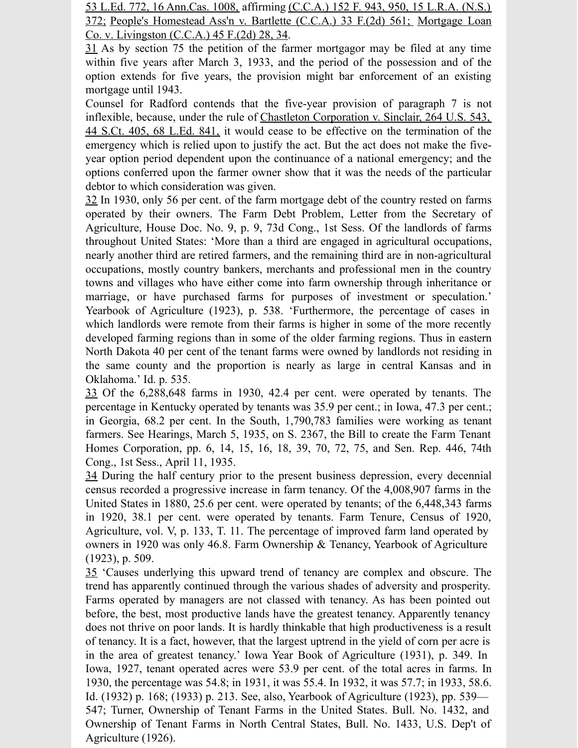53 L.Ed. 772, 16 Ann.Cas. 1008, affirming (C.C.A.) 152 F. 943, 950, 15 L.R.A. (N.S.) 372; People's Homestead Ass'n v. Bartlette (C.C.A.) 33 F.(2d) 561; Mortgage Loan Co. v. Livingston (C.C.A.) 45 F.(2d) 28, 34.

31 As by section 75 the petition of the farmer mortgagor may be filed at any time within five years after March 3, 1933, and the period of the possession and of the option extends for five years, the provision might bar enforcement of an existing mortgage until 1943.

Counsel for Radford contends that the five-year provision of paragraph 7 is not inflexible, because, under the rule of Chastleton Corporation v. Sinclair, 264 U.S. 543, 44 S.Ct. 405, 68 L.Ed. 841, it would cease to be effective on the termination of the emergency which is relied upon to justify the act. But the act does not make the five-year option period dependent upon the continuance of a national emergency; and the options conferred upon the farmer owner show that it was the needs of the particular debtor to which consideration was given.

32 In 1930, only 56 per cent. of the farm mortgage debt of the country rested on farms operated by their owners. The Farm Debt Problem, Letter from the Secretary of Agriculture, House Doc. No. 9, p. 9, 73d Cong., 1st Sess. Of the landlords of farms throughout United States: 'More than a third are engaged in agricultural occupations, nearly another third are retired farmers, and the remaining third are in non-agricultural occupations, mostly country bankers, merchants and professional men in the country towns and villages who have either come into farm ownership through inheritance or marriage, or have purchased farms for purposes of investment or speculation.' Yearbook of Agriculture (1923), p. 538. 'Furthermore, the percentage of cases in which landlords were remote from their farms is higher in some of the more recently developed farming regions than in some of the older farming regions. Thus in eastern North Dakota 40 per cent of the tenant farms were owned by landlords not residing in the same county and the proportion is nearly as large in central Kansas and in Oklahoma.' Id. p. 535.

33 Of the 6,288,648 farms in 1930, 42.4 per cent. were operated by tenants. The percentage in Kentucky operated by tenants was 35.9 per cent.; in Iowa, 47.3 per cent.; in Georgia, 68.2 per cent. In the South, 1,790,783 families were working as tenant farmers. See Hearings, March 5, 1935, on S. 2367, the Bill to create the Farm Tenant Homes Corporation, pp. 6, 14, 15, 16, 18, 39, 70, 72, 75, and Sen. Rep. 446, 74th Cong., 1st Sess., April 11, 1935.

34 During the half century prior to the present business depression, every decennial census recorded a progressive increase in farm tenancy. Of the 4,008,907 farms in the United States in 1880, 25.6 per cent. were operated by tenants; of the 6,448,343 farms in 1920, 38.1 per cent. were operated by tenants. Farm Tenure, Census of 1920, Agriculture, vol. V, p. 133, T. 11. The percentage of improved farm land operated by owners in 1920 was only 46.8. Farm Ownership & Tenancy, Yearbook of Agriculture (1923), p. 509.

35 'Causes underlying this upward trend of tenancy are complex and obscure. The trend has apparently continued through the various shades of adversity and prosperity. Farms operated by managers are not classed with tenancy. As has been pointed out before, the best, most productive lands have the greatest tenancy. Apparently tenancy does not thrive on poor lands. It is hardly thinkable that high productiveness is a result of tenancy. It is a fact, however, that the largest uptrend in the yield of corn per acre is in the area of greatest tenancy.' Iowa Year Book of Agriculture (1931), p. 349. In Iowa, 1927, tenant operated acres were 53.9 per cent. of the total acres in farms. In 1930, the percentage was 54.8; in 1931, it was 55.4. In 1932, it was 57.7; in 1933, 58.6. Id. (1932) p. 168; (1933) p. 213. See, also, Yearbook of Agriculture (1923), pp. 539—547; Turner, Ownership of Tenant Farms in the United States. Bull. No. 1432, and Ownership of Tenant Farms in North Central States, Bull. No. 1433, U.S. Dep't of Agriculture (1926).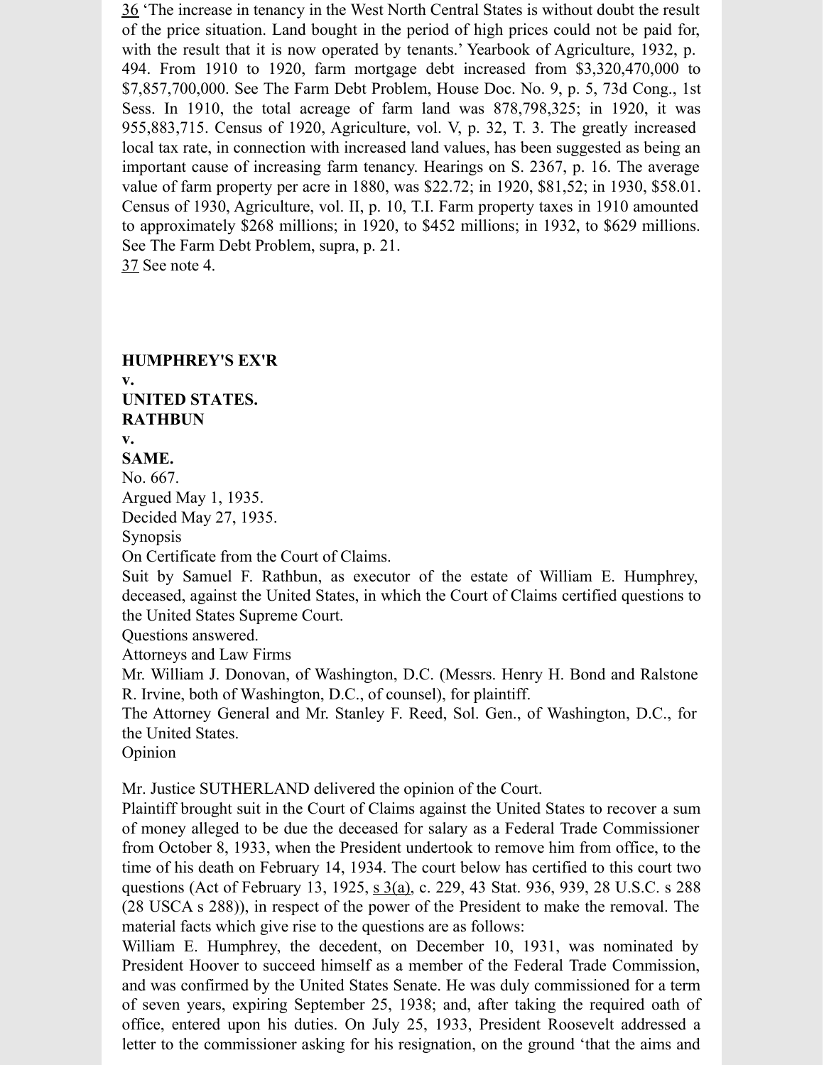36 'The increase in tenancy in the West North Central States is without doubt the result of the price situation. Land bought in the period of high prices could not be paid for, with the result that it is now operated by tenants.' Yearbook of Agriculture, 1932, p. 494. From 1910 to 1920, farm mortgage debt increased from $3,320,470,000 to $7,857,700,000. See The Farm Debt Problem, House Doc. No. 9, p. 5, 73d Cong., 1st Sess. In 1910, the total acreage of farm land was 878,798,325; in 1920, it was 955,883,715. Census of 1920, Agriculture, vol. V, p. 32, T. 3. The greatly increased local tax rate, in connection with increased land values, has been suggested as being an important cause of increasing farm tenancy. Hearings on S. 2367, p. 16. The average value of farm property per acre in 1880, was $22.72; in 1920, $81,52; in 1930, $58.01. Census of 1930, Agriculture, vol. II, p. 10, T.I. Farm property taxes in 1910 amounted to approximately $268 millions; in 1920, to $452 millions; in 1932, to $629 millions. See The Farm Debt Problem, supra, p. 21.

37 See note 4.

**HUMPHREY'S EX'R**
**v.**
**UNITED STATES.**
**RATHBUN**
**v.**
**SAME.**

No. 667.
Argued May 1, 1935.
Decided May 27, 1935.

Synopsis

On Certificate from the Court of Claims.

Suit by Samuel F. Rathbun, as executor of the estate of William E. Humphrey, deceased, against the United States, in which the Court of Claims certified questions to the United States Supreme Court.

Questions answered.

Attorneys and Law Firms

Mr. William J. Donovan, of Washington, D.C. (Messrs. Henry H. Bond and Ralstone R. Irvine, both of Washington, D.C., of counsel), for plaintiff.

The Attorney General and Mr. Stanley F. Reed, Sol. Gen., of Washington, D.C., for the United States.

Opinion

Mr. Justice SUTHERLAND delivered the opinion of the Court.

Plaintiff brought suit in the Court of Claims against the United States to recover a sum of money alleged to be due the deceased for salary as a Federal Trade Commissioner from October 8, 1933, when the President undertook to remove him from office, to the time of his death on February 14, 1934. The court below has certified to this court two questions (Act of February 13, 1925, s 3(a), c. 229, 43 Stat. 936, 939, 28 U.S.C. s 288 (28 USCA s 288)), in respect of the power of the President to make the removal. The material facts which give rise to the questions are as follows:

William E. Humphrey, the decedent, on December 10, 1931, was nominated by President Hoover to succeed himself as a member of the Federal Trade Commission, and was confirmed by the United States Senate. He was duly commissioned for a term of seven years, expiring September 25, 1938; and, after taking the required oath of office, entered upon his duties. On July 25, 1933, President Roosevelt addressed a letter to the commissioner asking for his resignation, on the ground 'that the aims and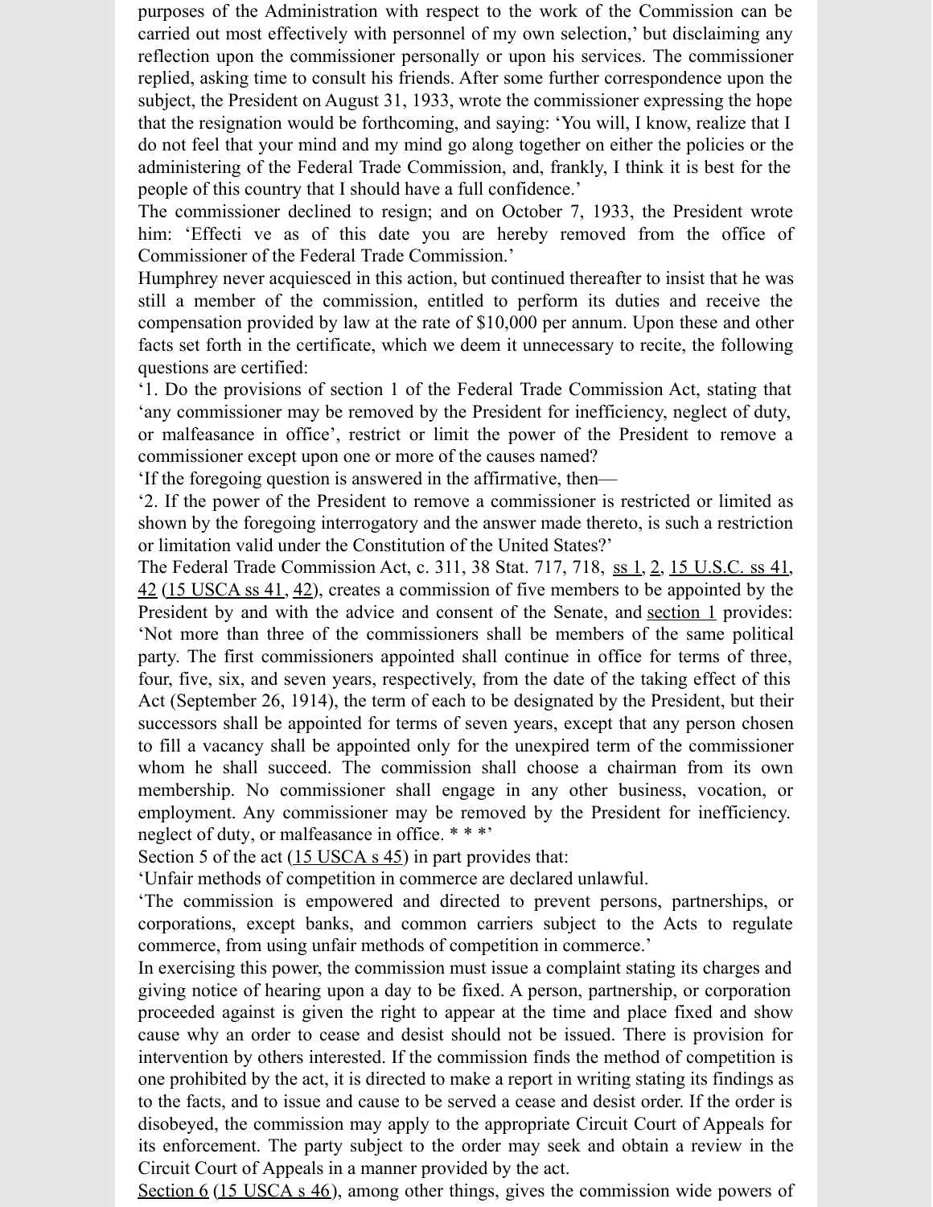purposes of the Administration with respect to the work of the Commission can be carried out most effectively with personnel of my own selection,' but disclaiming any reflection upon the commissioner personally or upon his services. The commissioner replied, asking time to consult his friends. After some further correspondence upon the subject, the President on August 31, 1933, wrote the commissioner expressing the hope that the resignation would be forthcoming, and saying: 'You will, I know, realize that I do not feel that your mind and my mind go along together on either the policies or the administering of the Federal Trade Commission, and, frankly, I think it is best for the people of this country that I should have a full confidence.'

The commissioner declined to resign; and on October 7, 1933, the President wrote him: 'Effecti ve as of this date you are hereby removed from the office of Commissioner of the Federal Trade Commission.'

Humphrey never acquiesced in this action, but continued thereafter to insist that he was still a member of the commission, entitled to perform its duties and receive the compensation provided by law at the rate of $10,000 per annum. Upon these and other facts set forth in the certificate, which we deem it unnecessary to recite, the following questions are certified:

'1. Do the provisions of section 1 of the Federal Trade Commission Act, stating that 'any commissioner may be removed by the President for inefficiency, neglect of duty, or malfeasance in office', restrict or limit the power of the President to remove a commissioner except upon one or more of the causes named?

'If the foregoing question is answered in the affirmative, then—

'2. If the power of the President to remove a commissioner is restricted or limited as shown by the foregoing interrogatory and the answer made thereto, is such a restriction or limitation valid under the Constitution of the United States?'

The Federal Trade Commission Act, c. 311, 38 Stat. 717, 718, ss 1, 2, 15 U.S.C. ss 41, 42 (15 USCA ss 41, 42), creates a commission of five members to be appointed by the President by and with the advice and consent of the Senate, and section 1 provides: 'Not more than three of the commissioners shall be members of the same political party. The first commissioners appointed shall continue in office for terms of three, four, five, six, and seven years, respectively, from the date of the taking effect of this Act (September 26, 1914), the term of each to be designated by the President, but their successors shall be appointed for terms of seven years, except that any person chosen to fill a vacancy shall be appointed only for the unexpired term of the commissioner whom he shall succeed. The commission shall choose a chairman from its own membership. No commissioner shall engage in any other business, vocation, or employment. Any commissioner may be removed by the President for inefficiency. neglect of duty, or malfeasance in office. * * *'

Section 5 of the act (15 USCA s 45) in part provides that:

'Unfair methods of competition in commerce are declared unlawful.

'The commission is empowered and directed to prevent persons, partnerships, or corporations, except banks, and common carriers subject to the Acts to regulate commerce, from using unfair methods of competition in commerce.'

In exercising this power, the commission must issue a complaint stating its charges and giving notice of hearing upon a day to be fixed. A person, partnership, or corporation proceeded against is given the right to appear at the time and place fixed and show cause why an order to cease and desist should not be issued. There is provision for intervention by others interested. If the commission finds the method of competition is one prohibited by the act, it is directed to make a report in writing stating its findings as to the facts, and to issue and cause to be served a cease and desist order. If the order is disobeyed, the commission may apply to the appropriate Circuit Court of Appeals for its enforcement. The party subject to the order may seek and obtain a review in the Circuit Court of Appeals in a manner provided by the act.

Section 6 (15 USCA s 46), among other things, gives the commission wide powers of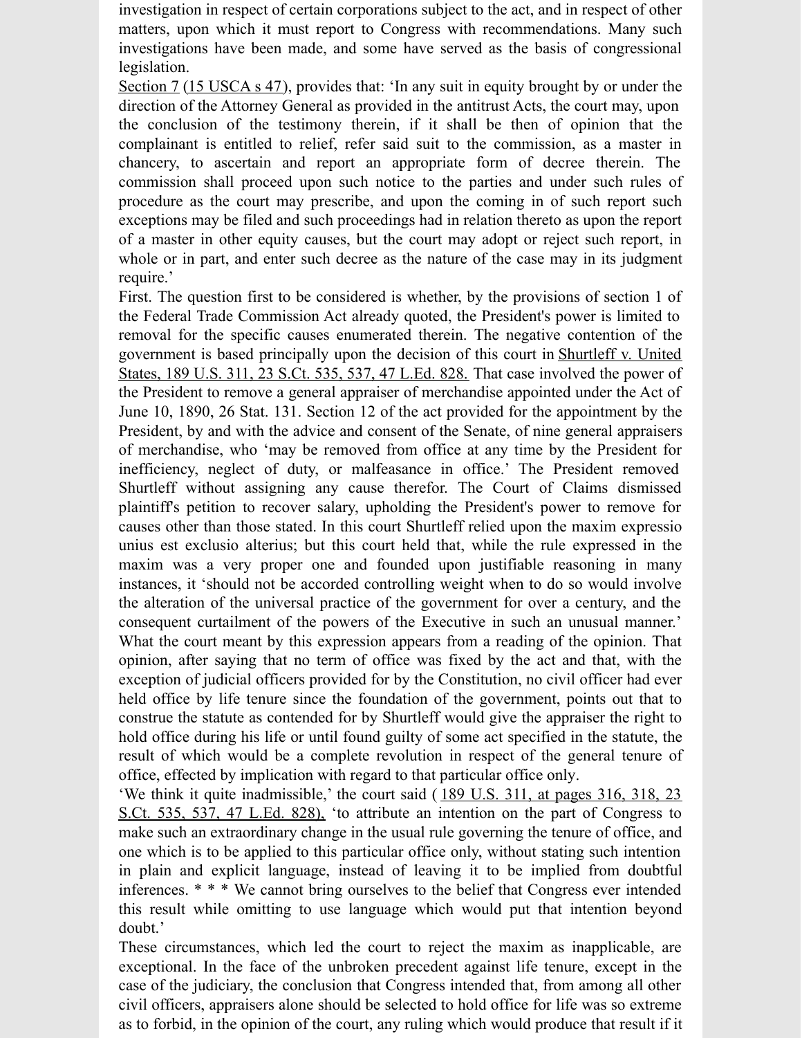investigation in respect of certain corporations subject to the act, and in respect of other matters, upon which it must report to Congress with recommendations. Many such investigations have been made, and some have served as the basis of congressional legislation.

Section 7 (15 USCA s 47), provides that: 'In any suit in equity brought by or under the direction of the Attorney General as provided in the antitrust Acts, the court may, upon the conclusion of the testimony therein, if it shall be then of opinion that the complainant is entitled to relief, refer said suit to the commission, as a master in chancery, to ascertain and report an appropriate form of decree therein. The commission shall proceed upon such notice to the parties and under such rules of procedure as the court may prescribe, and upon the coming in of such report such exceptions may be filed and such proceedings had in relation thereto as upon the report of a master in other equity causes, but the court may adopt or reject such report, in whole or in part, and enter such decree as the nature of the case may in its judgment require.'

First. The question first to be considered is whether, by the provisions of section 1 of the Federal Trade Commission Act already quoted, the President's power is limited to removal for the specific causes enumerated therein. The negative contention of the government is based principally upon the decision of this court in Shurtleff v. United States, 189 U.S. 311, 23 S.Ct. 535, 537, 47 L.Ed. 828. That case involved the power of the President to remove a general appraiser of merchandise appointed under the Act of June 10, 1890, 26 Stat. 131. Section 12 of the act provided for the appointment by the President, by and with the advice and consent of the Senate, of nine general appraisers of merchandise, who 'may be removed from office at any time by the President for inefficiency, neglect of duty, or malfeasance in office.' The President removed Shurtleff without assigning any cause therefor. The Court of Claims dismissed plaintiff's petition to recover salary, upholding the President's power to remove for causes other than those stated. In this court Shurtleff relied upon the maxim expressio unius est exclusio alterius; but this court held that, while the rule expressed in the maxim was a very proper one and founded upon justifiable reasoning in many instances, it 'should not be accorded controlling weight when to do so would involve the alteration of the universal practice of the government for over a century, and the consequent curtailment of the powers of the Executive in such an unusual manner.' What the court meant by this expression appears from a reading of the opinion. That opinion, after saying that no term of office was fixed by the act and that, with the exception of judicial officers provided for by the Constitution, no civil officer had ever held office by life tenure since the foundation of the government, points out that to construe the statute as contended for by Shurtleff would give the appraiser the right to hold office during his life or until found guilty of some act specified in the statute, the result of which would be a complete revolution in respect of the general tenure of office, effected by implication with regard to that particular office only.

'We think it quite inadmissible,' the court said (189 U.S. 311, at pages 316, 318, 23 S.Ct. 535, 537, 47 L.Ed. 828), 'to attribute an intention on the part of Congress to make such an extraordinary change in the usual rule governing the tenure of office, and one which is to be applied to this particular office only, without stating such intention in plain and explicit language, instead of leaving it to be implied from doubtful inferences. * * * We cannot bring ourselves to the belief that Congress ever intended this result while omitting to use language which would put that intention beyond doubt.'

These circumstances, which led the court to reject the maxim as inapplicable, are exceptional. In the face of the unbroken precedent against life tenure, except in the case of the judiciary, the conclusion that Congress intended that, from among all other civil officers, appraisers alone should be selected to hold office for life was so extreme as to forbid, in the opinion of the court, any ruling which would produce that result if it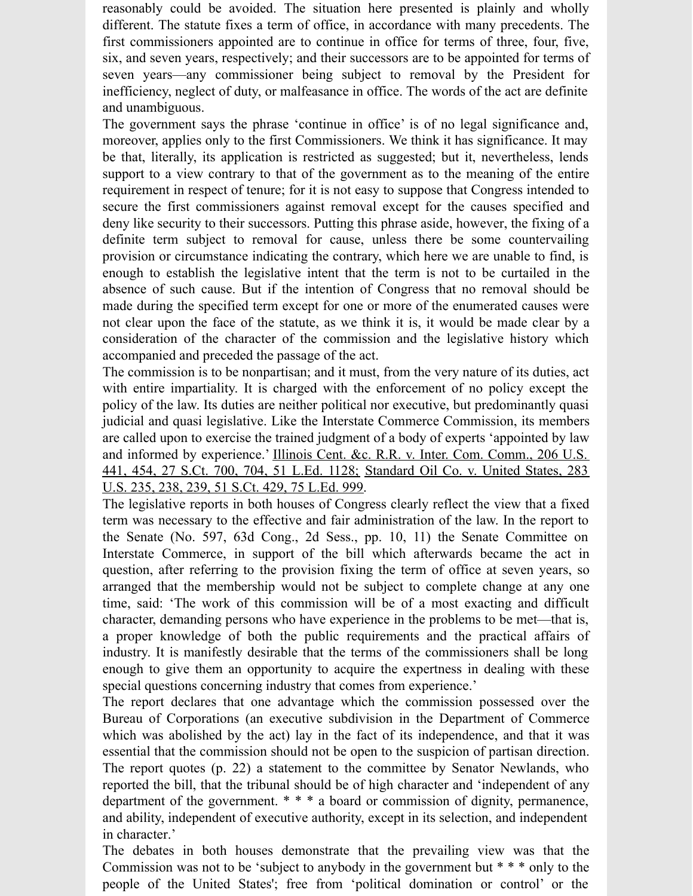reasonably could be avoided. The situation here presented is plainly and wholly different. The statute fixes a term of office, in accordance with many precedents. The first commissioners appointed are to continue in office for terms of three, four, five, six, and seven years, respectively; and their successors are to be appointed for terms of seven years—any commissioner being subject to removal by the President for inefficiency, neglect of duty, or malfeasance in office. The words of the act are definite and unambiguous.

The government says the phrase 'continue in office' is of no legal significance and, moreover, applies only to the first Commissioners. We think it has significance. It may be that, literally, its application is restricted as suggested; but it, nevertheless, lends support to a view contrary to that of the government as to the meaning of the entire requirement in respect of tenure; for it is not easy to suppose that Congress intended to secure the first commissioners against removal except for the causes specified and deny like security to their successors. Putting this phrase aside, however, the fixing of a definite term subject to removal for cause, unless there be some countervailing provision or circumstance indicating the contrary, which here we are unable to find, is enough to establish the legislative intent that the term is not to be curtailed in the absence of such cause. But if the intention of Congress that no removal should be made during the specified term except for one or more of the enumerated causes were not clear upon the face of the statute, as we think it is, it would be made clear by a consideration of the character of the commission and the legislative history which accompanied and preceded the passage of the act.

The commission is to be nonpartisan; and it must, from the very nature of its duties, act with entire impartiality. It is charged with the enforcement of no policy except the policy of the law. Its duties are neither political nor executive, but predominantly quasi judicial and quasi legislative. Like the Interstate Commerce Commission, its members are called upon to exercise the trained judgment of a body of experts 'appointed by law and informed by experience.' Illinois Cent. &c. R.R. v. Inter. Com. Comm., 206 U.S. 441, 454, 27 S.Ct. 700, 704, 51 L.Ed. 1128; Standard Oil Co. v. United States, 283 U.S. 235, 238, 239, 51 S.Ct. 429, 75 L.Ed. 999.

The legislative reports in both houses of Congress clearly reflect the view that a fixed term was necessary to the effective and fair administration of the law. In the report to the Senate (No. 597, 63d Cong., 2d Sess., pp. 10, 11) the Senate Committee on Interstate Commerce, in support of the bill which afterwards became the act in question, after referring to the provision fixing the term of office at seven years, so arranged that the membership would not be subject to complete change at any one time, said: 'The work of this commission will be of a most exacting and difficult character, demanding persons who have experience in the problems to be met—that is, a proper knowledge of both the public requirements and the practical affairs of industry. It is manifestly desirable that the terms of the commissioners shall be long enough to give them an opportunity to acquire the expertness in dealing with these special questions concerning industry that comes from experience.'

The report declares that one advantage which the commission possessed over the Bureau of Corporations (an executive subdivision in the Department of Commerce which was abolished by the act) lay in the fact of its independence, and that it was essential that the commission should not be open to the suspicion of partisan direction. The report quotes (p. 22) a statement to the committee by Senator Newlands, who reported the bill, that the tribunal should be of high character and 'independent of any department of the government. * * * a board or commission of dignity, permanence, and ability, independent of executive authority, except in its selection, and independent in character.'

The debates in both houses demonstrate that the prevailing view was that the Commission was not to be 'subject to anybody in the government but * * * only to the people of the United States'; free from 'political domination or control' or the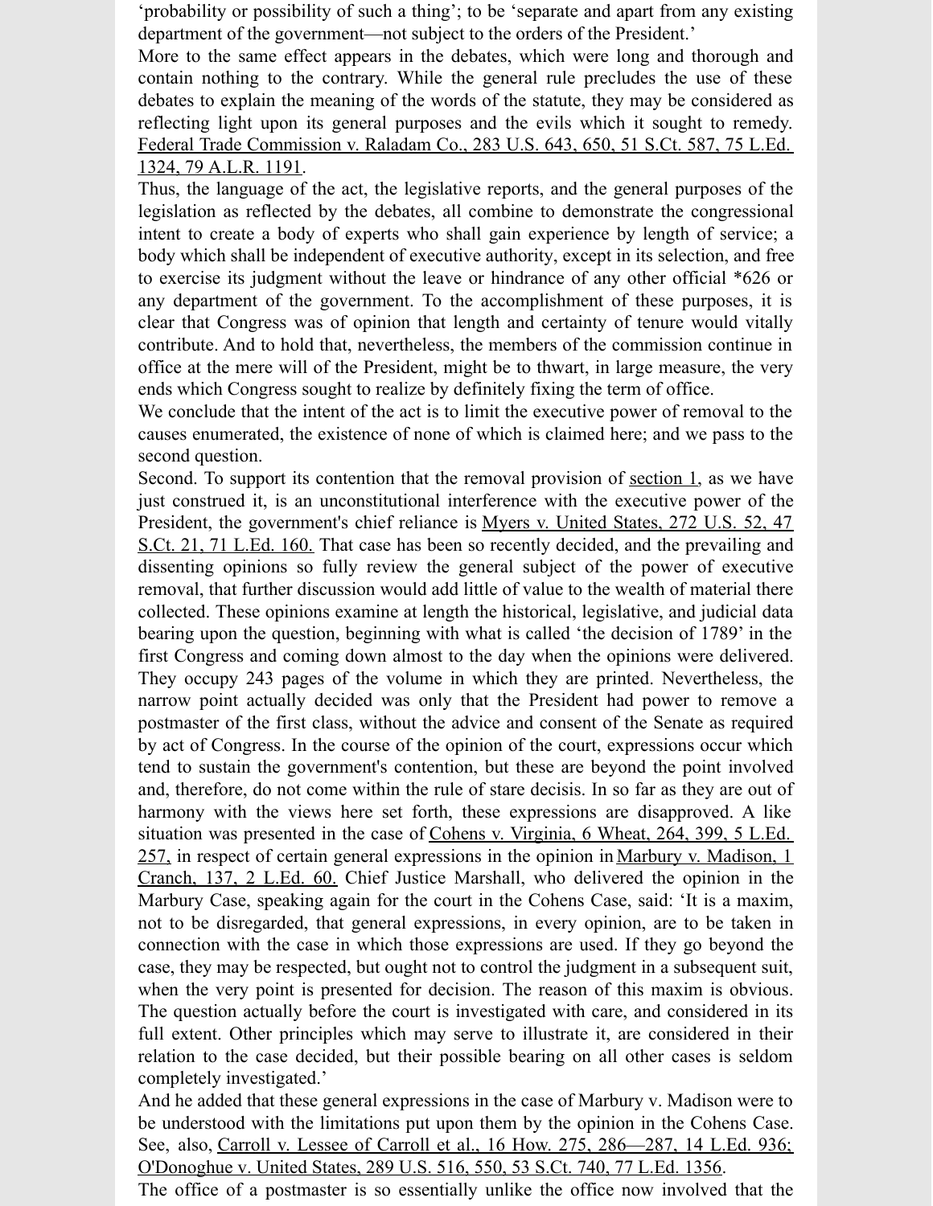'probability or possibility of such a thing'; to be 'separate and apart from any existing department of the government—not subject to the orders of the President.'

More to the same effect appears in the debates, which were long and thorough and contain nothing to the contrary. While the general rule precludes the use of these debates to explain the meaning of the words of the statute, they may be considered as reflecting light upon its general purposes and the evils which it sought to remedy. Federal Trade Commission v. Raladam Co., 283 U.S. 643, 650, 51 S.Ct. 587, 75 L.Ed. 1324, 79 A.L.R. 1191.

Thus, the language of the act, the legislative reports, and the general purposes of the legislation as reflected by the debates, all combine to demonstrate the congressional intent to create a body of experts who shall gain experience by length of service; a body which shall be independent of executive authority, except in its selection, and free to exercise its judgment without the leave or hindrance of any other official *626 or any department of the government. To the accomplishment of these purposes, it is clear that Congress was of opinion that length and certainty of tenure would vitally contribute. And to hold that, nevertheless, the members of the commission continue in office at the mere will of the President, might be to thwart, in large measure, the very ends which Congress sought to realize by definitely fixing the term of office.

We conclude that the intent of the act is to limit the executive power of removal to the causes enumerated, the existence of none of which is claimed here; and we pass to the second question.

Second. To support its contention that the removal provision of section 1, as we have just construed it, is an unconstitutional interference with the executive power of the President, the government's chief reliance is Myers v. United States, 272 U.S. 52, 47 S.Ct. 21, 71 L.Ed. 160. That case has been so recently decided, and the prevailing and dissenting opinions so fully review the general subject of the power of executive removal, that further discussion would add little of value to the wealth of material there collected. These opinions examine at length the historical, legislative, and judicial data bearing upon the question, beginning with what is called 'the decision of 1789' in the first Congress and coming down almost to the day when the opinions were delivered. They occupy 243 pages of the volume in which they are printed. Nevertheless, the narrow point actually decided was only that the President had power to remove a postmaster of the first class, without the advice and consent of the Senate as required by act of Congress. In the course of the opinion of the court, expressions occur which tend to sustain the government's contention, but these are beyond the point involved and, therefore, do not come within the rule of stare decisis. In so far as they are out of harmony with the views here set forth, these expressions are disapproved. A like situation was presented in the case of Cohens v. Virginia, 6 Wheat. 264, 399, 5 L.Ed. 257, in respect of certain general expressions in the opinion in Marbury v. Madison, 1 Cranch, 137, 2 L.Ed. 60. Chief Justice Marshall, who delivered the opinion in the Marbury Case, speaking again for the court in the Cohens Case, said: 'It is a maxim, not to be disregarded, that general expressions, in every opinion, are to be taken in connection with the case in which those expressions are used. If they go beyond the case, they may be respected, but ought not to control the judgment in a subsequent suit, when the very point is presented for decision. The reason of this maxim is obvious. The question actually before the court is investigated with care, and considered in its full extent. Other principles which may serve to illustrate it, are considered in their relation to the case decided, but their possible bearing on all other cases is seldom completely investigated.'

And he added that these general expressions in the case of Marbury v. Madison were to be understood with the limitations put upon them by the opinion in the Cohens Case. See, also, Carroll v. Lessee of Carroll et al., 16 How. 275, 286—287, 14 L.Ed. 936; O'Donoghue v. United States, 289 U.S. 516, 550, 53 S.Ct. 740, 77 L.Ed. 1356.

The office of a postmaster is so essentially unlike the office now involved that the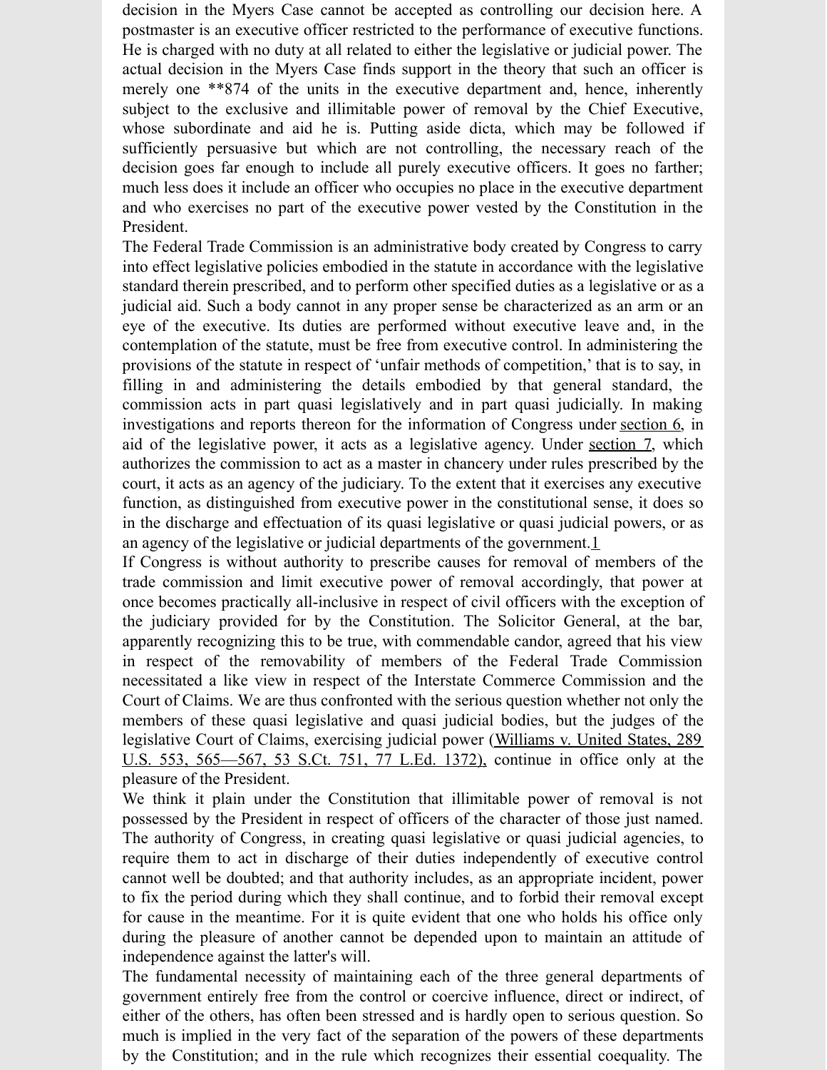decision in the Myers Case cannot be accepted as controlling our decision here. A postmaster is an executive officer restricted to the performance of executive functions. He is charged with no duty at all related to either the legislative or judicial power. The actual decision in the Myers Case finds support in the theory that such an officer is merely one **874 of the units in the executive department and, hence, inherently subject to the exclusive and illimitable power of removal by the Chief Executive, whose subordinate and aid he is. Putting aside dicta, which may be followed if sufficiently persuasive but which are not controlling, the necessary reach of the decision goes far enough to include all purely executive officers. It goes no farther; much less does it include an officer who occupies no place in the executive department and who exercises no part of the executive power vested by the Constitution in the President.

The Federal Trade Commission is an administrative body created by Congress to carry into effect legislative policies embodied in the statute in accordance with the legislative standard therein prescribed, and to perform other specified duties as a legislative or as a judicial aid. Such a body cannot in any proper sense be characterized as an arm or an eye of the executive. Its duties are performed without executive leave and, in the contemplation of the statute, must be free from executive control. In administering the provisions of the statute in respect of 'unfair methods of competition,' that is to say, in filling in and administering the details embodied by that general standard, the commission acts in part quasi legislatively and in part quasi judicially. In making investigations and reports thereon for the information of Congress under section 6, in aid of the legislative power, it acts as a legislative agency. Under section 7, which authorizes the commission to act as a master in chancery under rules prescribed by the court, it acts as an agency of the judiciary. To the extent that it exercises any executive function, as distinguished from executive power in the constitutional sense, it does so in the discharge and effectuation of its quasi legislative or quasi judicial powers, or as an agency of the legislative or judicial departments of the government.[1]

If Congress is without authority to prescribe causes for removal of members of the trade commission and limit executive power of removal accordingly, that power at once becomes practically all-inclusive in respect of civil officers with the exception of the judiciary provided for by the Constitution. The Solicitor General, at the bar, apparently recognizing this to be true, with commendable candor, agreed that his view in respect of the removability of members of the Federal Trade Commission necessitated a like view in respect of the Interstate Commerce Commission and the Court of Claims. We are thus confronted with the serious question whether not only the members of these quasi legislative and quasi judicial bodies, but the judges of the legislative Court of Claims, exercising judicial power (Williams v. United States, 289 U.S. 553, 565—567, 53 S.Ct. 751, 77 L.Ed. 1372), continue in office only at the pleasure of the President.

We think it plain under the Constitution that illimitable power of removal is not possessed by the President in respect of officers of the character of those just named. The authority of Congress, in creating quasi legislative or quasi judicial agencies, to require them to act in discharge of their duties independently of executive control cannot well be doubted; and that authority includes, as an appropriate incident, power to fix the period during which they shall continue, and to forbid their removal except for cause in the meantime. For it is quite evident that one who holds his office only during the pleasure of another cannot be depended upon to maintain an attitude of independence against the latter's will.

The fundamental necessity of maintaining each of the three general departments of government entirely free from the control or coercive influence, direct or indirect, of either of the others, has often been stressed and is hardly open to serious question. So much is implied in the very fact of the separation of the powers of these departments by the Constitution; and in the rule which recognizes their essential coequality. The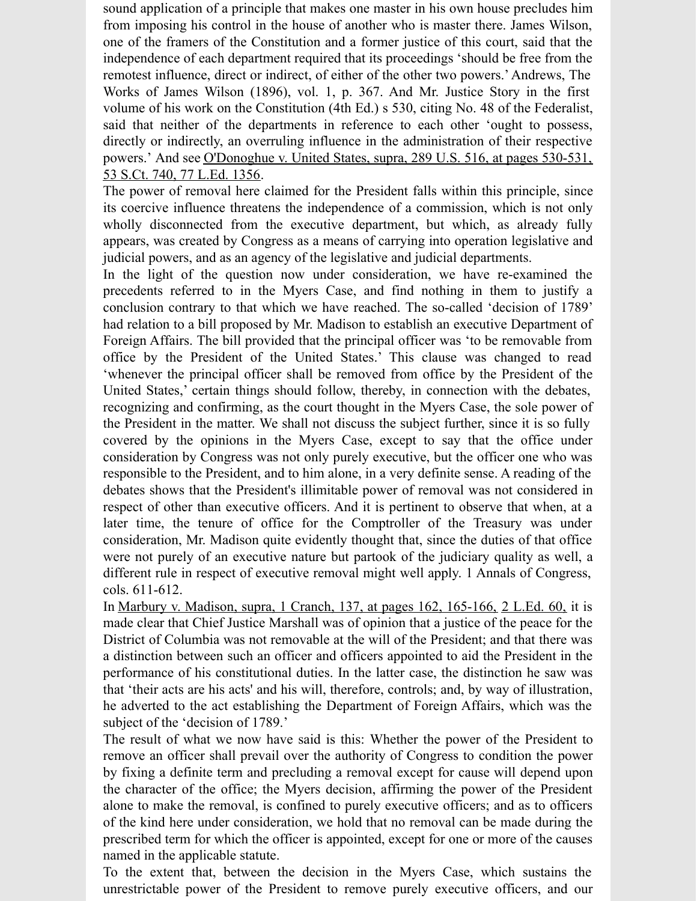sound application of a principle that makes one master in his own house precludes him from imposing his control in the house of another who is master there. James Wilson, one of the framers of the Constitution and a former justice of this court, said that the independence of each department required that its proceedings 'should be free from the remotest influence, direct or indirect, of either of the other two powers.' Andrews, The Works of James Wilson (1896), vol. 1, p. 367. And Mr. Justice Story in the first volume of his work on the Constitution (4th Ed.) s 530, citing No. 48 of the Federalist, said that neither of the departments in reference to each other 'ought to possess, directly or indirectly, an overruling influence in the administration of their respective powers.' And see O'Donoghue v. United States, supra, 289 U.S. 516, at pages 530-531, 53 S.Ct. 740, 77 L.Ed. 1356.

The power of removal here claimed for the President falls within this principle, since its coercive influence threatens the independence of a commission, which is not only wholly disconnected from the executive department, but which, as already fully appears, was created by Congress as a means of carrying into operation legislative and judicial powers, and as an agency of the legislative and judicial departments.

In the light of the question now under consideration, we have re-examined the precedents referred to in the Myers Case, and find nothing in them to justify a conclusion contrary to that which we have reached. The so-called 'decision of 1789' had relation to a bill proposed by Mr. Madison to establish an executive Department of Foreign Affairs. The bill provided that the principal officer was 'to be removable from office by the President of the United States.' This clause was changed to read 'whenever the principal officer shall be removed from office by the President of the United States,' certain things should follow, thereby, in connection with the debates, recognizing and confirming, as the court thought in the Myers Case, the sole power of the President in the matter. We shall not discuss the subject further, since it is so fully covered by the opinions in the Myers Case, except to say that the office under consideration by Congress was not only purely executive, but the officer one who was responsible to the President, and to him alone, in a very definite sense. A reading of the debates shows that the President's illimitable power of removal was not considered in respect of other than executive officers. And it is pertinent to observe that when, at a later time, the tenure of office for the Comptroller of the Treasury was under consideration, Mr. Madison quite evidently thought that, since the duties of that office were not purely of an executive nature but partook of the judiciary quality as well, a different rule in respect of executive removal might well apply. 1 Annals of Congress, cols. 611-612.

In Marbury v. Madison, supra, 1 Cranch, 137, at pages 162, 165-166, 2 L.Ed. 60, it is made clear that Chief Justice Marshall was of opinion that a justice of the peace for the District of Columbia was not removable at the will of the President; and that there was a distinction between such an officer and officers appointed to aid the President in the performance of his constitutional duties. In the latter case, the distinction he saw was that 'their acts are his acts' and his will, therefore, controls; and, by way of illustration, he adverted to the act establishing the Department of Foreign Affairs, which was the subject of the 'decision of 1789.'

The result of what we now have said is this: Whether the power of the President to remove an officer shall prevail over the authority of Congress to condition the power by fixing a definite term and precluding a removal except for cause will depend upon the character of the office; the Myers decision, affirming the power of the President alone to make the removal, is confined to purely executive officers; and as to officers of the kind here under consideration, we hold that no removal can be made during the prescribed term for which the officer is appointed, except for one or more of the causes named in the applicable statute.

To the extent that, between the decision in the Myers Case, which sustains the unrestrictable power of the President to remove purely executive officers, and our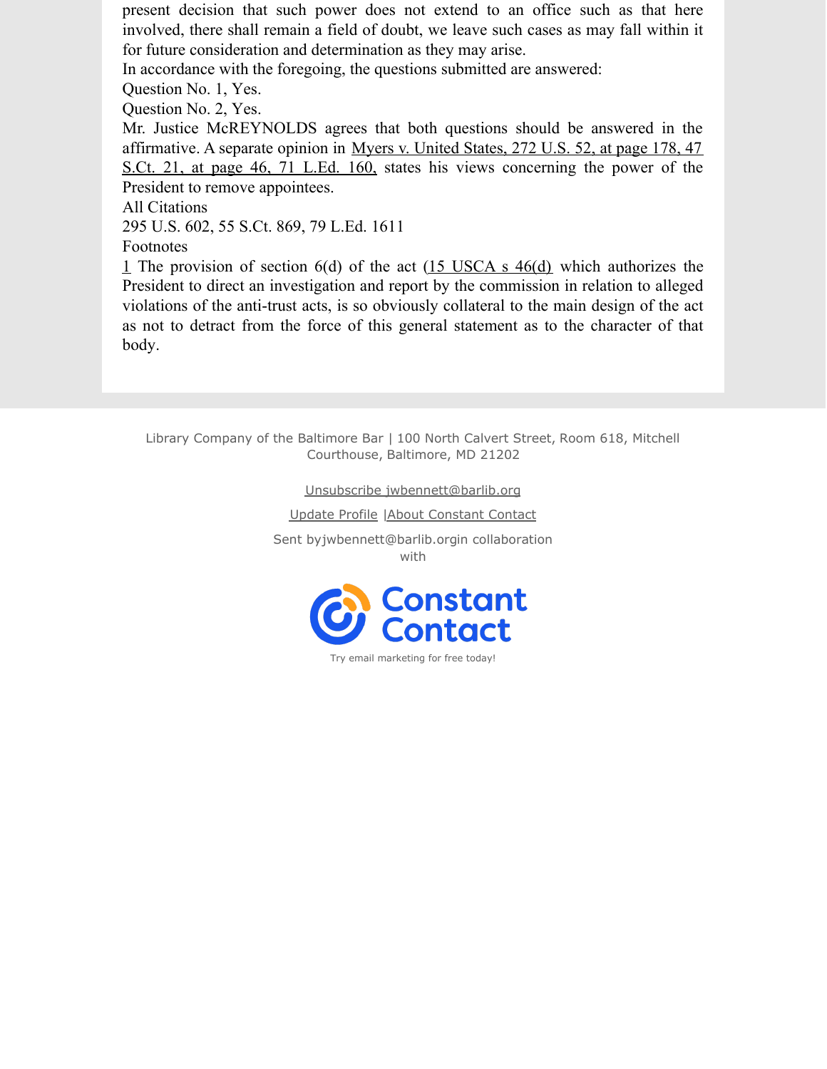present decision that such power does not extend to an office such as that here involved, there shall remain a field of doubt, we leave such cases as may fall within it for future consideration and determination as they may arise.

In accordance with the foregoing, the questions submitted are answered:

Question No. 1, Yes.

Question No. 2, Yes.

Mr. Justice McREYNOLDS agrees that both questions should be answered in the affirmative. A separate opinion in Myers v. United States, 272 U.S. 52, at page 178, 47 S.Ct. 21, at page 46, 71 L.Ed. 160, states his views concerning the power of the President to remove appointees.

All Citations

295 U.S. 602, 55 S.Ct. 869, 79 L.Ed. 1611

Footnotes

1 The provision of section 6(d) of the act (15 USCA s 46(d) which authorizes the President to direct an investigation and report by the commission in relation to alleged violations of the anti-trust acts, is so obviously collateral to the main design of the act as not to detract from the force of this general statement as to the character of that body.

Library Company of the Baltimore Bar | 100 North Calvert Street, Room 618, Mitchell Courthouse, Baltimore, MD 21202

Unsubscribe jwbennett@barlib.org

Update Profile | About Constant Contact

Sent by jwbennett@barlib.org in collaboration with

Constant Contact

Try email marketing for free today!